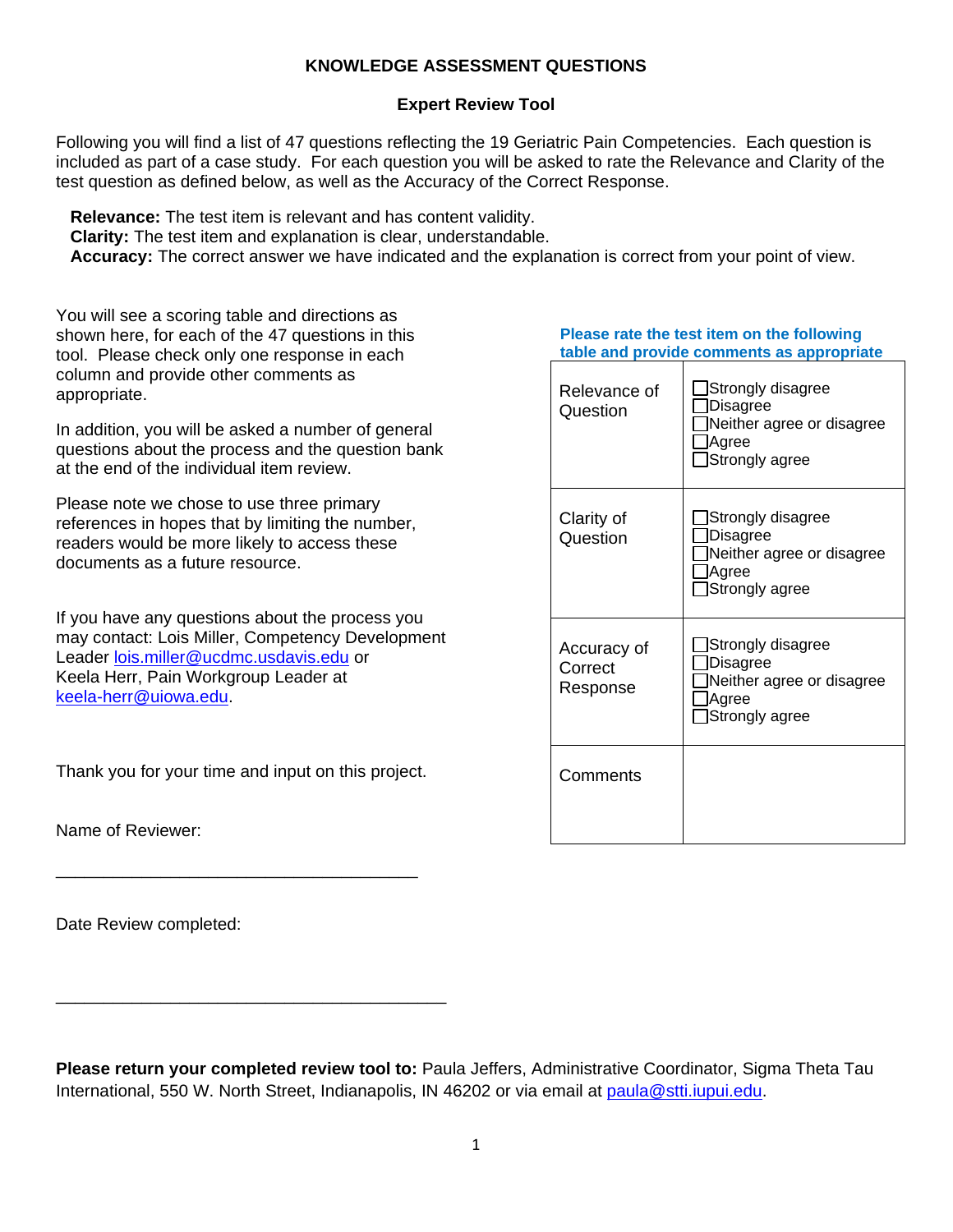# KNOWLEDGE ASSESSMENT QUESTIONS

## Expert Review Tool

Following you will find a list of 47 questions reflecting the 19 Geriatric Pain Competencies. Each question is included as part of a case study. For each question you will be asked to rate the Relevance and Clarity of the test question as defined below, as well as the Accuracy of the Correct Response.

**Relevance:** The test item is relevant and has content validity.
**Clarity:** The test item and explanation is clear, understandable.
**Accuracy:** The correct answer we have indicated and the explanation is correct from your point of view.

You will see a scoring table and directions as shown here, for each of the 47 questions in this tool. Please check only one response in each column and provide other comments as appropriate.

In addition, you will be asked a number of general questions about the process and the question bank at the end of the individual item review.

Please note we chose to use three primary references in hopes that by limiting the number, readers would be more likely to access these documents as a future resource.

If you have any questions about the process you may contact: Lois Miller, Competency Development Leader lois.miller@ucdmc.usdavis.edu or Keela Herr, Pain Workgroup Leader at keela-herr@uiowa.edu.

Thank you for your time and input on this project.

Name of Reviewer:

________________________________________

Date Review completed:

________________________________________

**Please rate the test item on the following table and provide comments as appropriate**

| | |
|---|---|
| Relevance of Question | ☐Strongly disagree<br>☐Disagree<br>☐Neither agree or disagree<br>☐Agree<br>☐Strongly agree |
| Clarity of Question | ☐Strongly disagree<br>☐Disagree<br>☐Neither agree or disagree<br>☐Agree<br>☐Strongly agree |
| Accuracy of Correct Response | ☐Strongly disagree<br>☐Disagree<br>☐Neither agree or disagree<br>☐Agree<br>☐Strongly agree |
| Comments | |

**Please return your completed review tool to:** Paula Jeffers, Administrative Coordinator, Sigma Theta Tau International, 550 W. North Street, Indianapolis, IN 46202 or via email at paula@stti.iupui.edu.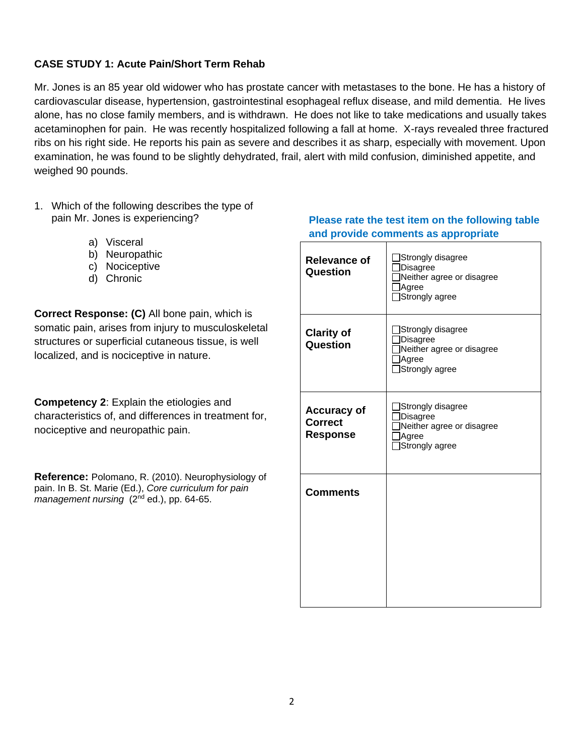**CASE STUDY 1: Acute Pain/Short Term Rehab**

Mr. Jones is an 85 year old widower who has prostate cancer with metastases to the bone. He has a history of cardiovascular disease, hypertension, gastrointestinal esophageal reflux disease, and mild dementia. He lives alone, has no close family members, and is withdrawn. He does not like to take medications and usually takes acetaminophen for pain. He was recently hospitalized following a fall at home. X-rays revealed three fractured ribs on his right side. He reports his pain as severe and describes it as sharp, especially with movement. Upon examination, he was found to be slightly dehydrated, frail, alert with mild confusion, diminished appetite, and weighed 90 pounds.

1. Which of the following describes the type of pain Mr. Jones is experiencing?

   a) Visceral
   b) Neuropathic
   c) Nociceptive
   d) Chronic

**Correct Response: (C)** All bone pain, which is somatic pain, arises from injury to musculoskeletal structures or superficial cutaneous tissue, is well localized, and is nociceptive in nature.

**Competency 2**: Explain the etiologies and characteristics of, and differences in treatment for, nociceptive and neuropathic pain.

**Reference:** Polomano, R. (2010). Neurophysiology of pain. In B. St. Marie (Ed.), *Core curriculum for pain management nursing* (2nd ed.), pp. 64-65.

**Please rate the test item on the following table and provide comments as appropriate**

| | |
|---|---|
| **Relevance of Question** | ☐Strongly disagree<br>☐Disagree<br>☐Neither agree or disagree<br>☐Agree<br>☐Strongly agree |
| **Clarity of Question** | ☐Strongly disagree<br>☐Disagree<br>☐Neither agree or disagree<br>☐Agree<br>☐Strongly agree |
| **Accuracy of Correct Response** | ☐Strongly disagree<br>☐Disagree<br>☐Neither agree or disagree<br>☐Agree<br>☐Strongly agree |
| **Comments** | |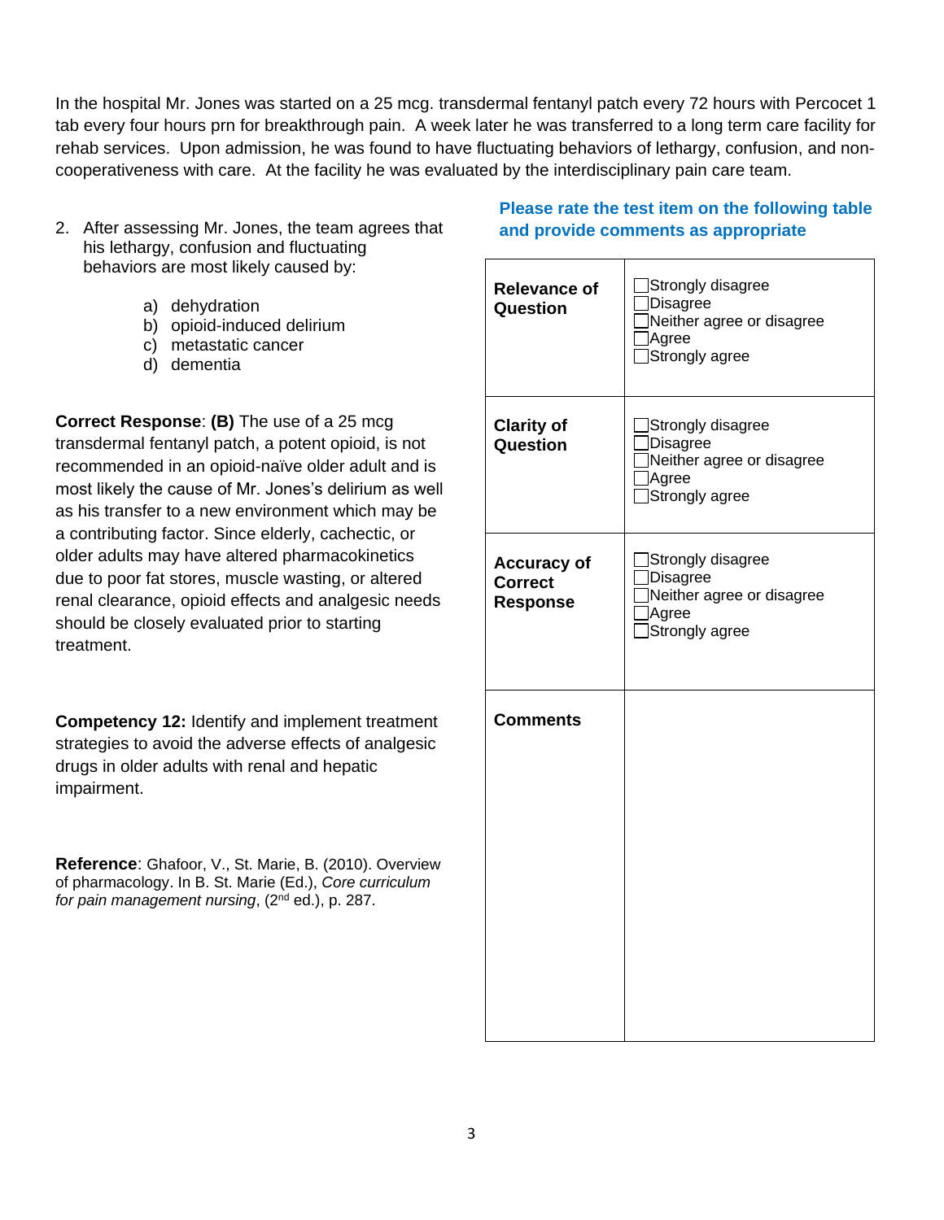In the hospital Mr. Jones was started on a 25 mcg. transdermal fentanyl patch every 72 hours with Percocet 1 tab every four hours prn for breakthrough pain. A week later he was transferred to a long term care facility for rehab services. Upon admission, he was found to have fluctuating behaviors of lethargy, confusion, and non-cooperativeness with care. At the facility he was evaluated by the interdisciplinary pain care team.

2. After assessing Mr. Jones, the team agrees that his lethargy, confusion and fluctuating behaviors are most likely caused by:

   a) dehydration
   b) opioid-induced delirium
   c) metastatic cancer
   d) dementia

**Correct Response**: **(B)** The use of a 25 mcg transdermal fentanyl patch, a potent opioid, is not recommended in an opioid-naïve older adult and is most likely the cause of Mr. Jones's delirium as well as his transfer to a new environment which may be a contributing factor. Since elderly, cachectic, or older adults may have altered pharmacokinetics due to poor fat stores, muscle wasting, or altered renal clearance, opioid effects and analgesic needs should be closely evaluated prior to starting treatment.

**Competency 12:** Identify and implement treatment strategies to avoid the adverse effects of analgesic drugs in older adults with renal and hepatic impairment.

**Reference**: Ghafoor, V., St. Marie, B. (2010). Overview of pharmacology. In B. St. Marie (Ed.), *Core curriculum for pain management nursing*, (2nd ed.), p. 287.

**Please rate the test item on the following table and provide comments as appropriate**

| | |
|---|---|
| **Relevance of Question** | ☐Strongly disagree<br>☐Disagree<br>☐Neither agree or disagree<br>☐Agree<br>☐Strongly agree |
| **Clarity of Question** | ☐Strongly disagree<br>☐Disagree<br>☐Neither agree or disagree<br>☐Agree<br>☐Strongly agree |
| **Accuracy of Correct Response** | ☐Strongly disagree<br>☐Disagree<br>☐Neither agree or disagree<br>☐Agree<br>☐Strongly agree |
| **Comments** | |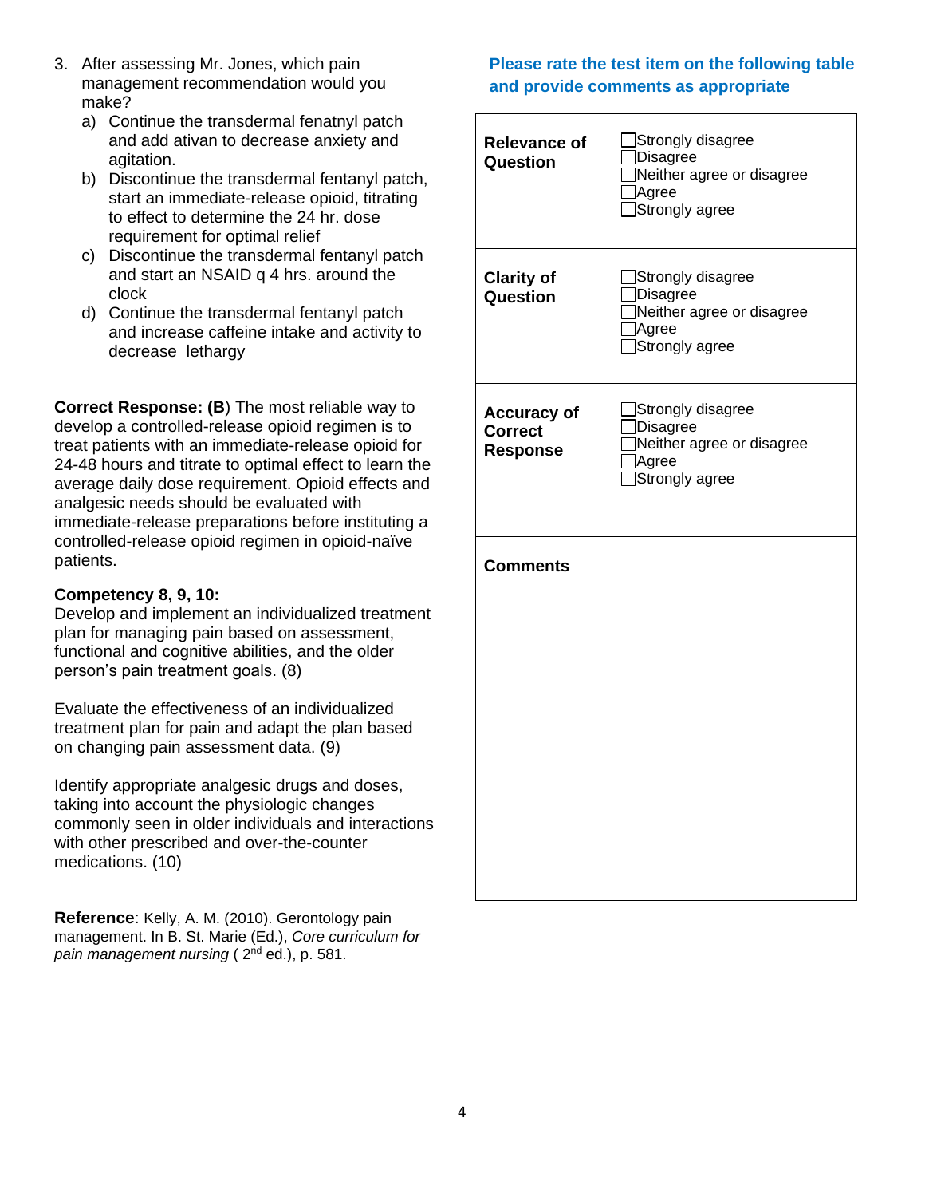3. After assessing Mr. Jones, which pain management recommendation would you make?
   a) Continue the transdermal fenatnyl patch and add ativan to decrease anxiety and agitation.
   b) Discontinue the transdermal fentanyl patch, start an immediate-release opioid, titrating to effect to determine the 24 hr. dose requirement for optimal relief
   c) Discontinue the transdermal fentanyl patch and start an NSAID q 4 hrs. around the clock
   d) Continue the transdermal fentanyl patch and increase caffeine intake and activity to decrease lethargy

**Correct Response: (B**) The most reliable way to develop a controlled-release opioid regimen is to treat patients with an immediate-release opioid for 24-48 hours and titrate to optimal effect to learn the average daily dose requirement. Opioid effects and analgesic needs should be evaluated with immediate-release preparations before instituting a controlled-release opioid regimen in opioid-naïve patients.

**Competency 8, 9, 10:**
Develop and implement an individualized treatment plan for managing pain based on assessment, functional and cognitive abilities, and the older person's pain treatment goals. (8)

Evaluate the effectiveness of an individualized treatment plan for pain and adapt the plan based on changing pain assessment data. (9)

Identify appropriate analgesic drugs and doses, taking into account the physiologic changes commonly seen in older individuals and interactions with other prescribed and over-the-counter medications. (10)

**Reference**: Kelly, A. M. (2010). Gerontology pain management. In B. St. Marie (Ed.), *Core curriculum for pain management nursing* ( 2nd ed.), p. 581.

**Please rate the test item on the following table and provide comments as appropriate**

| | |
|---|---|
| **Relevance of Question** | ☐Strongly disagree<br>☐Disagree<br>☐Neither agree or disagree<br>☐Agree<br>☐Strongly agree |
| **Clarity of Question** | ☐Strongly disagree<br>☐Disagree<br>☐Neither agree or disagree<br>☐Agree<br>☐Strongly agree |
| **Accuracy of Correct Response** | ☐Strongly disagree<br>☐Disagree<br>☐Neither agree or disagree<br>☐Agree<br>☐Strongly agree |
| **Comments** | |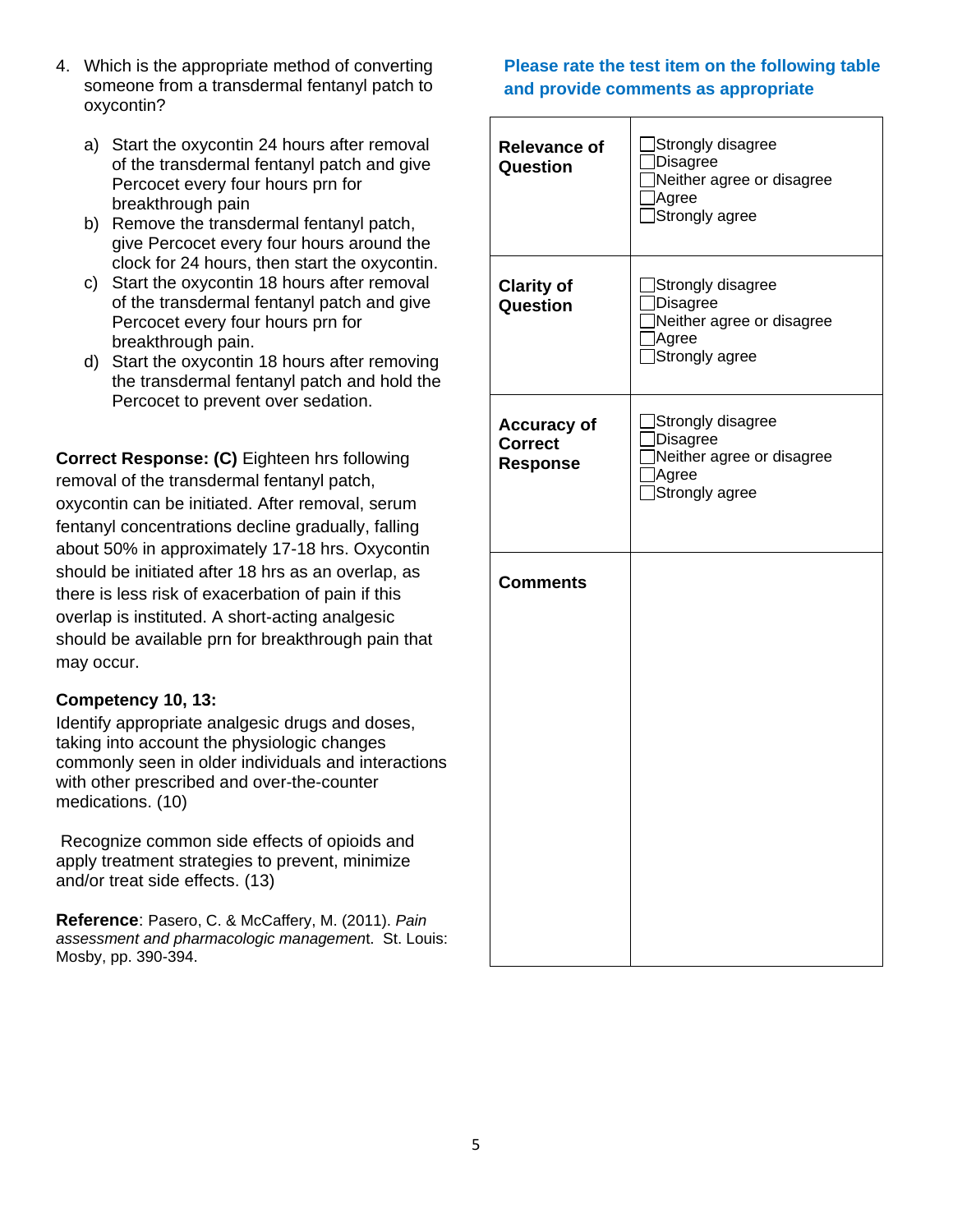4. Which is the appropriate method of converting someone from a transdermal fentanyl patch to oxycontin?

   a) Start the oxycontin 24 hours after removal of the transdermal fentanyl patch and give Percocet every four hours prn for breakthrough pain
   b) Remove the transdermal fentanyl patch, give Percocet every four hours around the clock for 24 hours, then start the oxycontin.
   c) Start the oxycontin 18 hours after removal of the transdermal fentanyl patch and give Percocet every four hours prn for breakthrough pain.
   d) Start the oxycontin 18 hours after removing the transdermal fentanyl patch and hold the Percocet to prevent over sedation.

**Correct Response: (C)** Eighteen hrs following removal of the transdermal fentanyl patch, oxycontin can be initiated. After removal, serum fentanyl concentrations decline gradually, falling about 50% in approximately 17-18 hrs. Oxycontin should be initiated after 18 hrs as an overlap, as there is less risk of exacerbation of pain if this overlap is instituted. A short-acting analgesic should be available prn for breakthrough pain that may occur.

**Competency 10, 13:**

Identify appropriate analgesic drugs and doses, taking into account the physiologic changes commonly seen in older individuals and interactions with other prescribed and over-the-counter medications. (10)

Recognize common side effects of opioids and apply treatment strategies to prevent, minimize and/or treat side effects. (13)

**Reference**: Pasero, C. & McCaffery, M. (2011). *Pain assessment and pharmacologic management*. St. Louis: Mosby, pp. 390-394.

**Please rate the test item on the following table and provide comments as appropriate**

| | |
|---|---|
| **Relevance of Question** | ☐Strongly disagree<br>☐Disagree<br>☐Neither agree or disagree<br>☐Agree<br>☐Strongly agree |
| **Clarity of Question** | ☐Strongly disagree<br>☐Disagree<br>☐Neither agree or disagree<br>☐Agree<br>☐Strongly agree |
| **Accuracy of Correct Response** | ☐Strongly disagree<br>☐Disagree<br>☐Neither agree or disagree<br>☐Agree<br>☐Strongly agree |
| **Comments** | |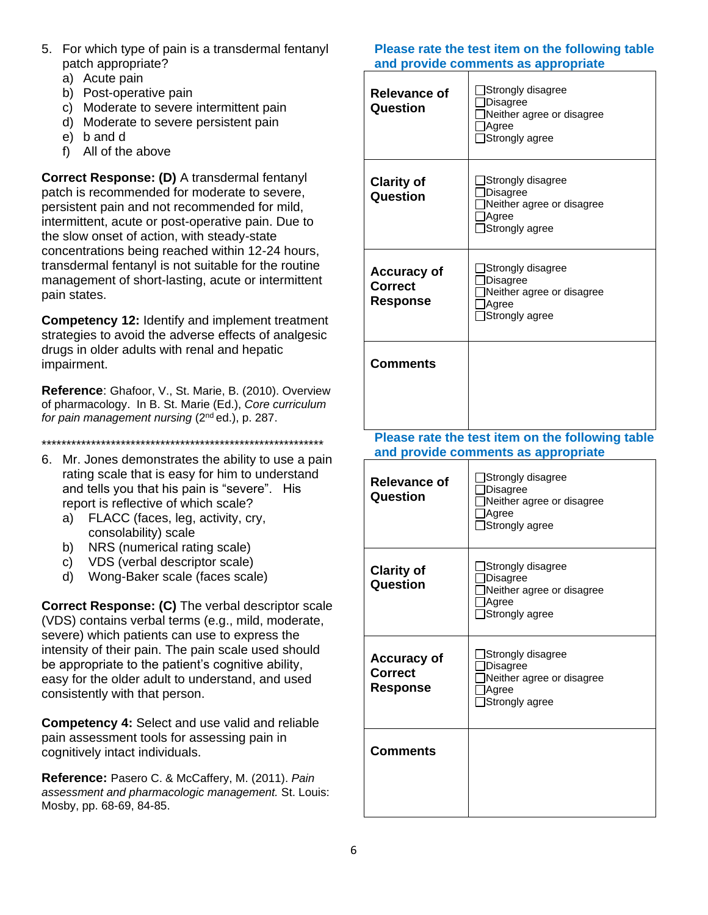5. For which type of pain is a transdermal fentanyl patch appropriate?
   a) Acute pain
   b) Post-operative pain
   c) Moderate to severe intermittent pain
   d) Moderate to severe persistent pain
   e) b and d
   f) All of the above

**Correct Response: (D)** A transdermal fentanyl patch is recommended for moderate to severe, persistent pain and not recommended for mild, intermittent, acute or post-operative pain. Due to the slow onset of action, with steady-state concentrations being reached within 12-24 hours, transdermal fentanyl is not suitable for the routine management of short-lasting, acute or intermittent pain states.

**Competency 12:** Identify and implement treatment strategies to avoid the adverse effects of analgesic drugs in older adults with renal and hepatic impairment.

**Reference**: Ghafoor, V., St. Marie, B. (2010). Overview of pharmacology. In B. St. Marie (Ed.), *Core curriculum for pain management nursing* (2nd ed.), p. 287.

**Please rate the test item on the following table and provide comments as appropriate**

| | |
|---|---|
| **Relevance of Question** | ☐Strongly disagree<br>☐Disagree<br>☐Neither agree or disagree<br>☐Agree<br>☐Strongly agree |
| **Clarity of Question** | ☐Strongly disagree<br>☐Disagree<br>☐Neither agree or disagree<br>☐Agree<br>☐Strongly agree |
| **Accuracy of Correct Response** | ☐Strongly disagree<br>☐Disagree<br>☐Neither agree or disagree<br>☐Agree<br>☐Strongly agree |
| **Comments** | |

************************************************************

6. Mr. Jones demonstrates the ability to use a pain rating scale that is easy for him to understand and tells you that his pain is "severe". His report is reflective of which scale?
   a) FLACC (faces, leg, activity, cry, consolability) scale
   b) NRS (numerical rating scale)
   c) VDS (verbal descriptor scale)
   d) Wong-Baker scale (faces scale)

**Correct Response: (C)** The verbal descriptor scale (VDS) contains verbal terms (e.g., mild, moderate, severe) which patients can use to express the intensity of their pain. The pain scale used should be appropriate to the patient's cognitive ability, easy for the older adult to understand, and used consistently with that person.

**Competency 4:** Select and use valid and reliable pain assessment tools for assessing pain in cognitively intact individuals.

**Reference:** Pasero C. & McCaffery, M. (2011). *Pain assessment and pharmacologic management.* St. Louis: Mosby, pp. 68-69, 84-85.

**Please rate the test item on the following table and provide comments as appropriate**

| | |
|---|---|
| **Relevance of Question** | ☐Strongly disagree<br>☐Disagree<br>☐Neither agree or disagree<br>☐Agree<br>☐Strongly agree |
| **Clarity of Question** | ☐Strongly disagree<br>☐Disagree<br>☐Neither agree or disagree<br>☐Agree<br>☐Strongly agree |
| **Accuracy of Correct Response** | ☐Strongly disagree<br>☐Disagree<br>☐Neither agree or disagree<br>☐Agree<br>☐Strongly agree |
| **Comments** | |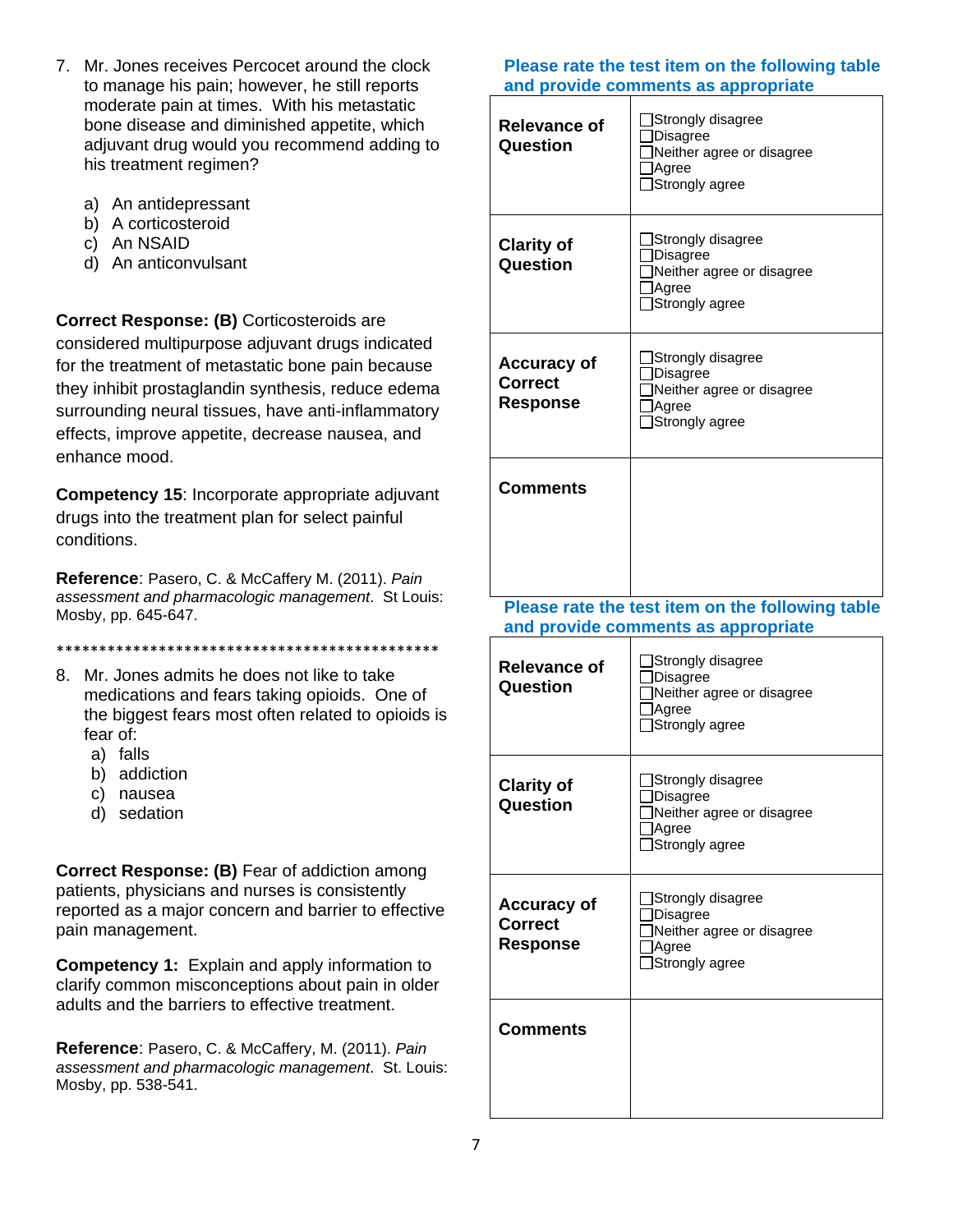7. Mr. Jones receives Percocet around the clock to manage his pain; however, he still reports moderate pain at times. With his metastatic bone disease and diminished appetite, which adjuvant drug would you recommend adding to his treatment regimen?

   a) An antidepressant
   b) A corticosteroid
   c) An NSAID
   d) An anticonvulsant

**Correct Response: (B)** Corticosteroids are considered multipurpose adjuvant drugs indicated for the treatment of metastatic bone pain because they inhibit prostaglandin synthesis, reduce edema surrounding neural tissues, have anti-inflammatory effects, improve appetite, decrease nausea, and enhance mood.

**Competency 15**: Incorporate appropriate adjuvant drugs into the treatment plan for select painful conditions.

**Reference**: Pasero, C. & McCaffery M. (2011). *Pain assessment and pharmacologic management*. St Louis: Mosby, pp. 645-647.

**Please rate the test item on the following table and provide comments as appropriate**

| | |
|---|---|
| **Relevance of Question** | ☐Strongly disagree<br>☐Disagree<br>☐Neither agree or disagree<br>☐Agree<br>☐Strongly agree |
| **Clarity of Question** | ☐Strongly disagree<br>☐Disagree<br>☐Neither agree or disagree<br>☐Agree<br>☐Strongly agree |
| **Accuracy of Correct Response** | ☐Strongly disagree<br>☐Disagree<br>☐Neither agree or disagree<br>☐Agree<br>☐Strongly agree |
| **Comments** | |

*********************************************

8. Mr. Jones admits he does not like to take medications and fears taking opioids. One of the biggest fears most often related to opioids is fear of:
   a) falls
   b) addiction
   c) nausea
   d) sedation

**Correct Response: (B)** Fear of addiction among patients, physicians and nurses is consistently reported as a major concern and barrier to effective pain management.

**Competency 1:** Explain and apply information to clarify common misconceptions about pain in older adults and the barriers to effective treatment.

**Reference**: Pasero, C. & McCaffery, M. (2011). *Pain assessment and pharmacologic management*. St. Louis: Mosby, pp. 538-541.

**Please rate the test item on the following table and provide comments as appropriate**

| | |
|---|---|
| **Relevance of Question** | ☐Strongly disagree<br>☐Disagree<br>☐Neither agree or disagree<br>☐Agree<br>☐Strongly agree |
| **Clarity of Question** | ☐Strongly disagree<br>☐Disagree<br>☐Neither agree or disagree<br>☐Agree<br>☐Strongly agree |
| **Accuracy of Correct Response** | ☐Strongly disagree<br>☐Disagree<br>☐Neither agree or disagree<br>☐Agree<br>☐Strongly agree |
| **Comments** | |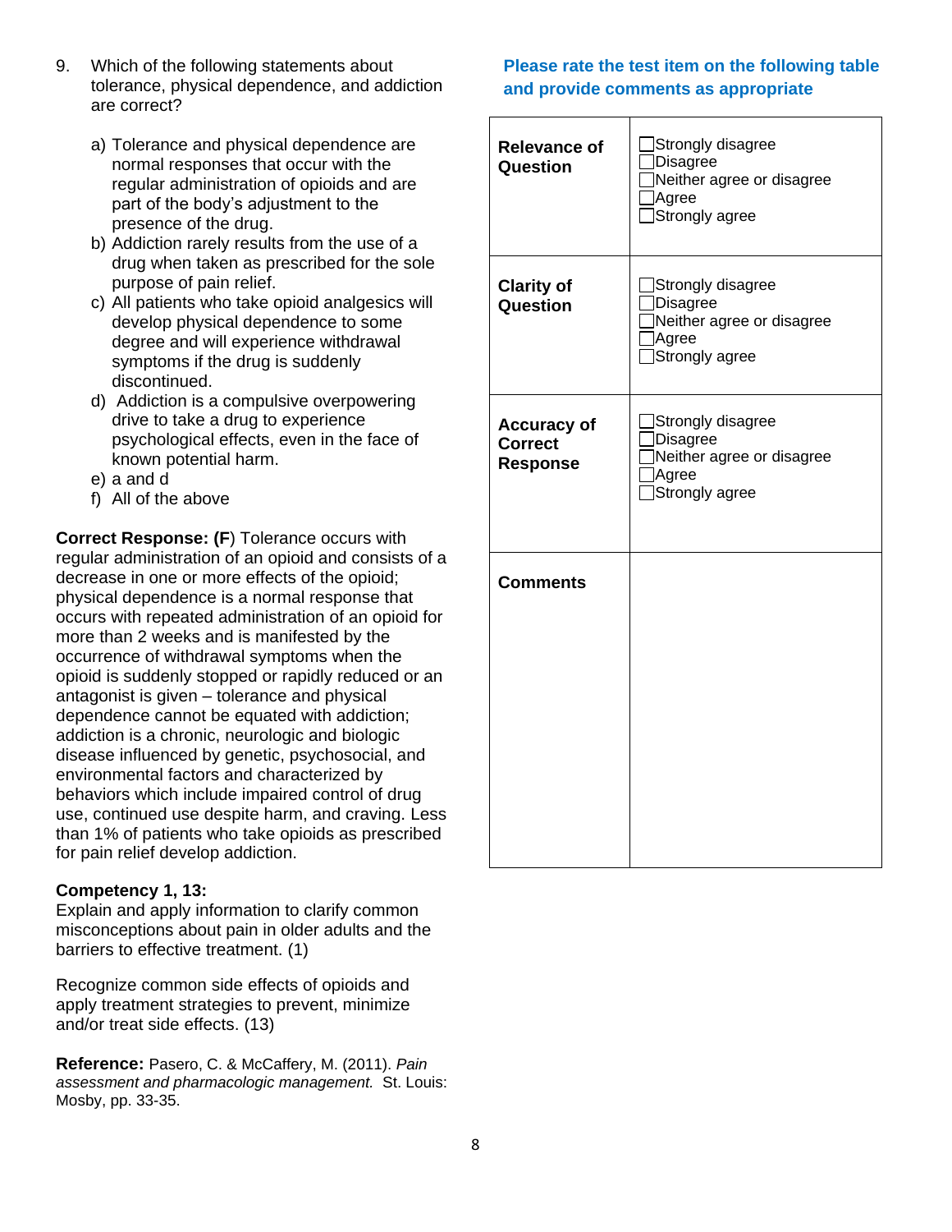9. Which of the following statements about tolerance, physical dependence, and addiction are correct?

   a) Tolerance and physical dependence are normal responses that occur with the regular administration of opioids and are part of the body's adjustment to the presence of the drug.
   b) Addiction rarely results from the use of a drug when taken as prescribed for the sole purpose of pain relief.
   c) All patients who take opioid analgesics will develop physical dependence to some degree and will experience withdrawal symptoms if the drug is suddenly discontinued.
   d) Addiction is a compulsive overpowering drive to take a drug to experience psychological effects, even in the face of known potential harm.
   e) a and d
   f) All of the above

**Correct Response: (F**) Tolerance occurs with regular administration of an opioid and consists of a decrease in one or more effects of the opioid; physical dependence is a normal response that occurs with repeated administration of an opioid for more than 2 weeks and is manifested by the occurrence of withdrawal symptoms when the opioid is suddenly stopped or rapidly reduced or an antagonist is given – tolerance and physical dependence cannot be equated with addiction; addiction is a chronic, neurologic and biologic disease influenced by genetic, psychosocial, and environmental factors and characterized by behaviors which include impaired control of drug use, continued use despite harm, and craving. Less than 1% of patients who take opioids as prescribed for pain relief develop addiction.

**Competency 1, 13:**
Explain and apply information to clarify common misconceptions about pain in older adults and the barriers to effective treatment. (1)

Recognize common side effects of opioids and apply treatment strategies to prevent, minimize and/or treat side effects. (13)

**Reference:** Pasero, C. & McCaffery, M. (2011). *Pain assessment and pharmacologic management.* St. Louis: Mosby, pp. 33-35.

**Please rate the test item on the following table and provide comments as appropriate**

| | |
|---|---|
| **Relevance of Question** | ☐Strongly disagree<br>☐Disagree<br>☐Neither agree or disagree<br>☐Agree<br>☐Strongly agree |
| **Clarity of Question** | ☐Strongly disagree<br>☐Disagree<br>☐Neither agree or disagree<br>☐Agree<br>☐Strongly agree |
| **Accuracy of Correct Response** | ☐Strongly disagree<br>☐Disagree<br>☐Neither agree or disagree<br>☐Agree<br>☐Strongly agree |
| **Comments** | |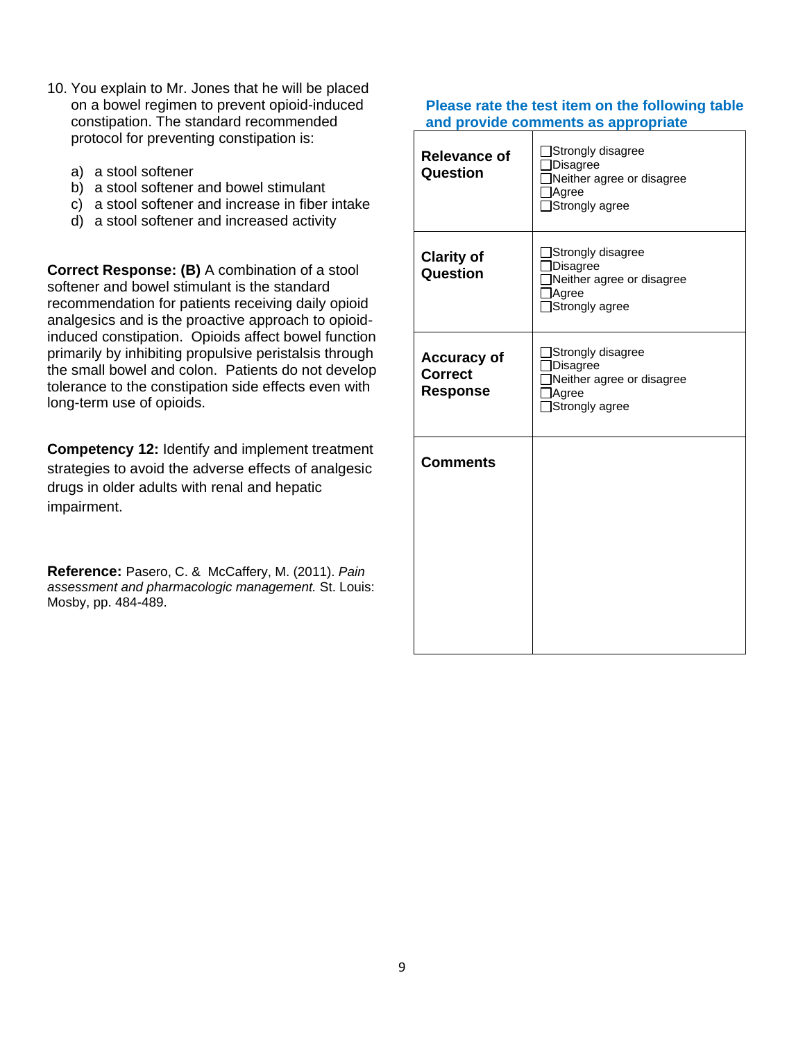10. You explain to Mr. Jones that he will be placed on a bowel regimen to prevent opioid-induced constipation. The standard recommended protocol for preventing constipation is:

    a) a stool softener
    b) a stool softener and bowel stimulant
    c) a stool softener and increase in fiber intake
    d) a stool softener and increased activity

**Correct Response: (B)** A combination of a stool softener and bowel stimulant is the standard recommendation for patients receiving daily opioid analgesics and is the proactive approach to opioid-induced constipation. Opioids affect bowel function primarily by inhibiting propulsive peristalsis through the small bowel and colon. Patients do not develop tolerance to the constipation side effects even with long-term use of opioids.

**Competency 12:** Identify and implement treatment strategies to avoid the adverse effects of analgesic drugs in older adults with renal and hepatic impairment.

**Reference:** Pasero, C. & McCaffery, M. (2011). *Pain assessment and pharmacologic management.* St. Louis: Mosby, pp. 484-489.

**Please rate the test item on the following table and provide comments as appropriate**

| | |
|---|---|
| **Relevance of Question** | ☐Strongly disagree<br>☐Disagree<br>☐Neither agree or disagree<br>☐Agree<br>☐Strongly agree |
| **Clarity of Question** | ☐Strongly disagree<br>☐Disagree<br>☐Neither agree or disagree<br>☐Agree<br>☐Strongly agree |
| **Accuracy of Correct Response** | ☐Strongly disagree<br>☐Disagree<br>☐Neither agree or disagree<br>☐Agree<br>☐Strongly agree |
| **Comments** | |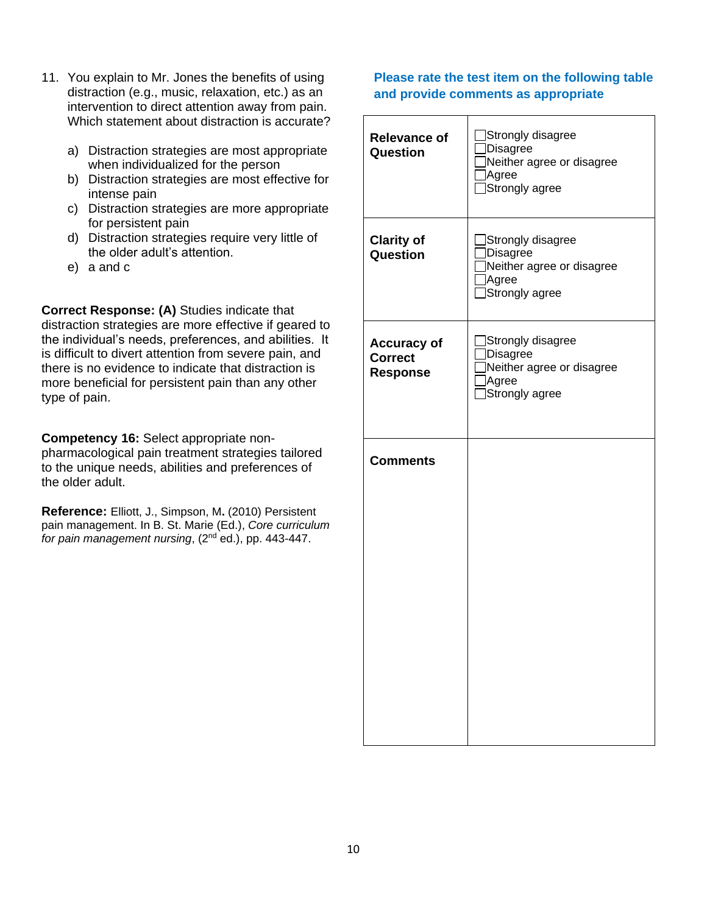11. You explain to Mr. Jones the benefits of using distraction (e.g., music, relaxation, etc.) as an intervention to direct attention away from pain. Which statement about distraction is accurate?

    a) Distraction strategies are most appropriate when individualized for the person
    b) Distraction strategies are most effective for intense pain
    c) Distraction strategies are more appropriate for persistent pain
    d) Distraction strategies require very little of the older adult's attention.
    e) a and c

**Correct Response: (A)** Studies indicate that distraction strategies are more effective if geared to the individual's needs, preferences, and abilities. It is difficult to divert attention from severe pain, and there is no evidence to indicate that distraction is more beneficial for persistent pain than any other type of pain.

**Competency 16:** Select appropriate non-pharmacological pain treatment strategies tailored to the unique needs, abilities and preferences of the older adult.

**Reference:** Elliott, J., Simpson, M**.** (2010) Persistent pain management. In B. St. Marie (Ed.), *Core curriculum for pain management nursing*, (2nd ed.), pp. 443-447.

**Please rate the test item on the following table and provide comments as appropriate**

| | |
|---|---|
| **Relevance of Question** | ☐Strongly disagree<br>☐Disagree<br>☐Neither agree or disagree<br>☐Agree<br>☐Strongly agree |
| **Clarity of Question** | ☐Strongly disagree<br>☐Disagree<br>☐Neither agree or disagree<br>☐Agree<br>☐Strongly agree |
| **Accuracy of Correct Response** | ☐Strongly disagree<br>☐Disagree<br>☐Neither agree or disagree<br>☐Agree<br>☐Strongly agree |
| **Comments** | |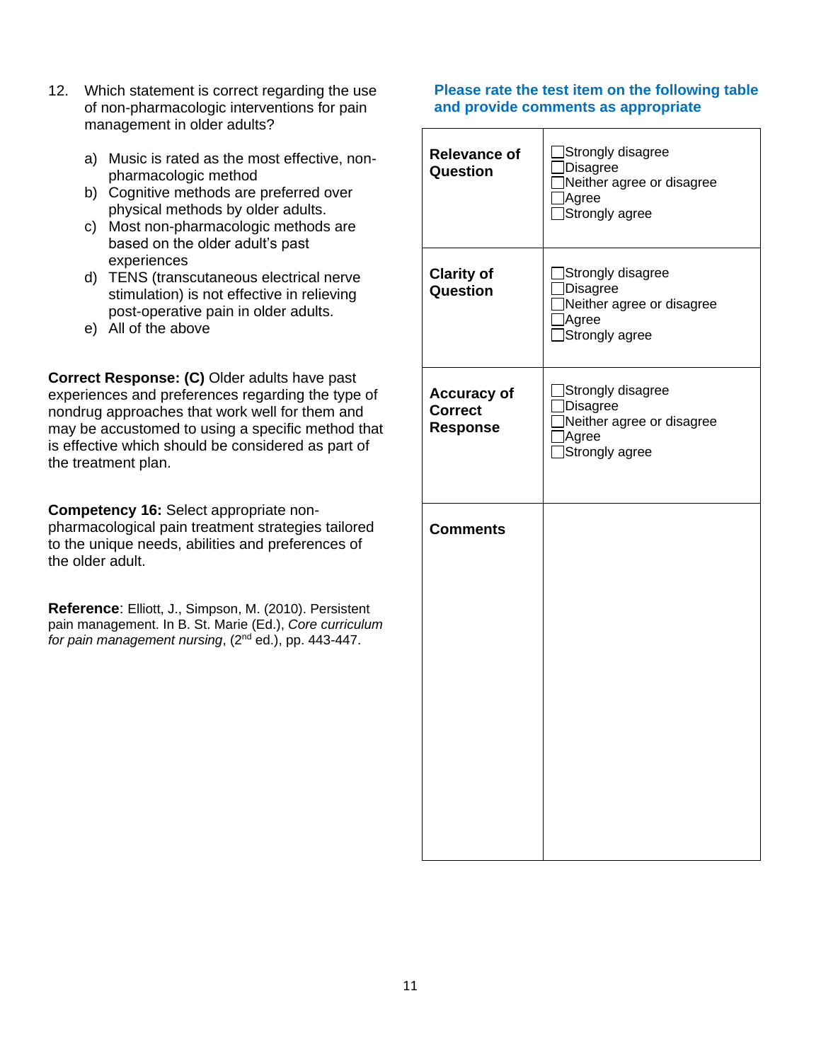12. Which statement is correct regarding the use of non-pharmacologic interventions for pain management in older adults?

    a) Music is rated as the most effective, non-pharmacologic method
    b) Cognitive methods are preferred over physical methods by older adults.
    c) Most non-pharmacologic methods are based on the older adult's past experiences
    d) TENS (transcutaneous electrical nerve stimulation) is not effective in relieving post-operative pain in older adults.
    e) All of the above

**Correct Response: (C)** Older adults have past experiences and preferences regarding the type of nondrug approaches that work well for them and may be accustomed to using a specific method that is effective which should be considered as part of the treatment plan.

**Competency 16:** Select appropriate non-pharmacological pain treatment strategies tailored to the unique needs, abilities and preferences of the older adult.

**Reference**: Elliott, J., Simpson, M. (2010). Persistent pain management. In B. St. Marie (Ed.), *Core curriculum for pain management nursing*, (2nd ed.), pp. 443-447.

**Please rate the test item on the following table and provide comments as appropriate**

| | |
|---|---|
| **Relevance of Question** | ☐Strongly disagree<br>☐Disagree<br>☐Neither agree or disagree<br>☐Agree<br>☐Strongly agree |
| **Clarity of Question** | ☐Strongly disagree<br>☐Disagree<br>☐Neither agree or disagree<br>☐Agree<br>☐Strongly agree |
| **Accuracy of Correct Response** | ☐Strongly disagree<br>☐Disagree<br>☐Neither agree or disagree<br>☐Agree<br>☐Strongly agree |
| **Comments** | |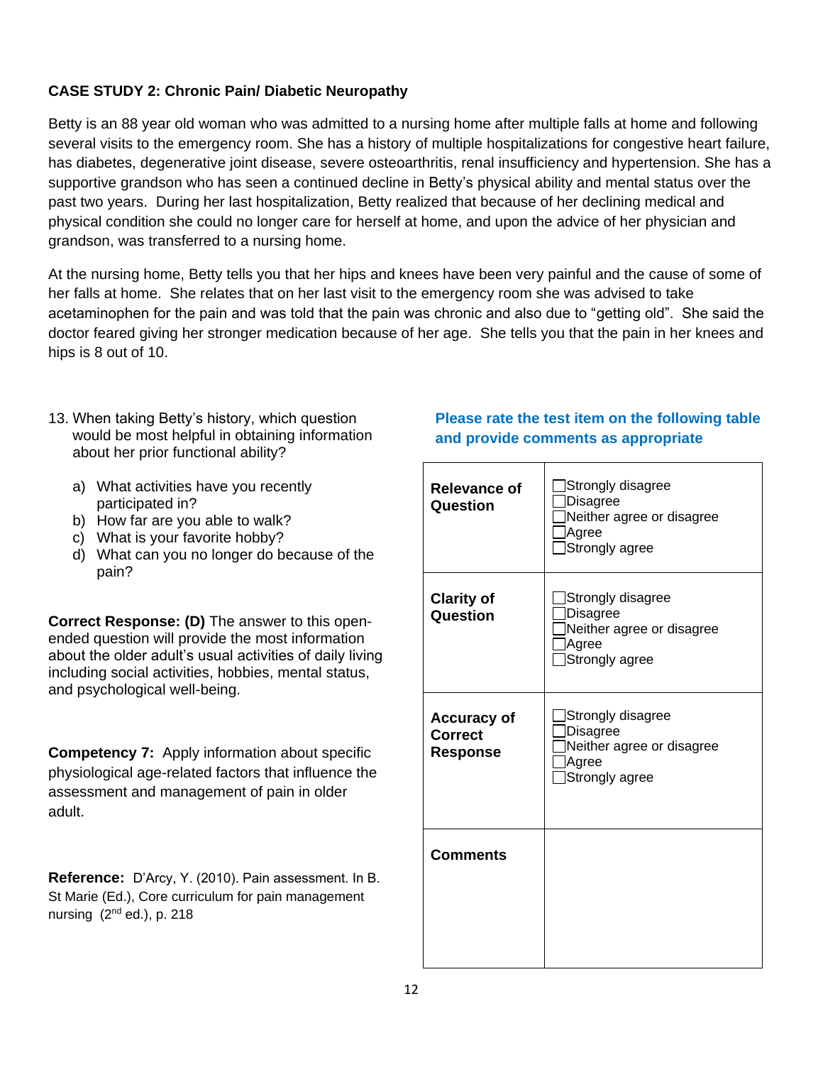**CASE STUDY 2: Chronic Pain/ Diabetic Neuropathy**

Betty is an 88 year old woman who was admitted to a nursing home after multiple falls at home and following several visits to the emergency room. She has a history of multiple hospitalizations for congestive heart failure, has diabetes, degenerative joint disease, severe osteoarthritis, renal insufficiency and hypertension. She has a supportive grandson who has seen a continued decline in Betty's physical ability and mental status over the past two years. During her last hospitalization, Betty realized that because of her declining medical and physical condition she could no longer care for herself at home, and upon the advice of her physician and grandson, was transferred to a nursing home.

At the nursing home, Betty tells you that her hips and knees have been very painful and the cause of some of her falls at home. She relates that on her last visit to the emergency room she was advised to take acetaminophen for the pain and was told that the pain was chronic and also due to "getting old". She said the doctor feared giving her stronger medication because of her age. She tells you that the pain in her knees and hips is 8 out of 10.

13. When taking Betty's history, which question would be most helpful in obtaining information about her prior functional ability?

   a) What activities have you recently participated in?
   b) How far are you able to walk?
   c) What is your favorite hobby?
   d) What can you no longer do because of the pain?

**Correct Response: (D)** The answer to this open-ended question will provide the most information about the older adult's usual activities of daily living including social activities, hobbies, mental status, and psychological well-being.

**Competency 7:** Apply information about specific physiological age-related factors that influence the assessment and management of pain in older adult.

**Reference:** D'Arcy, Y. (2010). Pain assessment. In B. St Marie (Ed.), Core curriculum for pain management nursing (2nd ed.), p. 218

**Please rate the test item on the following table and provide comments as appropriate**

| | |
|---|---|
| **Relevance of Question** | ☐Strongly disagree<br>☐Disagree<br>☐Neither agree or disagree<br>☐Agree<br>☐Strongly agree |
| **Clarity of Question** | ☐Strongly disagree<br>☐Disagree<br>☐Neither agree or disagree<br>☐Agree<br>☐Strongly agree |
| **Accuracy of Correct Response** | ☐Strongly disagree<br>☐Disagree<br>☐Neither agree or disagree<br>☐Agree<br>☐Strongly agree |
| **Comments** | |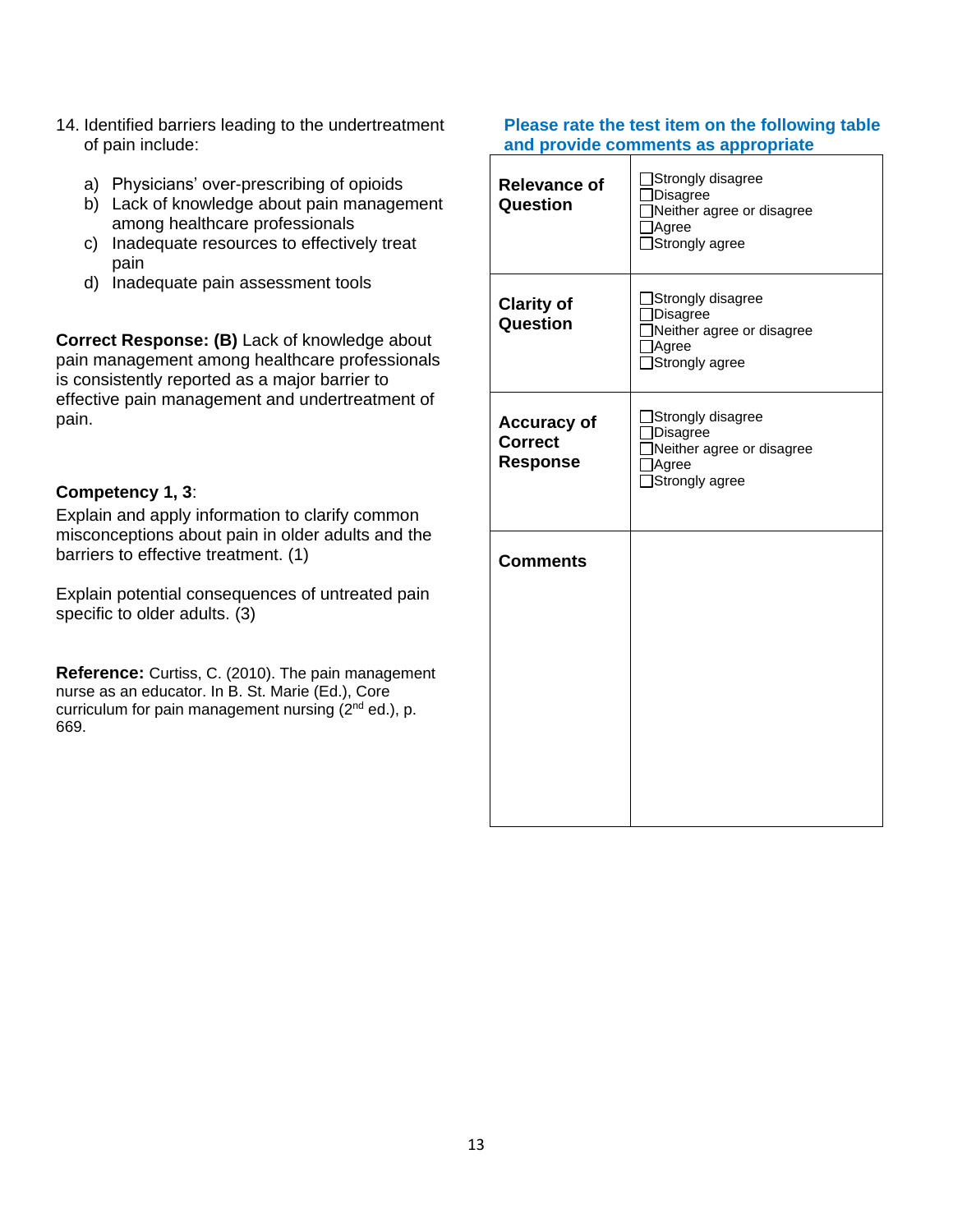14. Identified barriers leading to the undertreatment of pain include:

    a) Physicians' over-prescribing of opioids
    b) Lack of knowledge about pain management among healthcare professionals
    c) Inadequate resources to effectively treat pain
    d) Inadequate pain assessment tools

**Correct Response: (B)** Lack of knowledge about pain management among healthcare professionals is consistently reported as a major barrier to effective pain management and undertreatment of pain.

**Competency 1, 3**:
Explain and apply information to clarify common misconceptions about pain in older adults and the barriers to effective treatment. (1)

Explain potential consequences of untreated pain specific to older adults. (3)

**Reference:** Curtiss, C. (2010). The pain management nurse as an educator. In B. St. Marie (Ed.), Core curriculum for pain management nursing (2nd ed.), p. 669.

**Please rate the test item on the following table and provide comments as appropriate**

| | |
|---|---|
| **Relevance of Question** | ☐Strongly disagree<br>☐Disagree<br>☐Neither agree or disagree<br>☐Agree<br>☐Strongly agree |
| **Clarity of Question** | ☐Strongly disagree<br>☐Disagree<br>☐Neither agree or disagree<br>☐Agree<br>☐Strongly agree |
| **Accuracy of Correct Response** | ☐Strongly disagree<br>☐Disagree<br>☐Neither agree or disagree<br>☐Agree<br>☐Strongly agree |
| **Comments** | |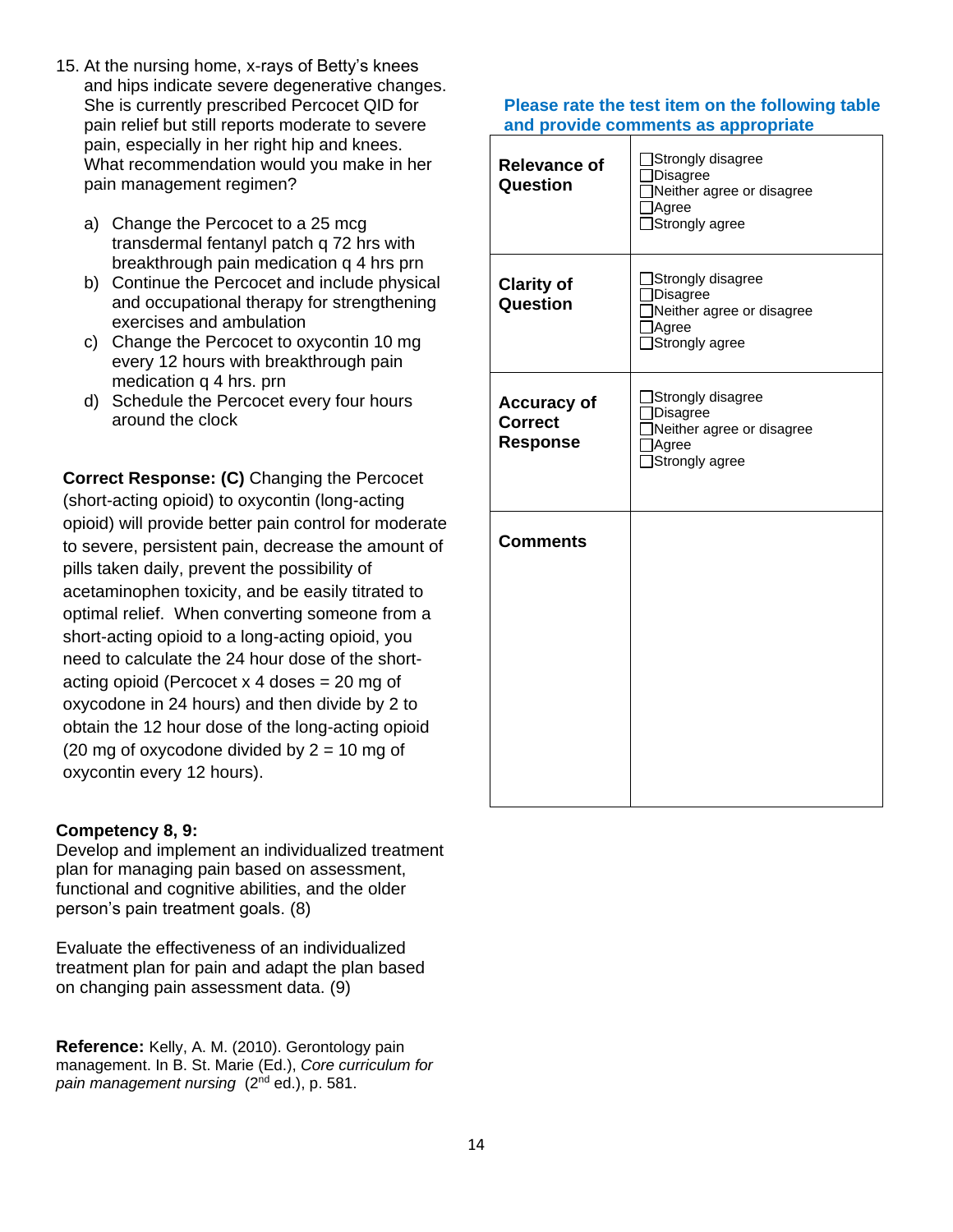15. At the nursing home, x-rays of Betty's knees and hips indicate severe degenerative changes. She is currently prescribed Percocet QID for pain relief but still reports moderate to severe pain, especially in her right hip and knees. What recommendation would you make in her pain management regimen?

   a) Change the Percocet to a 25 mcg transdermal fentanyl patch q 72 hrs with breakthrough pain medication q 4 hrs prn
   b) Continue the Percocet and include physical and occupational therapy for strengthening exercises and ambulation
   c) Change the Percocet to oxycontin 10 mg every 12 hours with breakthrough pain medication q 4 hrs. prn
   d) Schedule the Percocet every four hours around the clock

**Correct Response: (C)** Changing the Percocet (short-acting opioid) to oxycontin (long-acting opioid) will provide better pain control for moderate to severe, persistent pain, decrease the amount of pills taken daily, prevent the possibility of acetaminophen toxicity, and be easily titrated to optimal relief. When converting someone from a short-acting opioid to a long-acting opioid, you need to calculate the 24 hour dose of the short-acting opioid (Percocet x 4 doses = 20 mg of oxycodone in 24 hours) and then divide by 2 to obtain the 12 hour dose of the long-acting opioid (20 mg of oxycodone divided by 2 = 10 mg of oxycontin every 12 hours).

**Competency 8, 9:**
Develop and implement an individualized treatment plan for managing pain based on assessment, functional and cognitive abilities, and the older person's pain treatment goals. (8)

Evaluate the effectiveness of an individualized treatment plan for pain and adapt the plan based on changing pain assessment data. (9)

**Reference:** Kelly, A. M. (2010). Gerontology pain management. In B. St. Marie (Ed.), *Core curriculum for pain management nursing* (2nd ed.), p. 581.

**Please rate the test item on the following table and provide comments as appropriate**

| | |
|---|---|
| **Relevance of Question** | ☐Strongly disagree<br>☐Disagree<br>☐Neither agree or disagree<br>☐Agree<br>☐Strongly agree |
| **Clarity of Question** | ☐Strongly disagree<br>☐Disagree<br>☐Neither agree or disagree<br>☐Agree<br>☐Strongly agree |
| **Accuracy of Correct Response** | ☐Strongly disagree<br>☐Disagree<br>☐Neither agree or disagree<br>☐Agree<br>☐Strongly agree |
| **Comments** | |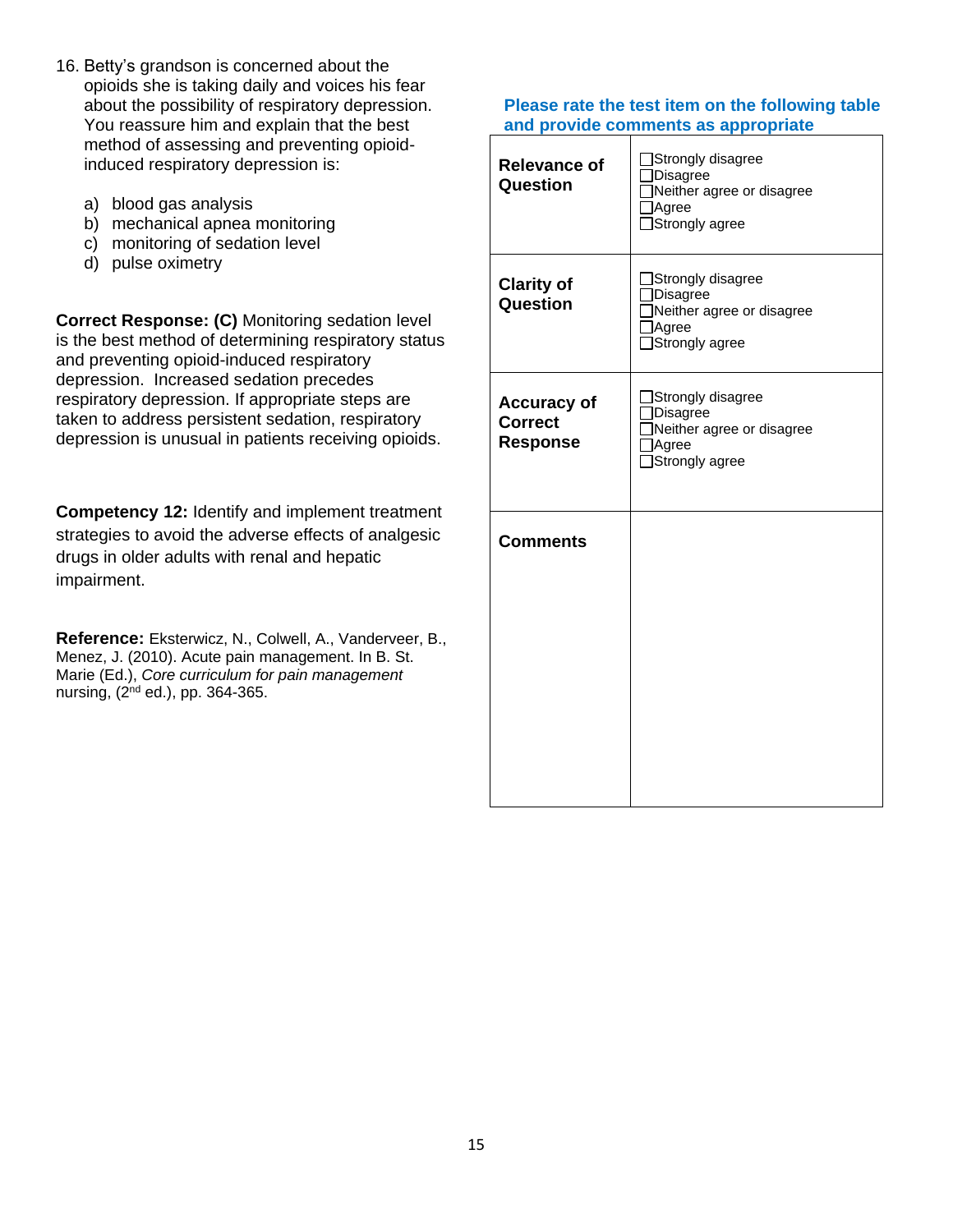16. Betty's grandson is concerned about the opioids she is taking daily and voices his fear about the possibility of respiratory depression. You reassure him and explain that the best method of assessing and preventing opioid-induced respiratory depression is:

    a) blood gas analysis
    b) mechanical apnea monitoring
    c) monitoring of sedation level
    d) pulse oximetry

**Correct Response: (C)** Monitoring sedation level is the best method of determining respiratory status and preventing opioid-induced respiratory depression. Increased sedation precedes respiratory depression. If appropriate steps are taken to address persistent sedation, respiratory depression is unusual in patients receiving opioids.

**Competency 12:** Identify and implement treatment strategies to avoid the adverse effects of analgesic drugs in older adults with renal and hepatic impairment.

**Reference:** Eksterwicz, N., Colwell, A., Vanderveer, B., Menez, J. (2010). Acute pain management. In B. St. Marie (Ed.), *Core curriculum for pain management* nursing, (2nd ed.), pp. 364-365.

**Please rate the test item on the following table and provide comments as appropriate**

| | |
|---|---|
| **Relevance of Question** | ☐Strongly disagree<br>☐Disagree<br>☐Neither agree or disagree<br>☐Agree<br>☐Strongly agree |
| **Clarity of Question** | ☐Strongly disagree<br>☐Disagree<br>☐Neither agree or disagree<br>☐Agree<br>☐Strongly agree |
| **Accuracy of Correct Response** | ☐Strongly disagree<br>☐Disagree<br>☐Neither agree or disagree<br>☐Agree<br>☐Strongly agree |
| **Comments** | |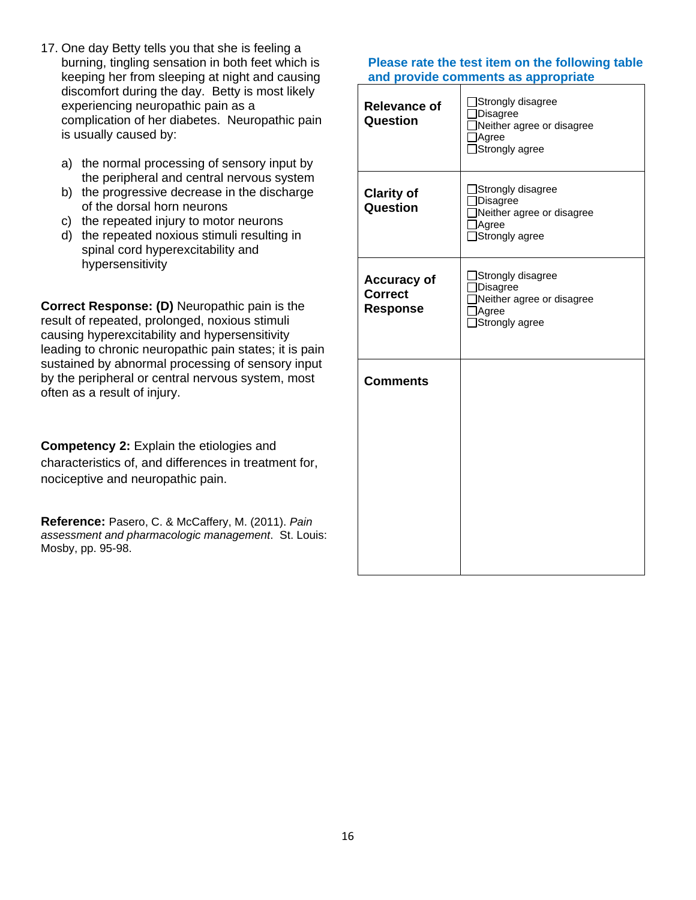17. One day Betty tells you that she is feeling a burning, tingling sensation in both feet which is keeping her from sleeping at night and causing discomfort during the day. Betty is most likely experiencing neuropathic pain as a complication of her diabetes. Neuropathic pain is usually caused by:

    a) the normal processing of sensory input by the peripheral and central nervous system
    b) the progressive decrease in the discharge of the dorsal horn neurons
    c) the repeated injury to motor neurons
    d) the repeated noxious stimuli resulting in spinal cord hyperexcitability and hypersensitivity

**Correct Response: (D)** Neuropathic pain is the result of repeated, prolonged, noxious stimuli causing hyperexcitability and hypersensitivity leading to chronic neuropathic pain states; it is pain sustained by abnormal processing of sensory input by the peripheral or central nervous system, most often as a result of injury.

**Competency 2:** Explain the etiologies and characteristics of, and differences in treatment for, nociceptive and neuropathic pain.

**Reference:** Pasero, C. & McCaffery, M. (2011). *Pain assessment and pharmacologic management*. St. Louis: Mosby, pp. 95-98.

**Please rate the test item on the following table and provide comments as appropriate**

| | |
|---|---|
| **Relevance of Question** | ☐Strongly disagree<br>☐Disagree<br>☐Neither agree or disagree<br>☐Agree<br>☐Strongly agree |
| **Clarity of Question** | ☐Strongly disagree<br>☐Disagree<br>☐Neither agree or disagree<br>☐Agree<br>☐Strongly agree |
| **Accuracy of Correct Response** | ☐Strongly disagree<br>☐Disagree<br>☐Neither agree or disagree<br>☐Agree<br>☐Strongly agree |
| **Comments** | |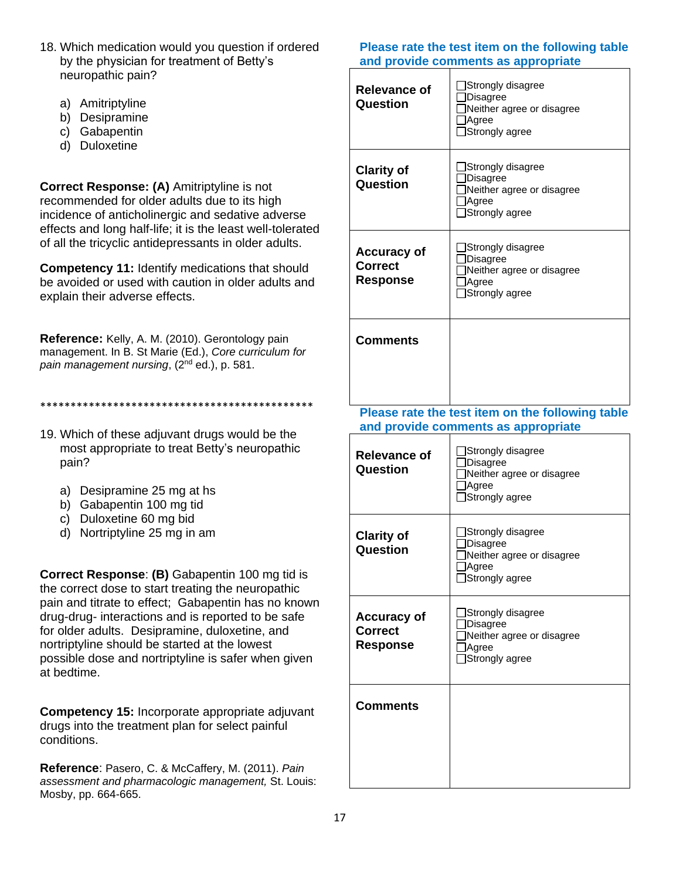18. Which medication would you question if ordered by the physician for treatment of Betty's neuropathic pain?

    a) Amitriptyline
    b) Desipramine
    c) Gabapentin
    d) Duloxetine

**Correct Response: (A)** Amitriptyline is not recommended for older adults due to its high incidence of anticholinergic and sedative adverse effects and long half-life; it is the least well-tolerated of all the tricyclic antidepressants in older adults.

**Competency 11:** Identify medications that should be avoided or used with caution in older adults and explain their adverse effects.

**Reference:** Kelly, A. M. (2010). Gerontology pain management. In B. St Marie (Ed.), *Core curriculum for pain management nursing*, (2nd ed.), p. 581.

**Please rate the test item on the following table and provide comments as appropriate**

| | |
|---|---|
| **Relevance of Question** | ☐Strongly disagree<br>☐Disagree<br>☐Neither agree or disagree<br>☐Agree<br>☐Strongly agree |
| **Clarity of Question** | ☐Strongly disagree<br>☐Disagree<br>☐Neither agree or disagree<br>☐Agree<br>☐Strongly agree |
| **Accuracy of Correct Response** | ☐Strongly disagree<br>☐Disagree<br>☐Neither agree or disagree<br>☐Agree<br>☐Strongly agree |
| **Comments** | |

**********************************************

19. Which of these adjuvant drugs would be the most appropriate to treat Betty's neuropathic pain?

    a) Desipramine 25 mg at hs
    b) Gabapentin 100 mg tid
    c) Duloxetine 60 mg bid
    d) Nortriptyline 25 mg in am

**Correct Response**: **(B)** Gabapentin 100 mg tid is the correct dose to start treating the neuropathic pain and titrate to effect; Gabapentin has no known drug-drug- interactions and is reported to be safe for older adults. Desipramine, duloxetine, and nortriptyline should be started at the lowest possible dose and nortriptyline is safer when given at bedtime.

**Competency 15:** Incorporate appropriate adjuvant drugs into the treatment plan for select painful conditions.

**Reference**: Pasero, C. & McCaffery, M. (2011). *Pain assessment and pharmacologic management,* St. Louis: Mosby, pp. 664-665.

**Please rate the test item on the following table and provide comments as appropriate**

| | |
|---|---|
| **Relevance of Question** | ☐Strongly disagree<br>☐Disagree<br>☐Neither agree or disagree<br>☐Agree<br>☐Strongly agree |
| **Clarity of Question** | ☐Strongly disagree<br>☐Disagree<br>☐Neither agree or disagree<br>☐Agree<br>☐Strongly agree |
| **Accuracy of Correct Response** | ☐Strongly disagree<br>☐Disagree<br>☐Neither agree or disagree<br>☐Agree<br>☐Strongly agree |
| **Comments** | |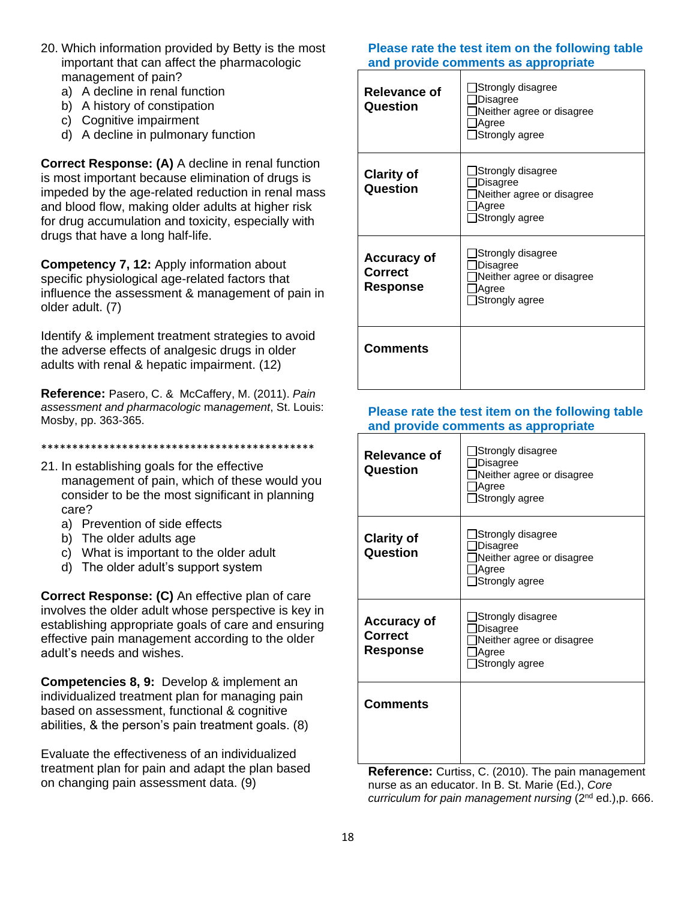20. Which information provided by Betty is the most important that can affect the pharmacologic management of pain?
    a) A decline in renal function
    b) A history of constipation
    c) Cognitive impairment
    d) A decline in pulmonary function

**Correct Response: (A)** A decline in renal function is most important because elimination of drugs is impeded by the age-related reduction in renal mass and blood flow, making older adults at higher risk for drug accumulation and toxicity, especially with drugs that have a long half-life.

**Competency 7, 12:** Apply information about specific physiological age-related factors that influence the assessment & management of pain in older adult. (7)

Identify & implement treatment strategies to avoid the adverse effects of analgesic drugs in older adults with renal & hepatic impairment. (12)

**Reference:** Pasero, C. & McCaffery, M. (2011). *Pain assessment and pharmacologic management*, St. Louis: Mosby, pp. 363-365.

**Please rate the test item on the following table and provide comments as appropriate**

| | |
|---|---|
| **Relevance of Question** | ☐Strongly disagree<br>☐Disagree<br>☐Neither agree or disagree<br>☐Agree<br>☐Strongly agree |
| **Clarity of Question** | ☐Strongly disagree<br>☐Disagree<br>☐Neither agree or disagree<br>☐Agree<br>☐Strongly agree |
| **Accuracy of Correct Response** | ☐Strongly disagree<br>☐Disagree<br>☐Neither agree or disagree<br>☐Agree<br>☐Strongly agree |
| **Comments** | |

*********************************************

21. In establishing goals for the effective management of pain, which of these would you consider to be the most significant in planning care?
    a) Prevention of side effects
    b) The older adults age
    c) What is important to the older adult
    d) The older adult's support system

**Correct Response: (C)** An effective plan of care involves the older adult whose perspective is key in establishing appropriate goals of care and ensuring effective pain management according to the older adult's needs and wishes.

**Competencies 8, 9:** Develop & implement an individualized treatment plan for managing pain based on assessment, functional & cognitive abilities, & the person's pain treatment goals. (8)

Evaluate the effectiveness of an individualized treatment plan for pain and adapt the plan based on changing pain assessment data. (9)

**Please rate the test item on the following table and provide comments as appropriate**

| | |
|---|---|
| **Relevance of Question** | ☐Strongly disagree<br>☐Disagree<br>☐Neither agree or disagree<br>☐Agree<br>☐Strongly agree |
| **Clarity of Question** | ☐Strongly disagree<br>☐Disagree<br>☐Neither agree or disagree<br>☐Agree<br>☐Strongly agree |
| **Accuracy of Correct Response** | ☐Strongly disagree<br>☐Disagree<br>☐Neither agree or disagree<br>☐Agree<br>☐Strongly agree |
| **Comments** | |

**Reference:** Curtiss, C. (2010). The pain management nurse as an educator. In B. St. Marie (Ed.), *Core curriculum for pain management nursing* (2nd ed.),p. 666.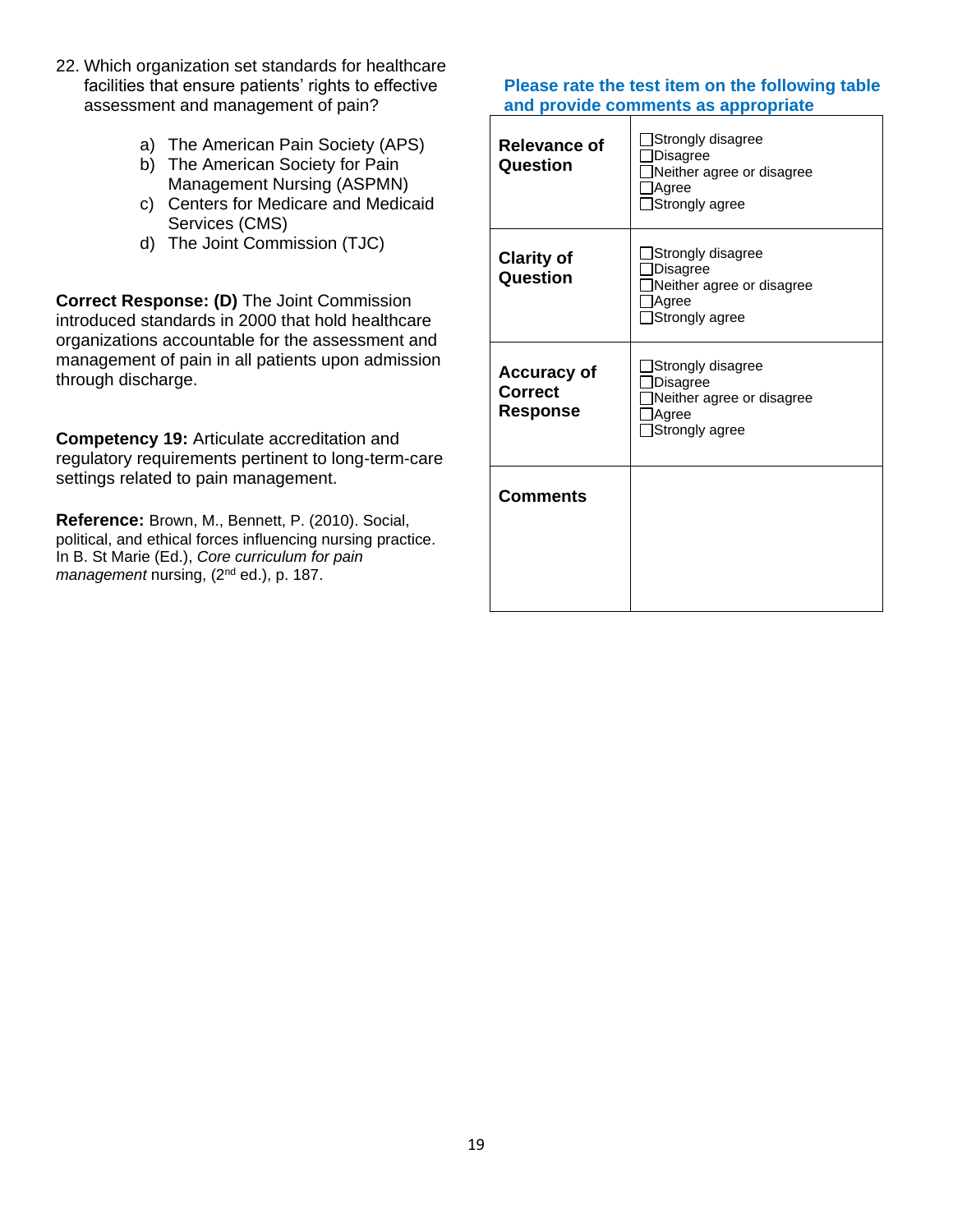22. Which organization set standards for healthcare facilities that ensure patients' rights to effective assessment and management of pain?

    a) The American Pain Society (APS)
    b) The American Society for Pain Management Nursing (ASPMN)
    c) Centers for Medicare and Medicaid Services (CMS)
    d) The Joint Commission (TJC)

**Correct Response: (D)** The Joint Commission introduced standards in 2000 that hold healthcare organizations accountable for the assessment and management of pain in all patients upon admission through discharge.

**Competency 19:** Articulate accreditation and regulatory requirements pertinent to long-term-care settings related to pain management.

**Reference:** Brown, M., Bennett, P. (2010). Social, political, and ethical forces influencing nursing practice. In B. St Marie (Ed.), *Core curriculum for pain management* nursing, (2nd ed.), p. 187.

**Please rate the test item on the following table and provide comments as appropriate**

| | |
|---|---|
| **Relevance of Question** | ☐Strongly disagree<br>☐Disagree<br>☐Neither agree or disagree<br>☐Agree<br>☐Strongly agree |
| **Clarity of Question** | ☐Strongly disagree<br>☐Disagree<br>☐Neither agree or disagree<br>☐Agree<br>☐Strongly agree |
| **Accuracy of Correct Response** | ☐Strongly disagree<br>☐Disagree<br>☐Neither agree or disagree<br>☐Agree<br>☐Strongly agree |
| **Comments** | |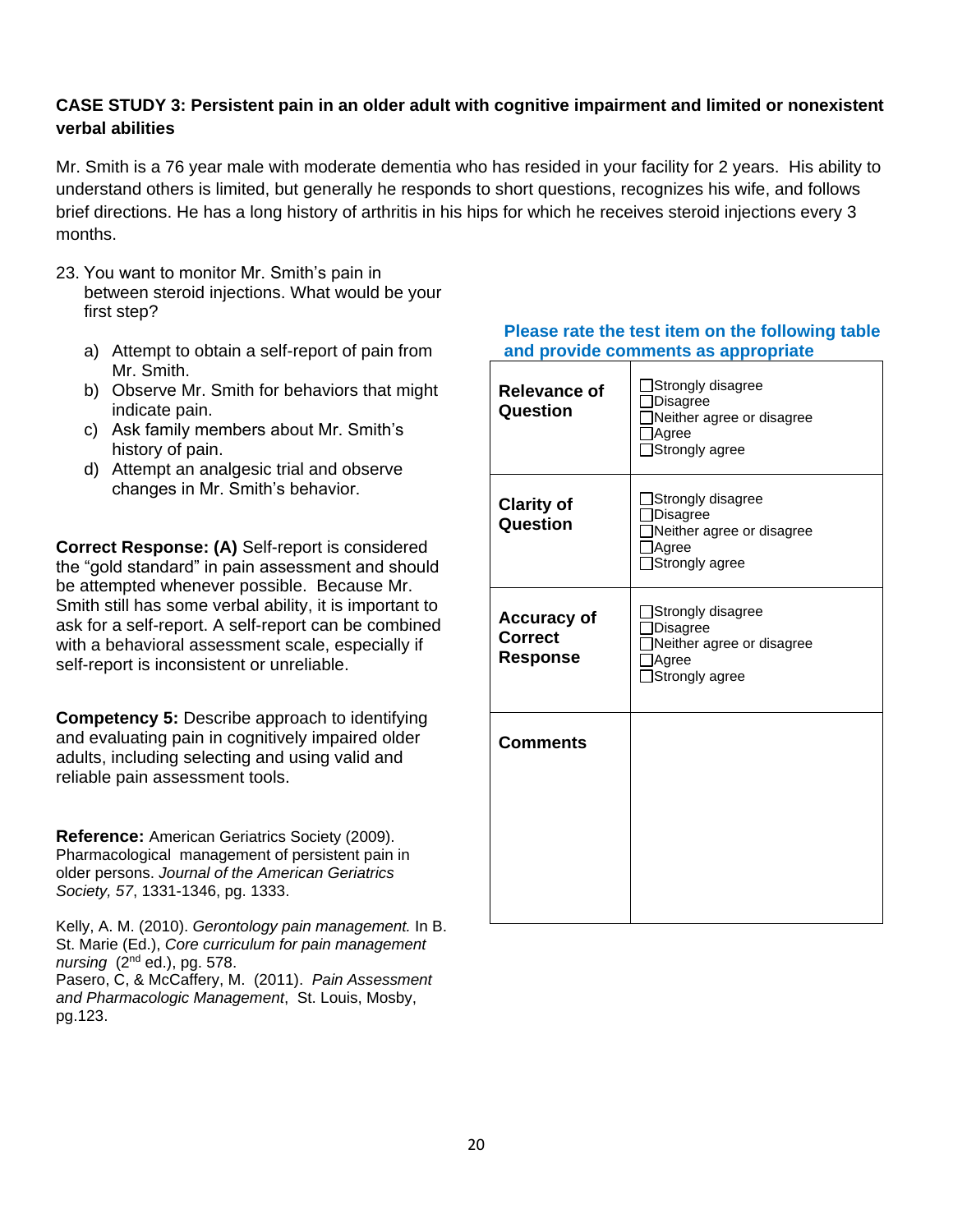**CASE STUDY 3: Persistent pain in an older adult with cognitive impairment and limited or nonexistent verbal abilities**

Mr. Smith is a 76 year male with moderate dementia who has resided in your facility for 2 years. His ability to understand others is limited, but generally he responds to short questions, recognizes his wife, and follows brief directions. He has a long history of arthritis in his hips for which he receives steroid injections every 3 months.

23. You want to monitor Mr. Smith's pain in between steroid injections. What would be your first step?

    a) Attempt to obtain a self-report of pain from Mr. Smith.
    b) Observe Mr. Smith for behaviors that might indicate pain.
    c) Ask family members about Mr. Smith's history of pain.
    d) Attempt an analgesic trial and observe changes in Mr. Smith's behavior.

**Correct Response: (A)** Self-report is considered the "gold standard" in pain assessment and should be attempted whenever possible. Because Mr. Smith still has some verbal ability, it is important to ask for a self-report. A self-report can be combined with a behavioral assessment scale, especially if self-report is inconsistent or unreliable.

**Competency 5:** Describe approach to identifying and evaluating pain in cognitively impaired older adults, including selecting and using valid and reliable pain assessment tools.

**Reference:** American Geriatrics Society (2009). Pharmacological management of persistent pain in older persons. *Journal of the American Geriatrics Society, 57*, 1331-1346, pg. 1333.

Kelly, A. M. (2010). *Gerontology pain management.* In B. St. Marie (Ed.), *Core curriculum for pain management nursing* (2nd ed.), pg. 578.
Pasero, C, & McCaffery, M. (2011). *Pain Assessment and Pharmacologic Management*, St. Louis, Mosby, pg.123.

**Please rate the test item on the following table and provide comments as appropriate**

| | |
|---|---|
| **Relevance of Question** | ☐Strongly disagree<br>☐Disagree<br>☐Neither agree or disagree<br>☐Agree<br>☐Strongly agree |
| **Clarity of Question** | ☐Strongly disagree<br>☐Disagree<br>☐Neither agree or disagree<br>☐Agree<br>☐Strongly agree |
| **Accuracy of Correct Response** | ☐Strongly disagree<br>☐Disagree<br>☐Neither agree or disagree<br>☐Agree<br>☐Strongly agree |
| **Comments** | |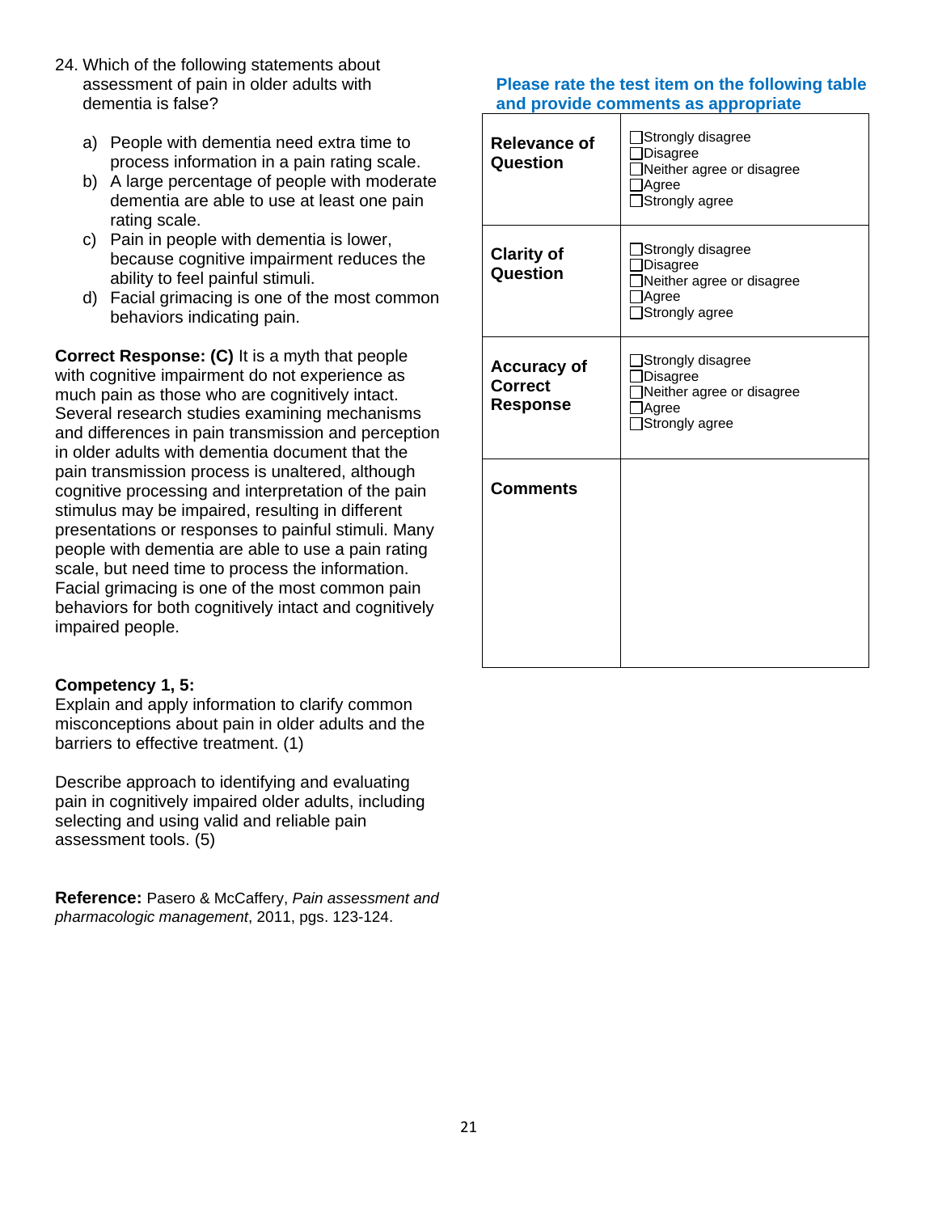24. Which of the following statements about assessment of pain in older adults with dementia is false?

    a) People with dementia need extra time to process information in a pain rating scale.
    b) A large percentage of people with moderate dementia are able to use at least one pain rating scale.
    c) Pain in people with dementia is lower, because cognitive impairment reduces the ability to feel painful stimuli.
    d) Facial grimacing is one of the most common behaviors indicating pain.

**Correct Response: (C)** It is a myth that people with cognitive impairment do not experience as much pain as those who are cognitively intact. Several research studies examining mechanisms and differences in pain transmission and perception in older adults with dementia document that the pain transmission process is unaltered, although cognitive processing and interpretation of the pain stimulus may be impaired, resulting in different presentations or responses to painful stimuli. Many people with dementia are able to use a pain rating scale, but need time to process the information. Facial grimacing is one of the most common pain behaviors for both cognitively intact and cognitively impaired people.

**Competency 1, 5:**
Explain and apply information to clarify common misconceptions about pain in older adults and the barriers to effective treatment. (1)

Describe approach to identifying and evaluating pain in cognitively impaired older adults, including selecting and using valid and reliable pain assessment tools. (5)

**Reference:** Pasero & McCaffery, *Pain assessment and pharmacologic management*, 2011, pgs. 123-124.

**Please rate the test item on the following table and provide comments as appropriate**

| | |
|---|---|
| **Relevance of Question** | ☐Strongly disagree<br>☐Disagree<br>☐Neither agree or disagree<br>☐Agree<br>☐Strongly agree |
| **Clarity of Question** | ☐Strongly disagree<br>☐Disagree<br>☐Neither agree or disagree<br>☐Agree<br>☐Strongly agree |
| **Accuracy of Correct Response** | ☐Strongly disagree<br>☐Disagree<br>☐Neither agree or disagree<br>☐Agree<br>☐Strongly agree |
| **Comments** | |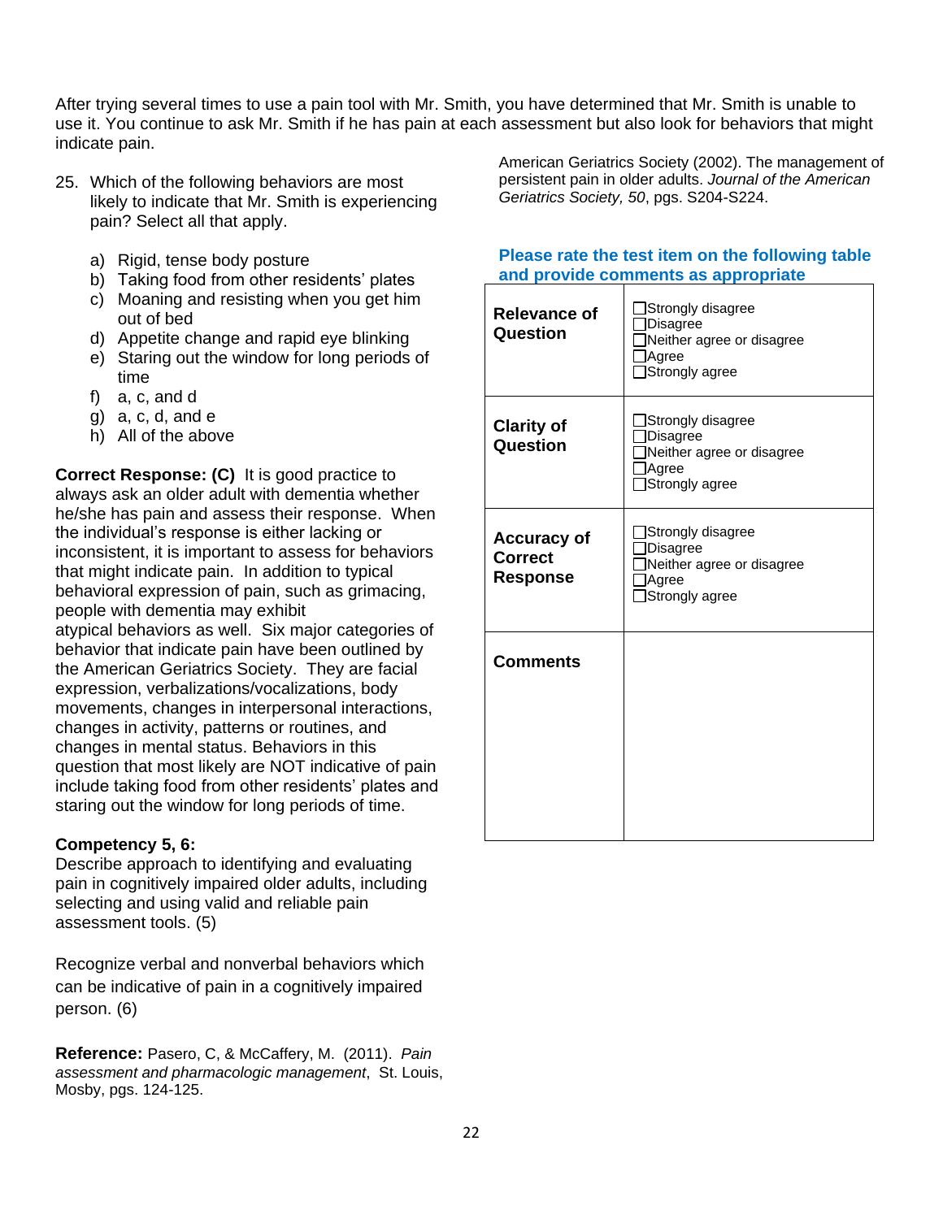After trying several times to use a pain tool with Mr. Smith, you have determined that Mr. Smith is unable to use it. You continue to ask Mr. Smith if he has pain at each assessment but also look for behaviors that might indicate pain.

25. Which of the following behaviors are most likely to indicate that Mr. Smith is experiencing pain? Select all that apply.

    a) Rigid, tense body posture
    b) Taking food from other residents' plates
    c) Moaning and resisting when you get him out of bed
    d) Appetite change and rapid eye blinking
    e) Staring out the window for long periods of time
    f) a, c, and d
    g) a, c, d, and e
    h) All of the above

**Correct Response: (C)** It is good practice to always ask an older adult with dementia whether he/she has pain and assess their response. When the individual's response is either lacking or inconsistent, it is important to assess for behaviors that might indicate pain. In addition to typical behavioral expression of pain, such as grimacing, people with dementia may exhibit atypical behaviors as well. Six major categories of behavior that indicate pain have been outlined by the American Geriatrics Society. They are facial expression, verbalizations/vocalizations, body movements, changes in interpersonal interactions, changes in activity, patterns or routines, and changes in mental status. Behaviors in this question that most likely are NOT indicative of pain include taking food from other residents' plates and staring out the window for long periods of time.

**Competency 5, 6:**
Describe approach to identifying and evaluating pain in cognitively impaired older adults, including selecting and using valid and reliable pain assessment tools. (5)

Recognize verbal and nonverbal behaviors which can be indicative of pain in a cognitively impaired person. (6)

**Reference:** Pasero, C, & McCaffery, M. (2011). *Pain assessment and pharmacologic management*, St. Louis, Mosby, pgs. 124-125.

American Geriatrics Society (2002). The management of persistent pain in older adults. *Journal of the American Geriatrics Society, 50*, pgs. S204-S224.

**Please rate the test item on the following table and provide comments as appropriate**

| | |
|---|---|
| **Relevance of Question** | ☐Strongly disagree<br>☐Disagree<br>☐Neither agree or disagree<br>☐Agree<br>☐Strongly agree |
| **Clarity of Question** | ☐Strongly disagree<br>☐Disagree<br>☐Neither agree or disagree<br>☐Agree<br>☐Strongly agree |
| **Accuracy of Correct Response** | ☐Strongly disagree<br>☐Disagree<br>☐Neither agree or disagree<br>☐Agree<br>☐Strongly agree |
| **Comments** | |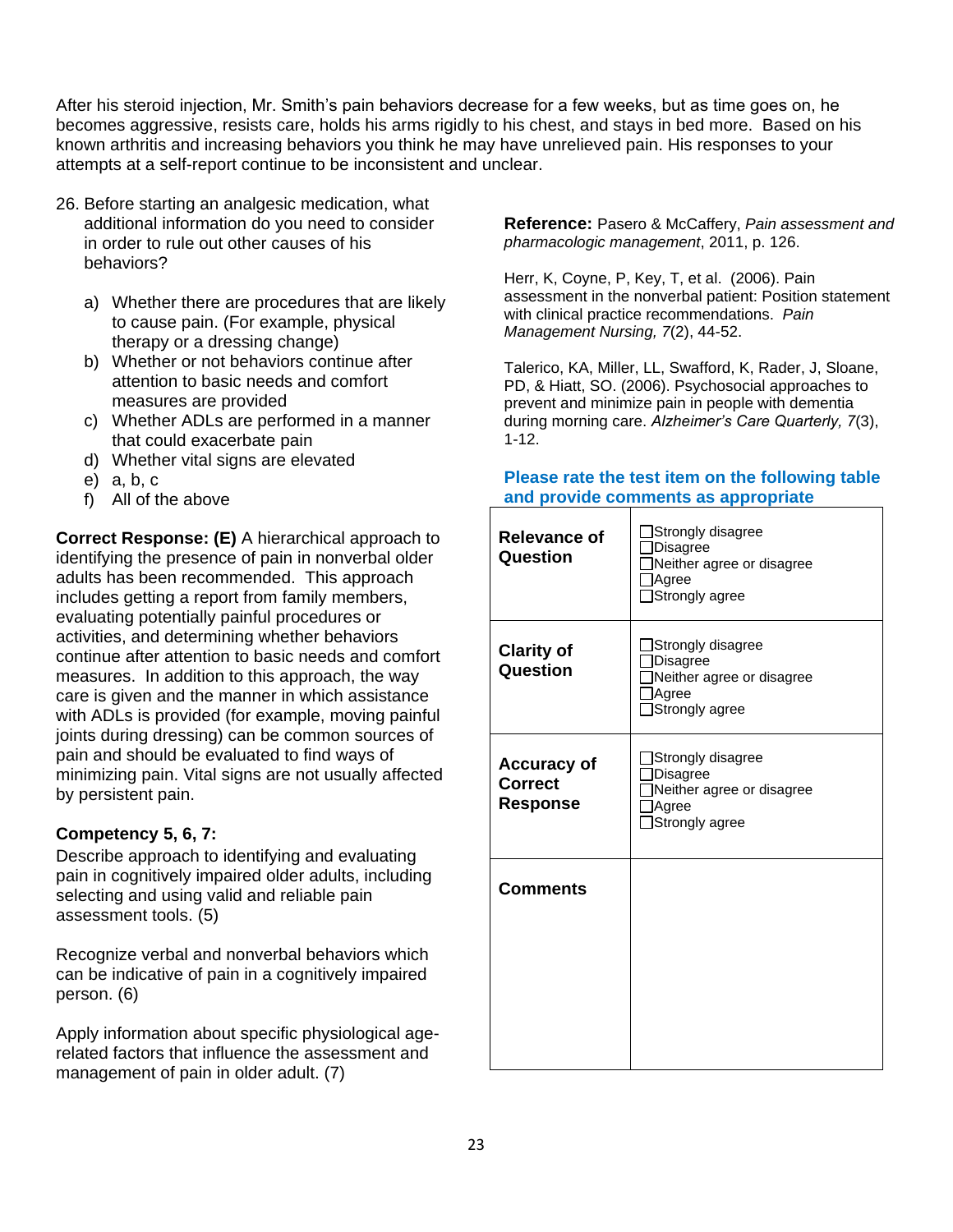After his steroid injection, Mr. Smith's pain behaviors decrease for a few weeks, but as time goes on, he becomes aggressive, resists care, holds his arms rigidly to his chest, and stays in bed more. Based on his known arthritis and increasing behaviors you think he may have unrelieved pain. His responses to your attempts at a self-report continue to be inconsistent and unclear.

26. Before starting an analgesic medication, what additional information do you need to consider in order to rule out other causes of his behaviors?

    a) Whether there are procedures that are likely to cause pain. (For example, physical therapy or a dressing change)
    b) Whether or not behaviors continue after attention to basic needs and comfort measures are provided
    c) Whether ADLs are performed in a manner that could exacerbate pain
    d) Whether vital signs are elevated
    e) a, b, c
    f) All of the above

**Correct Response: (E)** A hierarchical approach to identifying the presence of pain in nonverbal older adults has been recommended. This approach includes getting a report from family members, evaluating potentially painful procedures or activities, and determining whether behaviors continue after attention to basic needs and comfort measures. In addition to this approach, the way care is given and the manner in which assistance with ADLs is provided (for example, moving painful joints during dressing) can be common sources of pain and should be evaluated to find ways of minimizing pain. Vital signs are not usually affected by persistent pain.

**Competency 5, 6, 7:**

Describe approach to identifying and evaluating pain in cognitively impaired older adults, including selecting and using valid and reliable pain assessment tools. (5)

Recognize verbal and nonverbal behaviors which can be indicative of pain in a cognitively impaired person. (6)

Apply information about specific physiological age-related factors that influence the assessment and management of pain in older adult. (7)

**Reference:** Pasero & McCaffery, *Pain assessment and pharmacologic management*, 2011, p. 126.

Herr, K, Coyne, P, Key, T, et al. (2006). Pain assessment in the nonverbal patient: Position statement with clinical practice recommendations. *Pain Management Nursing, 7*(2), 44-52.

Talerico, KA, Miller, LL, Swafford, K, Rader, J, Sloane, PD, & Hiatt, SO. (2006). Psychosocial approaches to prevent and minimize pain in people with dementia during morning care. *Alzheimer's Care Quarterly, 7*(3), 1-12.

**Please rate the test item on the following table and provide comments as appropriate**

| | |
|---|---|
| **Relevance of Question** | ☐Strongly disagree<br>☐Disagree<br>☐Neither agree or disagree<br>☐Agree<br>☐Strongly agree |
| **Clarity of Question** | ☐Strongly disagree<br>☐Disagree<br>☐Neither agree or disagree<br>☐Agree<br>☐Strongly agree |
| **Accuracy of Correct Response** | ☐Strongly disagree<br>☐Disagree<br>☐Neither agree or disagree<br>☐Agree<br>☐Strongly agree |
| **Comments** | |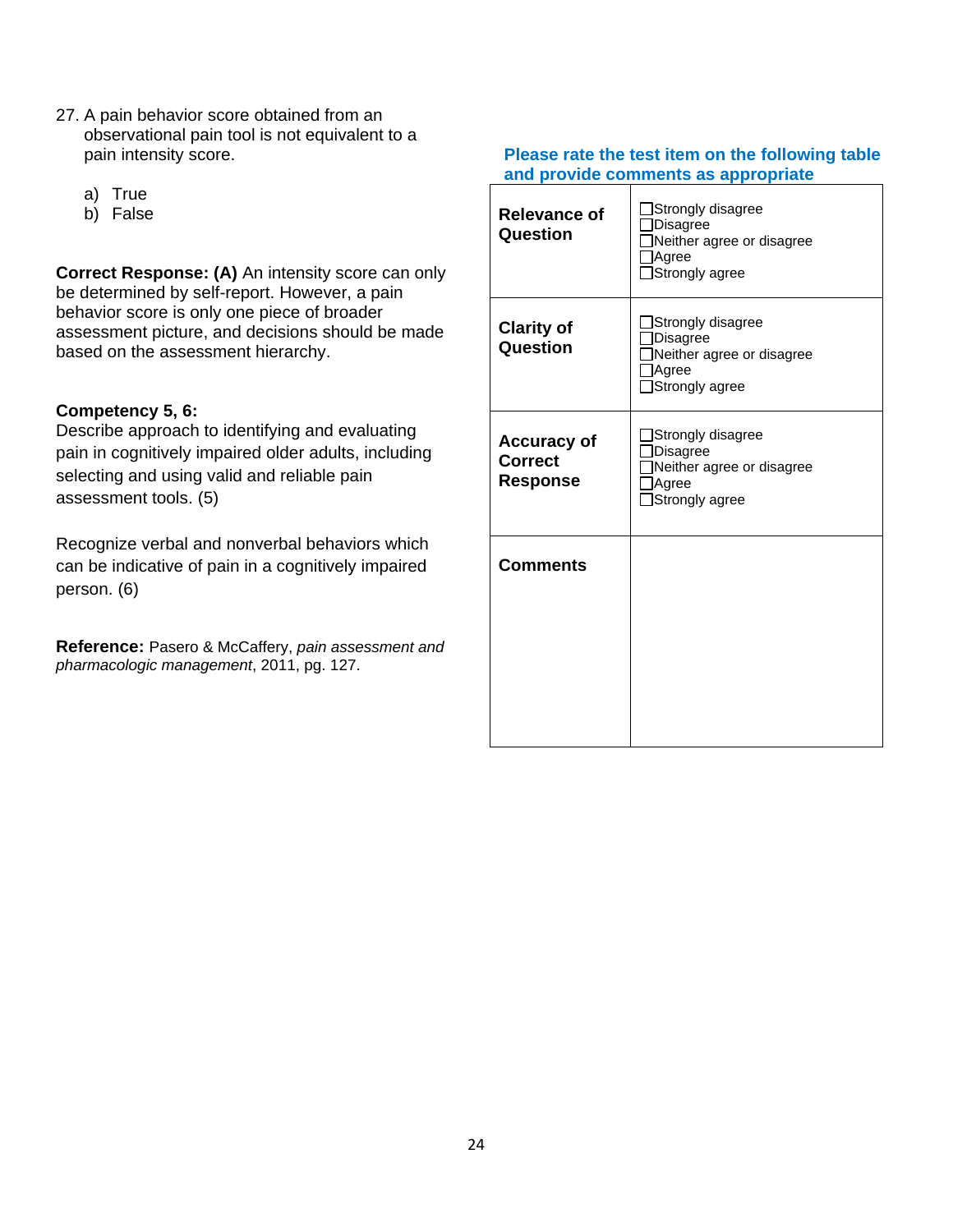27. A pain behavior score obtained from an observational pain tool is not equivalent to a pain intensity score.

    a) True
    b) False

**Correct Response: (A)** An intensity score can only be determined by self-report. However, a pain behavior score is only one piece of broader assessment picture, and decisions should be made based on the assessment hierarchy.

**Competency 5, 6:**
Describe approach to identifying and evaluating pain in cognitively impaired older adults, including selecting and using valid and reliable pain assessment tools. (5)

Recognize verbal and nonverbal behaviors which can be indicative of pain in a cognitively impaired person. (6)

**Reference:** Pasero & McCaffery, *pain assessment and pharmacologic management*, 2011, pg. 127.

**Please rate the test item on the following table and provide comments as appropriate**

| | |
|---|---|
| **Relevance of Question** | ☐Strongly disagree<br>☐Disagree<br>☐Neither agree or disagree<br>☐Agree<br>☐Strongly agree |
| **Clarity of Question** | ☐Strongly disagree<br>☐Disagree<br>☐Neither agree or disagree<br>☐Agree<br>☐Strongly agree |
| **Accuracy of Correct Response** | ☐Strongly disagree<br>☐Disagree<br>☐Neither agree or disagree<br>☐Agree<br>☐Strongly agree |
| **Comments** | |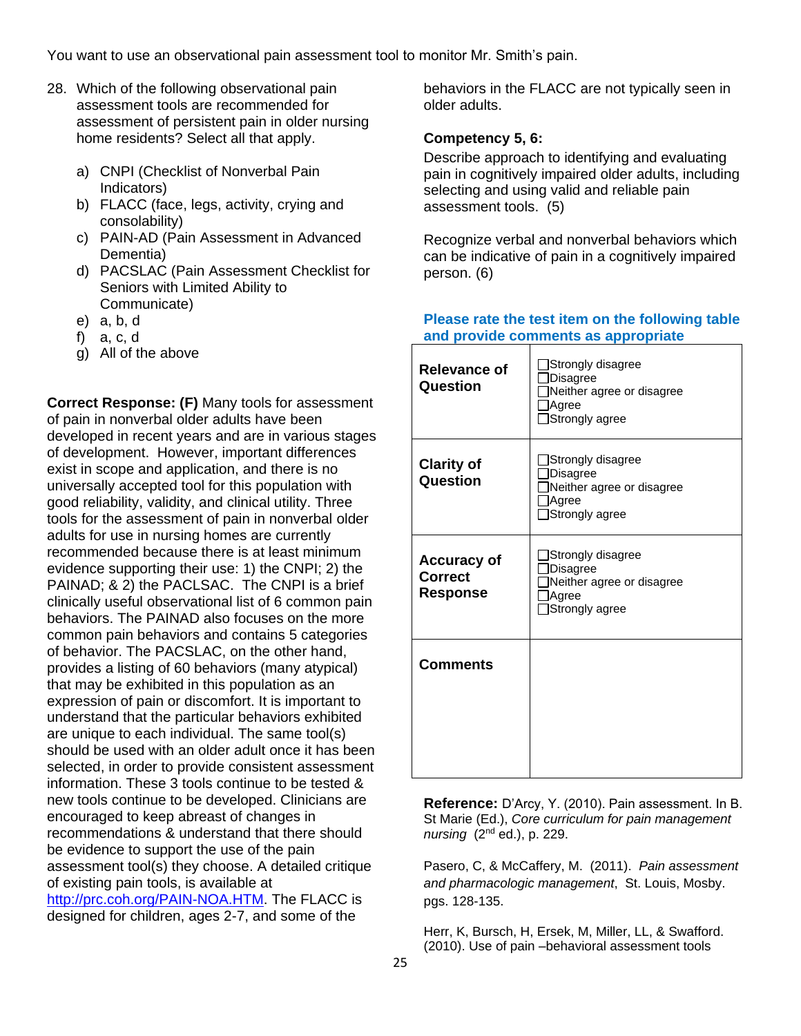You want to use an observational pain assessment tool to monitor Mr. Smith's pain.

28. Which of the following observational pain assessment tools are recommended for assessment of persistent pain in older nursing home residents? Select all that apply.

    a) CNPI (Checklist of Nonverbal Pain Indicators)
    b) FLACC (face, legs, activity, crying and consolability)
    c) PAIN-AD (Pain Assessment in Advanced Dementia)
    d) PACSLAC (Pain Assessment Checklist for Seniors with Limited Ability to Communicate)
    e) a, b, d
    f) a, c, d
    g) All of the above

**Correct Response: (F)** Many tools for assessment of pain in nonverbal older adults have been developed in recent years and are in various stages of development. However, important differences exist in scope and application, and there is no universally accepted tool for this population with good reliability, validity, and clinical utility. Three tools for the assessment of pain in nonverbal older adults for use in nursing homes are currently recommended because there is at least minimum evidence supporting their use: 1) the CNPI; 2) the PAINAD; & 2) the PACLSAC. The CNPI is a brief clinically useful observational list of 6 common pain behaviors. The PAINAD also focuses on the more common pain behaviors and contains 5 categories of behavior. The PACSLAC, on the other hand, provides a listing of 60 behaviors (many atypical) that may be exhibited in this population as an expression of pain or discomfort. It is important to understand that the particular behaviors exhibited are unique to each individual. The same tool(s) should be used with an older adult once it has been selected, in order to provide consistent assessment information. These 3 tools continue to be tested & new tools continue to be developed. Clinicians are encouraged to keep abreast of changes in recommendations & understand that there should be evidence to support the use of the pain assessment tool(s) they choose. A detailed critique of existing pain tools, is available at [http://prc.coh.org/PAIN-NOA.HTM](http://prc.coh.org/PAIN-NOA.HTM). The FLACC is designed for children, ages 2-7, and some of the behaviors in the FLACC are not typically seen in older adults.

**Competency 5, 6:**

Describe approach to identifying and evaluating pain in cognitively impaired older adults, including selecting and using valid and reliable pain assessment tools. (5)

Recognize verbal and nonverbal behaviors which can be indicative of pain in a cognitively impaired person. (6)

**Please rate the test item on the following table and provide comments as appropriate**

| | |
|---|---|
| **Relevance of Question** | ☐Strongly disagree<br>☐Disagree<br>☐Neither agree or disagree<br>☐Agree<br>☐Strongly agree |
| **Clarity of Question** | ☐Strongly disagree<br>☐Disagree<br>☐Neither agree or disagree<br>☐Agree<br>☐Strongly agree |
| **Accuracy of Correct Response** | ☐Strongly disagree<br>☐Disagree<br>☐Neither agree or disagree<br>☐Agree<br>☐Strongly agree |
| **Comments** | |

**Reference:** D'Arcy, Y. (2010). Pain assessment. In B. St Marie (Ed.), *Core curriculum for pain management nursing* (2nd ed.), p. 229.

Pasero, C, & McCaffery, M. (2011). *Pain assessment and pharmacologic management*, St. Louis, Mosby. pgs. 128-135.

Herr, K, Bursch, H, Ersek, M, Miller, LL, & Swafford. (2010). Use of pain –behavioral assessment tools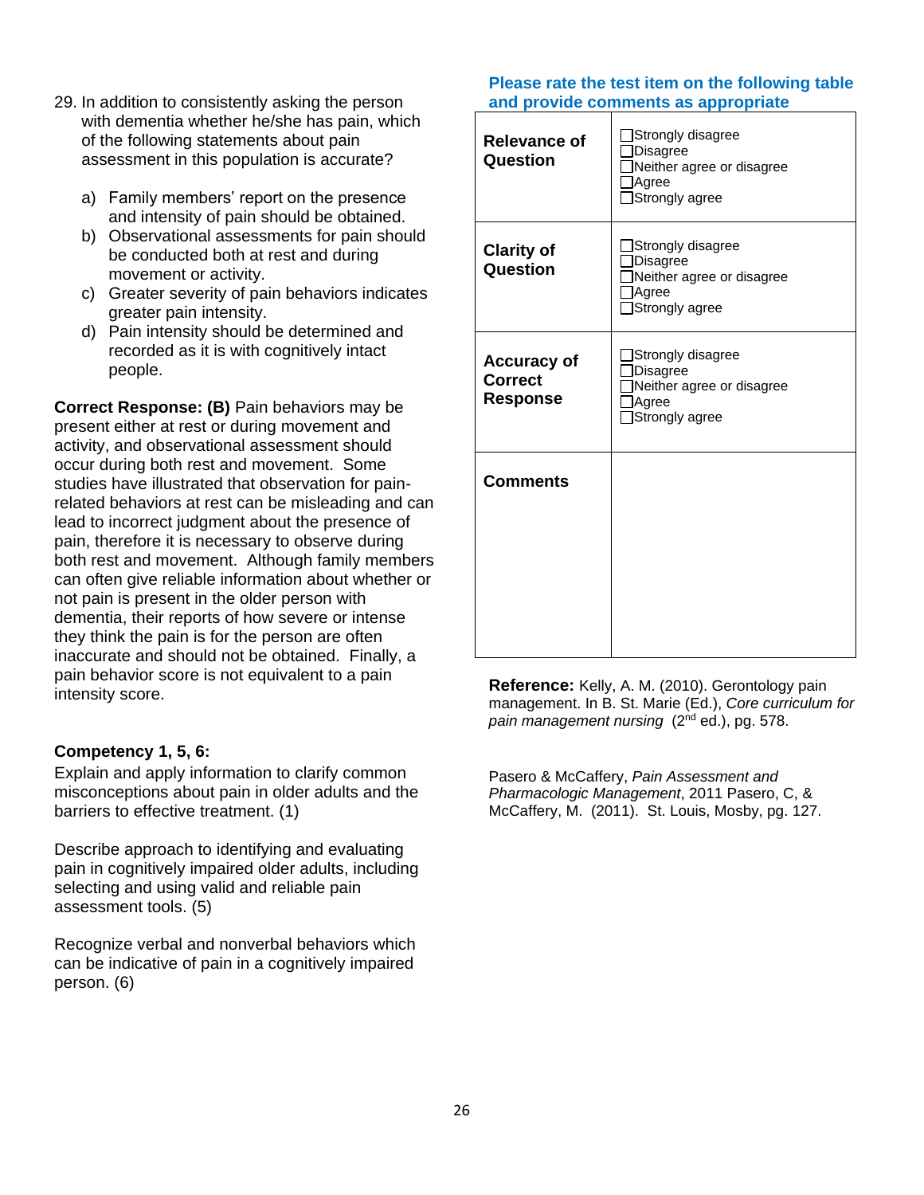29. In addition to consistently asking the person with dementia whether he/she has pain, which of the following statements about pain assessment in this population is accurate?

    a) Family members' report on the presence and intensity of pain should be obtained.
    b) Observational assessments for pain should be conducted both at rest and during movement or activity.
    c) Greater severity of pain behaviors indicates greater pain intensity.
    d) Pain intensity should be determined and recorded as it is with cognitively intact people.

**Correct Response: (B)** Pain behaviors may be present either at rest or during movement and activity, and observational assessment should occur during both rest and movement. Some studies have illustrated that observation for pain-related behaviors at rest can be misleading and can lead to incorrect judgment about the presence of pain, therefore it is necessary to observe during both rest and movement. Although family members can often give reliable information about whether or not pain is present in the older person with dementia, their reports of how severe or intense they think the pain is for the person are often inaccurate and should not be obtained. Finally, a pain behavior score is not equivalent to a pain intensity score.

**Competency 1, 5, 6:**

Explain and apply information to clarify common misconceptions about pain in older adults and the barriers to effective treatment. (1)

Describe approach to identifying and evaluating pain in cognitively impaired older adults, including selecting and using valid and reliable pain assessment tools. (5)

Recognize verbal and nonverbal behaviors which can be indicative of pain in a cognitively impaired person. (6)

**Please rate the test item on the following table and provide comments as appropriate**

| | |
|---|---|
| **Relevance of Question** | ☐Strongly disagree<br>☐Disagree<br>☐Neither agree or disagree<br>☐Agree<br>☐Strongly agree |
| **Clarity of Question** | ☐Strongly disagree<br>☐Disagree<br>☐Neither agree or disagree<br>☐Agree<br>☐Strongly agree |
| **Accuracy of Correct Response** | ☐Strongly disagree<br>☐Disagree<br>☐Neither agree or disagree<br>☐Agree<br>☐Strongly agree |
| **Comments** | |

**Reference:** Kelly, A. M. (2010). Gerontology pain management. In B. St. Marie (Ed.), *Core curriculum for pain management nursing* (2nd ed.), pg. 578.

Pasero & McCaffery, *Pain Assessment and Pharmacologic Management*, 2011 Pasero, C, & McCaffery, M. (2011). St. Louis, Mosby, pg. 127.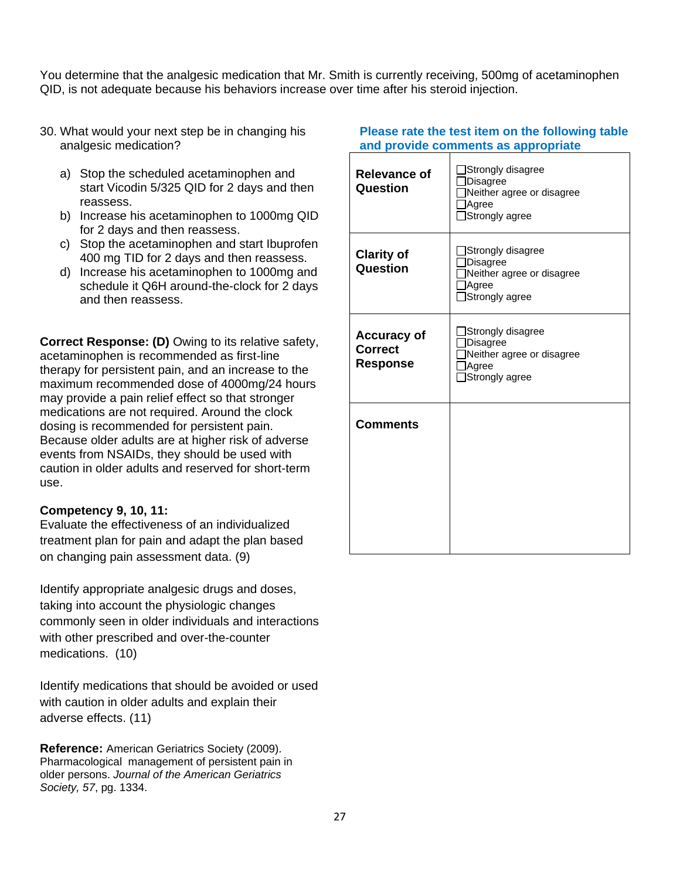You determine that the analgesic medication that Mr. Smith is currently receiving, 500mg of acetaminophen QID, is not adequate because his behaviors increase over time after his steroid injection.

30. What would your next step be in changing his analgesic medication?

   a) Stop the scheduled acetaminophen and start Vicodin 5/325 QID for 2 days and then reassess.
   b) Increase his acetaminophen to 1000mg QID for 2 days and then reassess.
   c) Stop the acetaminophen and start Ibuprofen 400 mg TID for 2 days and then reassess.
   d) Increase his acetaminophen to 1000mg and schedule it Q6H around-the-clock for 2 days and then reassess.

**Correct Response: (D)** Owing to its relative safety, acetaminophen is recommended as first-line therapy for persistent pain, and an increase to the maximum recommended dose of 4000mg/24 hours may provide a pain relief effect so that stronger medications are not required. Around the clock dosing is recommended for persistent pain. Because older adults are at higher risk of adverse events from NSAIDs, they should be used with caution in older adults and reserved for short-term use.

**Competency 9, 10, 11:**
Evaluate the effectiveness of an individualized treatment plan for pain and adapt the plan based on changing pain assessment data. (9)

Identify appropriate analgesic drugs and doses, taking into account the physiologic changes commonly seen in older individuals and interactions with other prescribed and over-the-counter medications. (10)

Identify medications that should be avoided or used with caution in older adults and explain their adverse effects. (11)

**Reference:** American Geriatrics Society (2009). Pharmacological management of persistent pain in older persons. *Journal of the American Geriatrics Society, 57*, pg. 1334.

**Please rate the test item on the following table and provide comments as appropriate**

| | |
|---|---|
| **Relevance of Question** | ☐Strongly disagree<br>☐Disagree<br>☐Neither agree or disagree<br>☐Agree<br>☐Strongly agree |
| **Clarity of Question** | ☐Strongly disagree<br>☐Disagree<br>☐Neither agree or disagree<br>☐Agree<br>☐Strongly agree |
| **Accuracy of Correct Response** | ☐Strongly disagree<br>☐Disagree<br>☐Neither agree or disagree<br>☐Agree<br>☐Strongly agree |
| **Comments** | |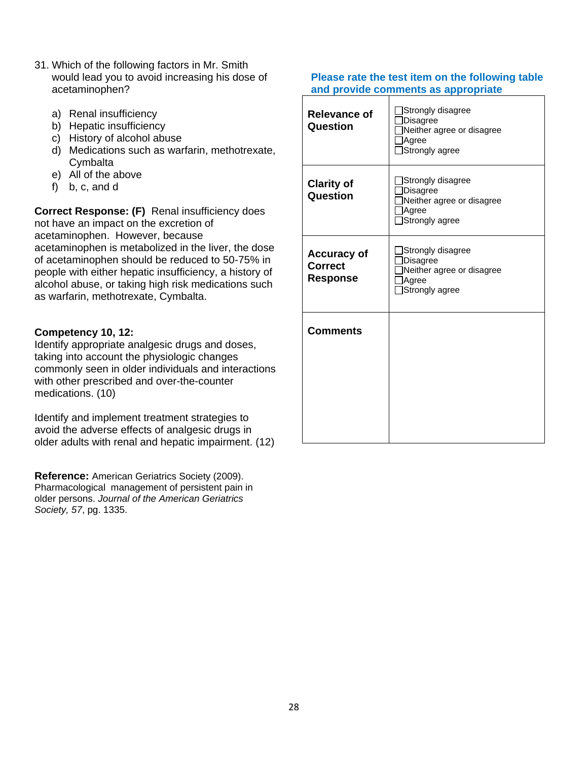31. Which of the following factors in Mr. Smith would lead you to avoid increasing his dose of acetaminophen?

   a) Renal insufficiency
   b) Hepatic insufficiency
   c) History of alcohol abuse
   d) Medications such as warfarin, methotrexate, Cymbalta
   e) All of the above
   f) b, c, and d

**Correct Response: (F)** Renal insufficiency does not have an impact on the excretion of acetaminophen. However, because acetaminophen is metabolized in the liver, the dose of acetaminophen should be reduced to 50-75% in people with either hepatic insufficiency, a history of alcohol abuse, or taking high risk medications such as warfarin, methotrexate, Cymbalta.

**Competency 10, 12:**
Identify appropriate analgesic drugs and doses, taking into account the physiologic changes commonly seen in older individuals and interactions with other prescribed and over-the-counter medications. (10)

Identify and implement treatment strategies to avoid the adverse effects of analgesic drugs in older adults with renal and hepatic impairment. (12)

**Reference:** American Geriatrics Society (2009). Pharmacological management of persistent pain in older persons. *Journal of the American Geriatrics Society, 57*, pg. 1335.

**Please rate the test item on the following table and provide comments as appropriate**

| | |
|---|---|
| **Relevance of Question** | ☐Strongly disagree<br>☐Disagree<br>☐Neither agree or disagree<br>☐Agree<br>☐Strongly agree |
| **Clarity of Question** | ☐Strongly disagree<br>☐Disagree<br>☐Neither agree or disagree<br>☐Agree<br>☐Strongly agree |
| **Accuracy of Correct Response** | ☐Strongly disagree<br>☐Disagree<br>☐Neither agree or disagree<br>☐Agree<br>☐Strongly agree |
| **Comments** | |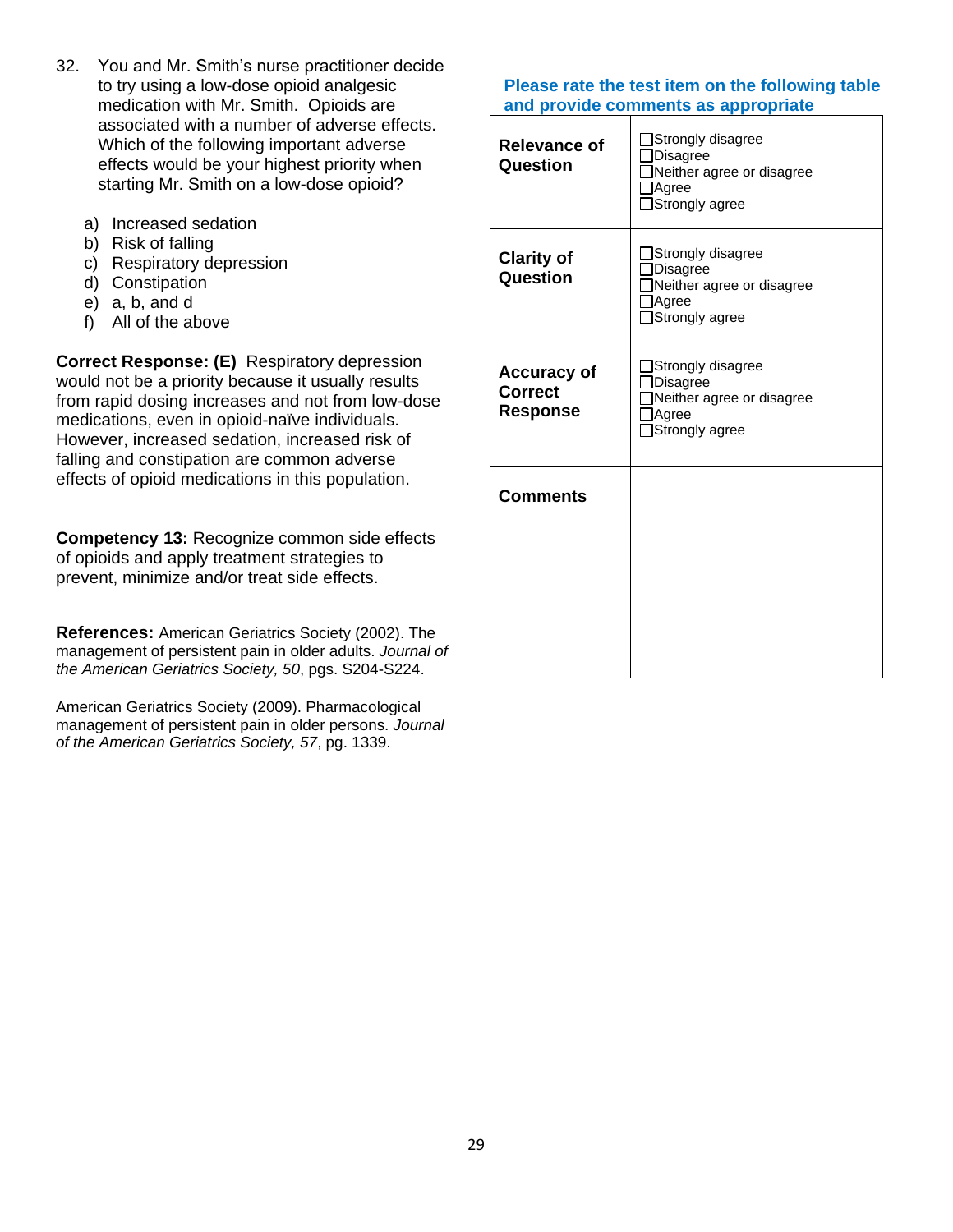32. You and Mr. Smith's nurse practitioner decide to try using a low-dose opioid analgesic medication with Mr. Smith. Opioids are associated with a number of adverse effects. Which of the following important adverse effects would be your highest priority when starting Mr. Smith on a low-dose opioid?

   a) Increased sedation
   b) Risk of falling
   c) Respiratory depression
   d) Constipation
   e) a, b, and d
   f) All of the above

**Correct Response: (E)** Respiratory depression would not be a priority because it usually results from rapid dosing increases and not from low-dose medications, even in opioid-naïve individuals. However, increased sedation, increased risk of falling and constipation are common adverse effects of opioid medications in this population.

**Competency 13:** Recognize common side effects of opioids and apply treatment strategies to prevent, minimize and/or treat side effects.

**References:** American Geriatrics Society (2002). The management of persistent pain in older adults. *Journal of the American Geriatrics Society, 50*, pgs. S204-S224.

American Geriatrics Society (2009). Pharmacological management of persistent pain in older persons. *Journal of the American Geriatrics Society, 57*, pg. 1339.

**Please rate the test item on the following table and provide comments as appropriate**

| | |
|---|---|
| **Relevance of Question** | ☐Strongly disagree<br>☐Disagree<br>☐Neither agree or disagree<br>☐Agree<br>☐Strongly agree |
| **Clarity of Question** | ☐Strongly disagree<br>☐Disagree<br>☐Neither agree or disagree<br>☐Agree<br>☐Strongly agree |
| **Accuracy of Correct Response** | ☐Strongly disagree<br>☐Disagree<br>☐Neither agree or disagree<br>☐Agree<br>☐Strongly agree |
| **Comments** | |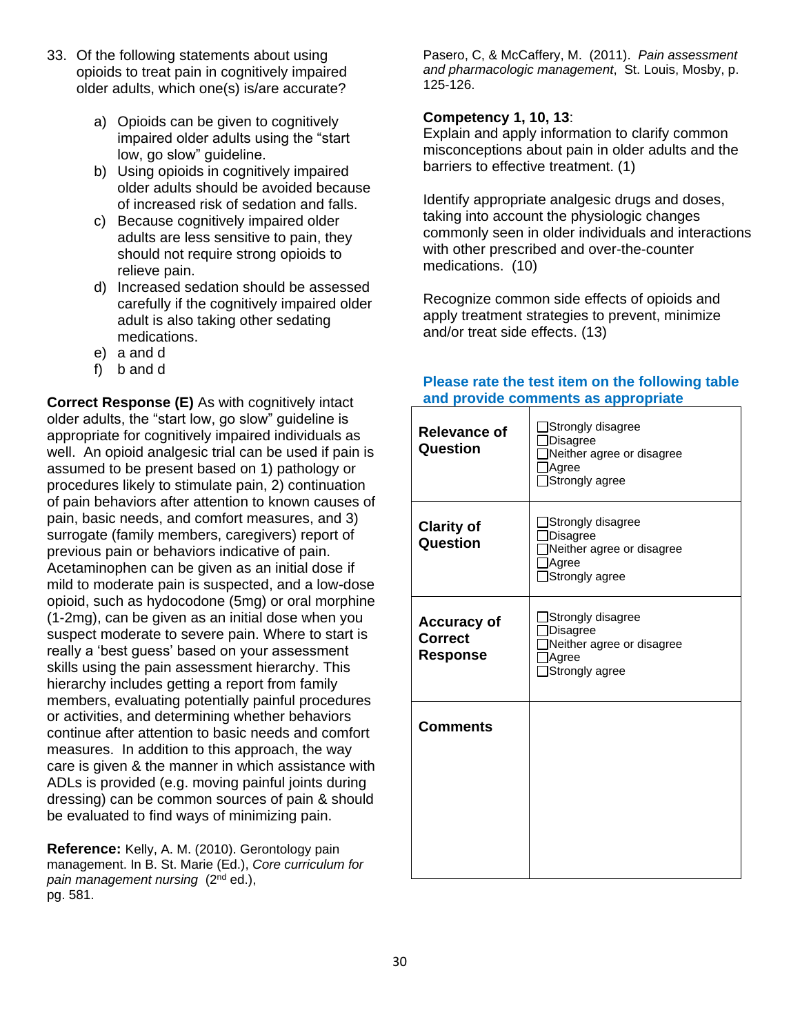33. Of the following statements about using opioids to treat pain in cognitively impaired older adults, which one(s) is/are accurate?

    a) Opioids can be given to cognitively impaired older adults using the "start low, go slow" guideline.
    b) Using opioids in cognitively impaired older adults should be avoided because of increased risk of sedation and falls.
    c) Because cognitively impaired older adults are less sensitive to pain, they should not require strong opioids to relieve pain.
    d) Increased sedation should be assessed carefully if the cognitively impaired older adult is also taking other sedating medications.
    e) a and d
    f) b and d

**Correct Response (E)** As with cognitively intact older adults, the "start low, go slow" guideline is appropriate for cognitively impaired individuals as well. An opioid analgesic trial can be used if pain is assumed to be present based on 1) pathology or procedures likely to stimulate pain, 2) continuation of pain behaviors after attention to known causes of pain, basic needs, and comfort measures, and 3) surrogate (family members, caregivers) report of previous pain or behaviors indicative of pain. Acetaminophen can be given as an initial dose if mild to moderate pain is suspected, and a low-dose opioid, such as hydocodone (5mg) or oral morphine (1-2mg), can be given as an initial dose when you suspect moderate to severe pain. Where to start is really a 'best guess' based on your assessment skills using the pain assessment hierarchy. This hierarchy includes getting a report from family members, evaluating potentially painful procedures or activities, and determining whether behaviors continue after attention to basic needs and comfort measures. In addition to this approach, the way care is given & the manner in which assistance with ADLs is provided (e.g. moving painful joints during dressing) can be common sources of pain & should be evaluated to find ways of minimizing pain.

**Reference:** Kelly, A. M. (2010). Gerontology pain management. In B. St. Marie (Ed.), *Core curriculum for pain management nursing* (2nd ed.), pg. 581.

Pasero, C, & McCaffery, M. (2011). *Pain assessment and pharmacologic management*, St. Louis, Mosby, p. 125-126.

**Competency 1, 10, 13**:
Explain and apply information to clarify common misconceptions about pain in older adults and the barriers to effective treatment. (1)

Identify appropriate analgesic drugs and doses, taking into account the physiologic changes commonly seen in older individuals and interactions with other prescribed and over-the-counter medications. (10)

Recognize common side effects of opioids and apply treatment strategies to prevent, minimize and/or treat side effects. (13)

**Please rate the test item on the following table and provide comments as appropriate**

| | |
|---|---|
| **Relevance of Question** | ☐Strongly disagree<br>☐Disagree<br>☐Neither agree or disagree<br>☐Agree<br>☐Strongly agree |
| **Clarity of Question** | ☐Strongly disagree<br>☐Disagree<br>☐Neither agree or disagree<br>☐Agree<br>☐Strongly agree |
| **Accuracy of Correct Response** | ☐Strongly disagree<br>☐Disagree<br>☐Neither agree or disagree<br>☐Agree<br>☐Strongly agree |
| **Comments** | |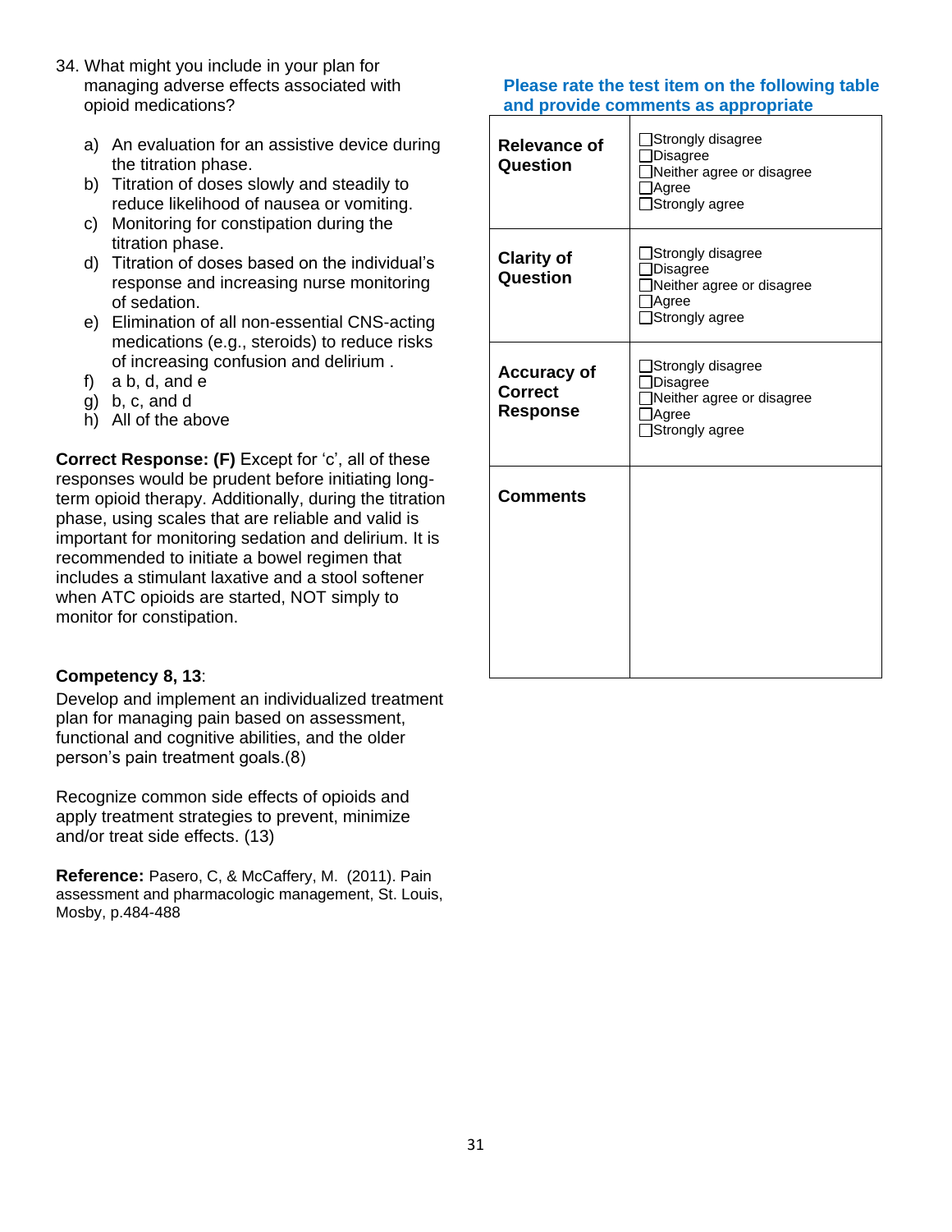34. What might you include in your plan for managing adverse effects associated with opioid medications?

    a) An evaluation for an assistive device during the titration phase.
    b) Titration of doses slowly and steadily to reduce likelihood of nausea or vomiting.
    c) Monitoring for constipation during the titration phase.
    d) Titration of doses based on the individual's response and increasing nurse monitoring of sedation.
    e) Elimination of all non-essential CNS-acting medications (e.g., steroids) to reduce risks of increasing confusion and delirium .
    f) a b, d, and e
    g) b, c, and d
    h) All of the above

**Correct Response: (F)** Except for 'c', all of these responses would be prudent before initiating long-term opioid therapy. Additionally, during the titration phase, using scales that are reliable and valid is important for monitoring sedation and delirium. It is recommended to initiate a bowel regimen that includes a stimulant laxative and a stool softener when ATC opioids are started, NOT simply to monitor for constipation.

**Competency 8, 13**:

Develop and implement an individualized treatment plan for managing pain based on assessment, functional and cognitive abilities, and the older person's pain treatment goals.(8)

Recognize common side effects of opioids and apply treatment strategies to prevent, minimize and/or treat side effects. (13)

**Reference:** Pasero, C, & McCaffery, M. (2011). Pain assessment and pharmacologic management, St. Louis, Mosby, p.484-488

**Please rate the test item on the following table and provide comments as appropriate**

| | |
|---|---|
| **Relevance of Question** | ☐Strongly disagree ☐Disagree ☐Neither agree or disagree ☐Agree ☐Strongly agree |
| **Clarity of Question** | ☐Strongly disagree ☐Disagree ☐Neither agree or disagree ☐Agree ☐Strongly agree |
| **Accuracy of Correct Response** | ☐Strongly disagree ☐Disagree ☐Neither agree or disagree ☐Agree ☐Strongly agree |
| **Comments** | |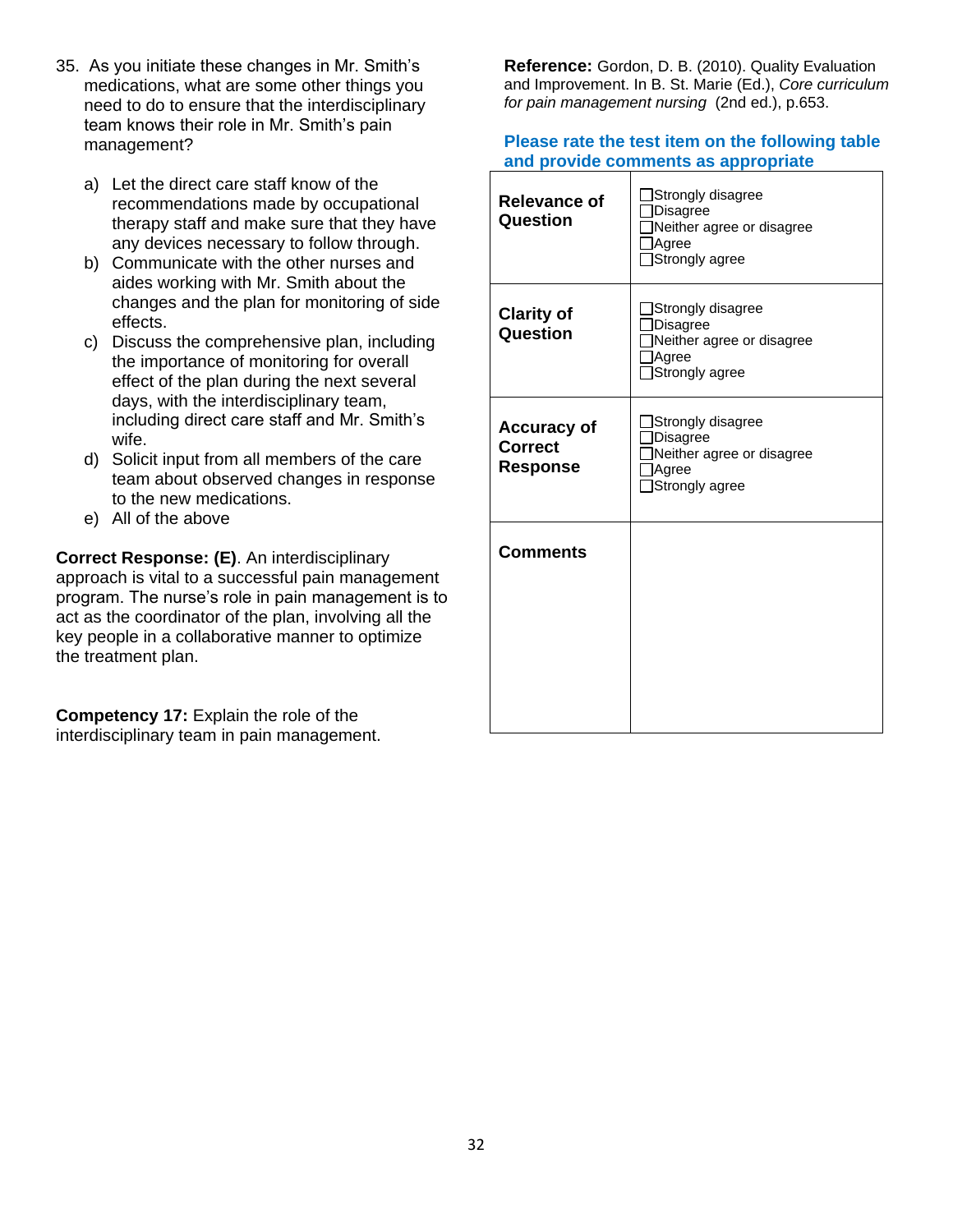35. As you initiate these changes in Mr. Smith's medications, what are some other things you need to do to ensure that the interdisciplinary team knows their role in Mr. Smith's pain management?

   a) Let the direct care staff know of the recommendations made by occupational therapy staff and make sure that they have any devices necessary to follow through.
   b) Communicate with the other nurses and aides working with Mr. Smith about the changes and the plan for monitoring of side effects.
   c) Discuss the comprehensive plan, including the importance of monitoring for overall effect of the plan during the next several days, with the interdisciplinary team, including direct care staff and Mr. Smith's wife.
   d) Solicit input from all members of the care team about observed changes in response to the new medications.
   e) All of the above

**Correct Response: (E)**. An interdisciplinary approach is vital to a successful pain management program. The nurse's role in pain management is to act as the coordinator of the plan, involving all the key people in a collaborative manner to optimize the treatment plan.

**Competency 17:** Explain the role of the interdisciplinary team in pain management.

**Reference:** Gordon, D. B. (2010). Quality Evaluation and Improvement. In B. St. Marie (Ed.), *Core curriculum for pain management nursing* (2nd ed.), p.653.

**Please rate the test item on the following table and provide comments as appropriate**

| | |
|---|---|
| **Relevance of Question** | ☐Strongly disagree<br>☐Disagree<br>☐Neither agree or disagree<br>☐Agree<br>☐Strongly agree |
| **Clarity of Question** | ☐Strongly disagree<br>☐Disagree<br>☐Neither agree or disagree<br>☐Agree<br>☐Strongly agree |
| **Accuracy of Correct Response** | ☐Strongly disagree<br>☐Disagree<br>☐Neither agree or disagree<br>☐Agree<br>☐Strongly agree |
| **Comments** | |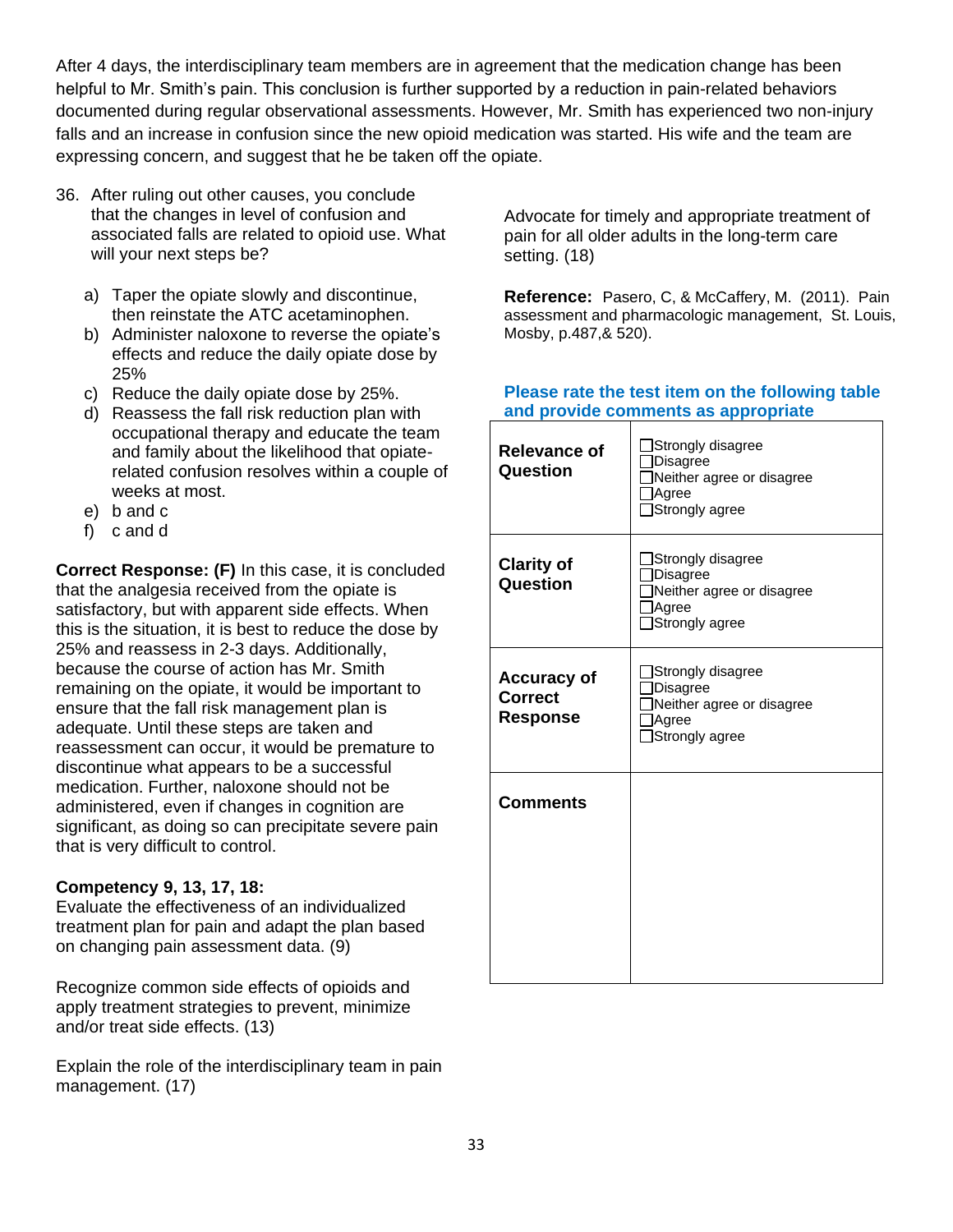After 4 days, the interdisciplinary team members are in agreement that the medication change has been helpful to Mr. Smith's pain. This conclusion is further supported by a reduction in pain-related behaviors documented during regular observational assessments. However, Mr. Smith has experienced two non-injury falls and an increase in confusion since the new opioid medication was started. His wife and the team are expressing concern, and suggest that he be taken off the opiate.

36. After ruling out other causes, you conclude that the changes in level of confusion and associated falls are related to opioid use. What will your next steps be?

   a) Taper the opiate slowly and discontinue, then reinstate the ATC acetaminophen.
   b) Administer naloxone to reverse the opiate's effects and reduce the daily opiate dose by 25%
   c) Reduce the daily opiate dose by 25%.
   d) Reassess the fall risk reduction plan with occupational therapy and educate the team and family about the likelihood that opiate-related confusion resolves within a couple of weeks at most.
   e) b and c
   f) c and d

**Correct Response: (F)** In this case, it is concluded that the analgesia received from the opiate is satisfactory, but with apparent side effects. When this is the situation, it is best to reduce the dose by 25% and reassess in 2-3 days. Additionally, because the course of action has Mr. Smith remaining on the opiate, it would be important to ensure that the fall risk management plan is adequate. Until these steps are taken and reassessment can occur, it would be premature to discontinue what appears to be a successful medication. Further, naloxone should not be administered, even if changes in cognition are significant, as doing so can precipitate severe pain that is very difficult to control.

**Competency 9, 13, 17, 18:**
Evaluate the effectiveness of an individualized treatment plan for pain and adapt the plan based on changing pain assessment data. (9)

Recognize common side effects of opioids and apply treatment strategies to prevent, minimize and/or treat side effects. (13)

Explain the role of the interdisciplinary team in pain management. (17)

Advocate for timely and appropriate treatment of pain for all older adults in the long-term care setting. (18)

**Reference:** Pasero, C, & McCaffery, M. (2011). Pain assessment and pharmacologic management, St. Louis, Mosby, p.487,& 520).

**Please rate the test item on the following table and provide comments as appropriate**

| | |
|---|---|
| **Relevance of Question** | ☐Strongly disagree<br>☐Disagree<br>☐Neither agree or disagree<br>☐Agree<br>☐Strongly agree |
| **Clarity of Question** | ☐Strongly disagree<br>☐Disagree<br>☐Neither agree or disagree<br>☐Agree<br>☐Strongly agree |
| **Accuracy of Correct Response** | ☐Strongly disagree<br>☐Disagree<br>☐Neither agree or disagree<br>☐Agree<br>☐Strongly agree |
| **Comments** | |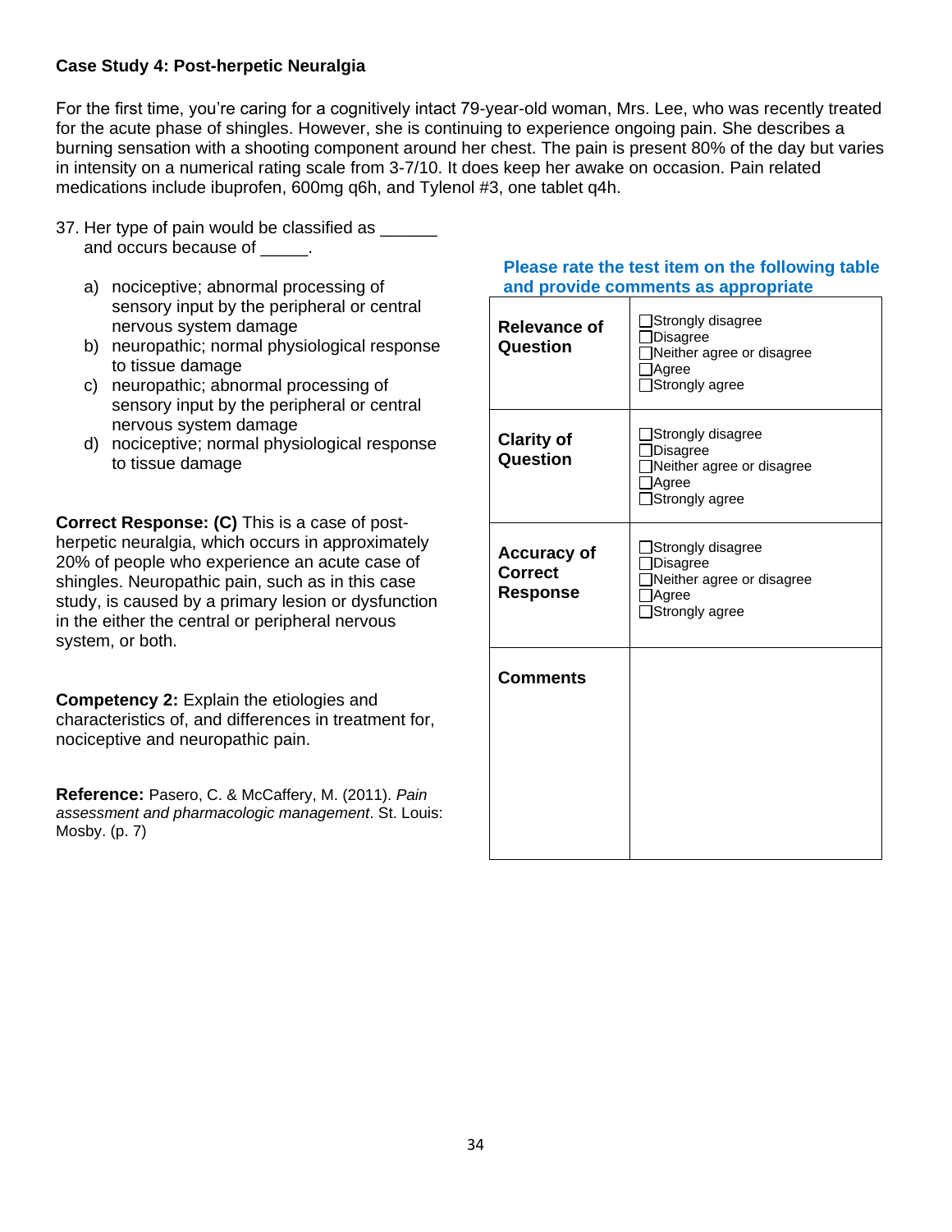**Case Study 4: Post-herpetic Neuralgia**

For the first time, you're caring for a cognitively intact 79-year-old woman, Mrs. Lee, who was recently treated for the acute phase of shingles. However, she is continuing to experience ongoing pain. She describes a burning sensation with a shooting component around her chest. The pain is present 80% of the day but varies in intensity on a numerical rating scale from 3-7/10. It does keep her awake on occasion. Pain related medications include ibuprofen, 600mg q6h, and Tylenol #3, one tablet q4h.

37. Her type of pain would be classified as ______ and occurs because of _____.

   a) nociceptive; abnormal processing of sensory input by the peripheral or central nervous system damage
   b) neuropathic; normal physiological response to tissue damage
   c) neuropathic; abnormal processing of sensory input by the peripheral or central nervous system damage
   d) nociceptive; normal physiological response to tissue damage

**Correct Response: (C)** This is a case of post-herpetic neuralgia, which occurs in approximately 20% of people who experience an acute case of shingles. Neuropathic pain, such as in this case study, is caused by a primary lesion or dysfunction in the either the central or peripheral nervous system, or both.

**Competency 2:** Explain the etiologies and characteristics of, and differences in treatment for, nociceptive and neuropathic pain.

**Reference:** Pasero, C. & McCaffery, M. (2011). *Pain assessment and pharmacologic management*. St. Louis: Mosby. (p. 7)

**Please rate the test item on the following table and provide comments as appropriate**

| | |
|---|---|
| **Relevance of Question** | ☐Strongly disagree<br>☐Disagree<br>☐Neither agree or disagree<br>☐Agree<br>☐Strongly agree |
| **Clarity of Question** | ☐Strongly disagree<br>☐Disagree<br>☐Neither agree or disagree<br>☐Agree<br>☐Strongly agree |
| **Accuracy of Correct Response** | ☐Strongly disagree<br>☐Disagree<br>☐Neither agree or disagree<br>☐Agree<br>☐Strongly agree |
| **Comments** | |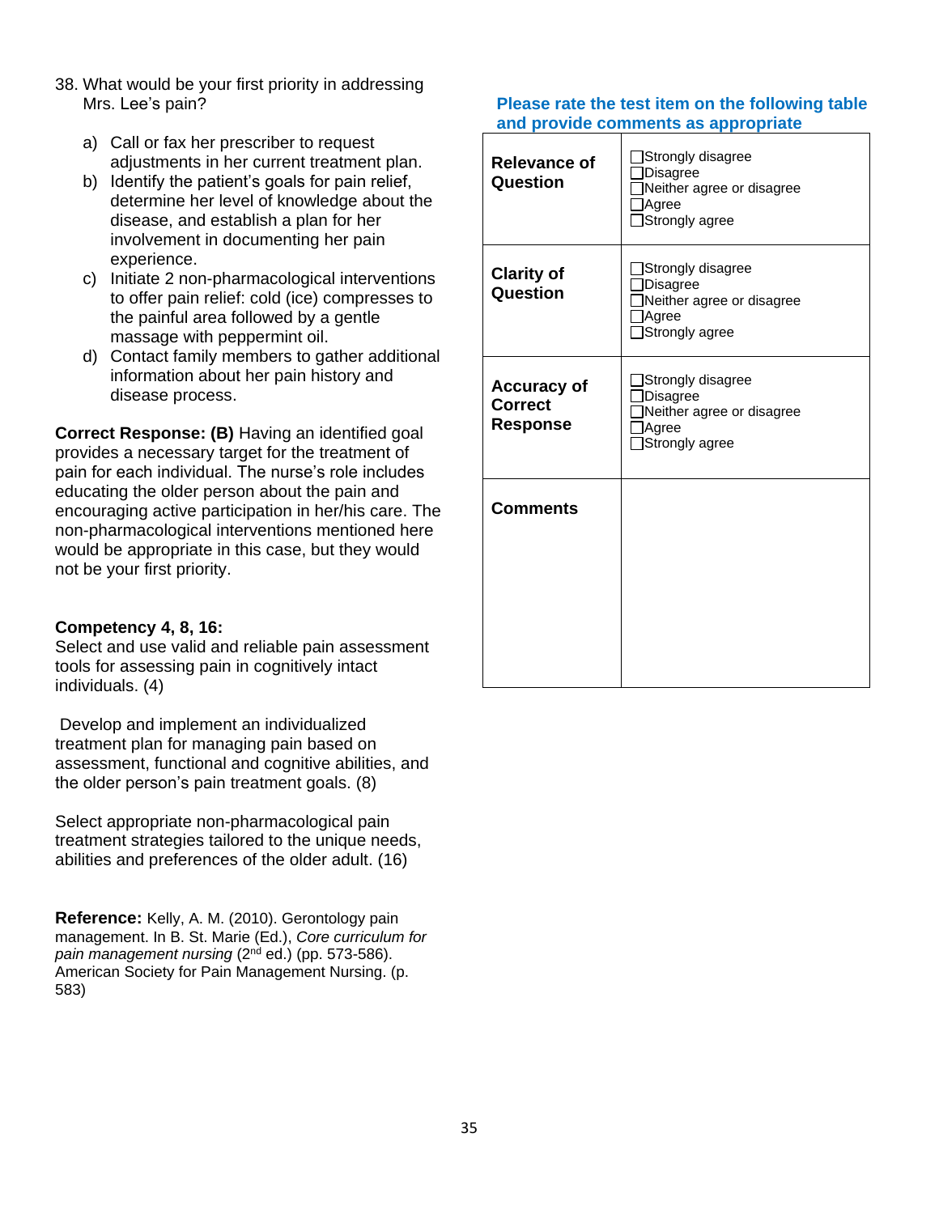38. What would be your first priority in addressing Mrs. Lee's pain?

    a) Call or fax her prescriber to request adjustments in her current treatment plan.
    b) Identify the patient's goals for pain relief, determine her level of knowledge about the disease, and establish a plan for her involvement in documenting her pain experience.
    c) Initiate 2 non-pharmacological interventions to offer pain relief: cold (ice) compresses to the painful area followed by a gentle massage with peppermint oil.
    d) Contact family members to gather additional information about her pain history and disease process.

**Correct Response: (B)** Having an identified goal provides a necessary target for the treatment of pain for each individual. The nurse's role includes educating the older person about the pain and encouraging active participation in her/his care. The non-pharmacological interventions mentioned here would be appropriate in this case, but they would not be your first priority.

**Competency 4, 8, 16:**
Select and use valid and reliable pain assessment tools for assessing pain in cognitively intact individuals. (4)

Develop and implement an individualized treatment plan for managing pain based on assessment, functional and cognitive abilities, and the older person's pain treatment goals. (8)

Select appropriate non-pharmacological pain treatment strategies tailored to the unique needs, abilities and preferences of the older adult. (16)

**Reference:** Kelly, A. M. (2010). Gerontology pain management. In B. St. Marie (Ed.), *Core curriculum for pain management nursing* (2nd ed.) (pp. 573-586). American Society for Pain Management Nursing. (p. 583)

**Please rate the test item on the following table and provide comments as appropriate**

| | |
|---|---|
| **Relevance of Question** | ☐Strongly disagree<br>☐Disagree<br>☐Neither agree or disagree<br>☐Agree<br>☐Strongly agree |
| **Clarity of Question** | ☐Strongly disagree<br>☐Disagree<br>☐Neither agree or disagree<br>☐Agree<br>☐Strongly agree |
| **Accuracy of Correct Response** | ☐Strongly disagree<br>☐Disagree<br>☐Neither agree or disagree<br>☐Agree<br>☐Strongly agree |
| **Comments** | |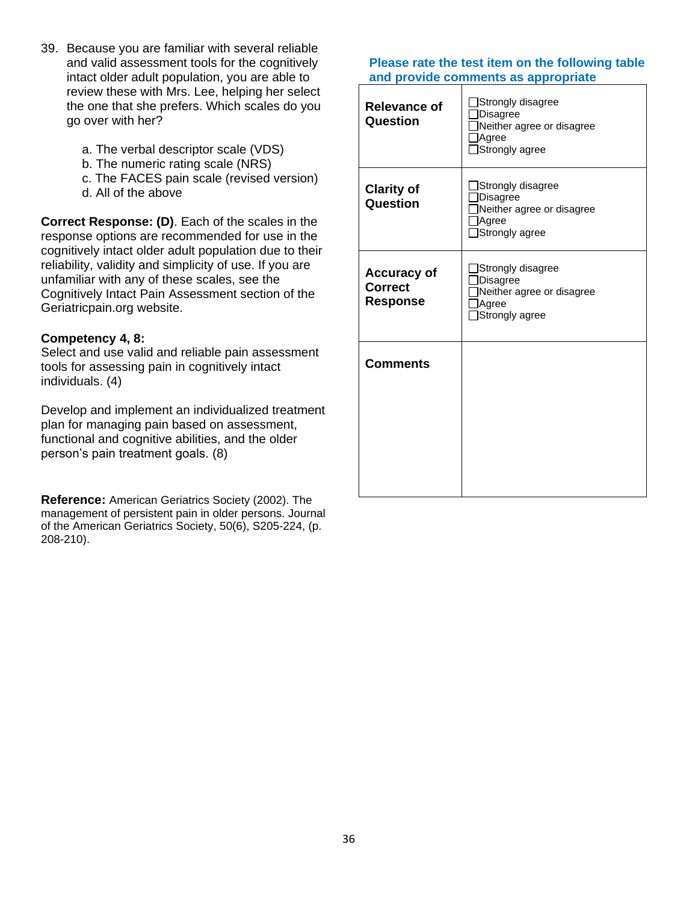39. Because you are familiar with several reliable and valid assessment tools for the cognitively intact older adult population, you are able to review these with Mrs. Lee, helping her select the one that she prefers. Which scales do you go over with her?

    a. The verbal descriptor scale (VDS)
    b. The numeric rating scale (NRS)
    c. The FACES pain scale (revised version)
    d. All of the above

**Correct Response: (D)**. Each of the scales in the response options are recommended for use in the cognitively intact older adult population due to their reliability, validity and simplicity of use. If you are unfamiliar with any of these scales, see the Cognitively Intact Pain Assessment section of the Geriatricpain.org website.

**Competency 4, 8:**
Select and use valid and reliable pain assessment tools for assessing pain in cognitively intact individuals. (4)

Develop and implement an individualized treatment plan for managing pain based on assessment, functional and cognitive abilities, and the older person's pain treatment goals. (8)

**Reference:** American Geriatrics Society (2002). The management of persistent pain in older persons. Journal of the American Geriatrics Society, 50(6), S205-224, (p. 208-210).

**Please rate the test item on the following table and provide comments as appropriate**

| | |
|---|---|
| **Relevance of Question** | ☐Strongly disagree<br>☐Disagree<br>☐Neither agree or disagree<br>☐Agree<br>☐Strongly agree |
| **Clarity of Question** | ☐Strongly disagree<br>☐Disagree<br>☐Neither agree or disagree<br>☐Agree<br>☐Strongly agree |
| **Accuracy of Correct Response** | ☐Strongly disagree<br>☐Disagree<br>☐Neither agree or disagree<br>☐Agree<br>☐Strongly agree |
| **Comments** | |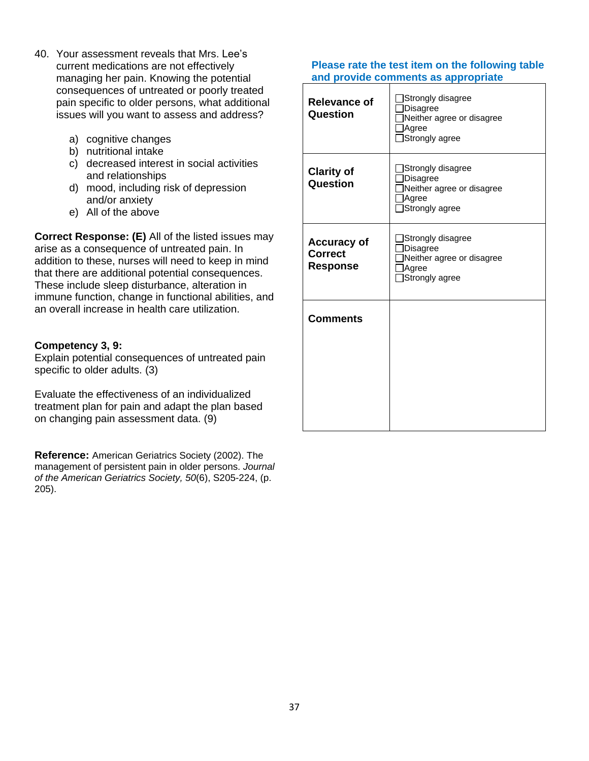40. Your assessment reveals that Mrs. Lee's current medications are not effectively managing her pain. Knowing the potential consequences of untreated or poorly treated pain specific to older persons, what additional issues will you want to assess and address?

    a) cognitive changes
    b) nutritional intake
    c) decreased interest in social activities and relationships
    d) mood, including risk of depression and/or anxiety
    e) All of the above

**Correct Response: (E)** All of the listed issues may arise as a consequence of untreated pain. In addition to these, nurses will need to keep in mind that there are additional potential consequences. These include sleep disturbance, alteration in immune function, change in functional abilities, and an overall increase in health care utilization.

**Competency 3, 9:**
Explain potential consequences of untreated pain specific to older adults. (3)

Evaluate the effectiveness of an individualized treatment plan for pain and adapt the plan based on changing pain assessment data. (9)

**Reference:** American Geriatrics Society (2002). The management of persistent pain in older persons. *Journal of the American Geriatrics Society, 50*(6), S205-224, (p. 205).

**Please rate the test item on the following table and provide comments as appropriate**

| | |
|---|---|
| **Relevance of Question** | ☐Strongly disagree<br>☐Disagree<br>☐Neither agree or disagree<br>☐Agree<br>☐Strongly agree |
| **Clarity of Question** | ☐Strongly disagree<br>☐Disagree<br>☐Neither agree or disagree<br>☐Agree<br>☐Strongly agree |
| **Accuracy of Correct Response** | ☐Strongly disagree<br>☐Disagree<br>☐Neither agree or disagree<br>☐Agree<br>☐Strongly agree |
| **Comments** | |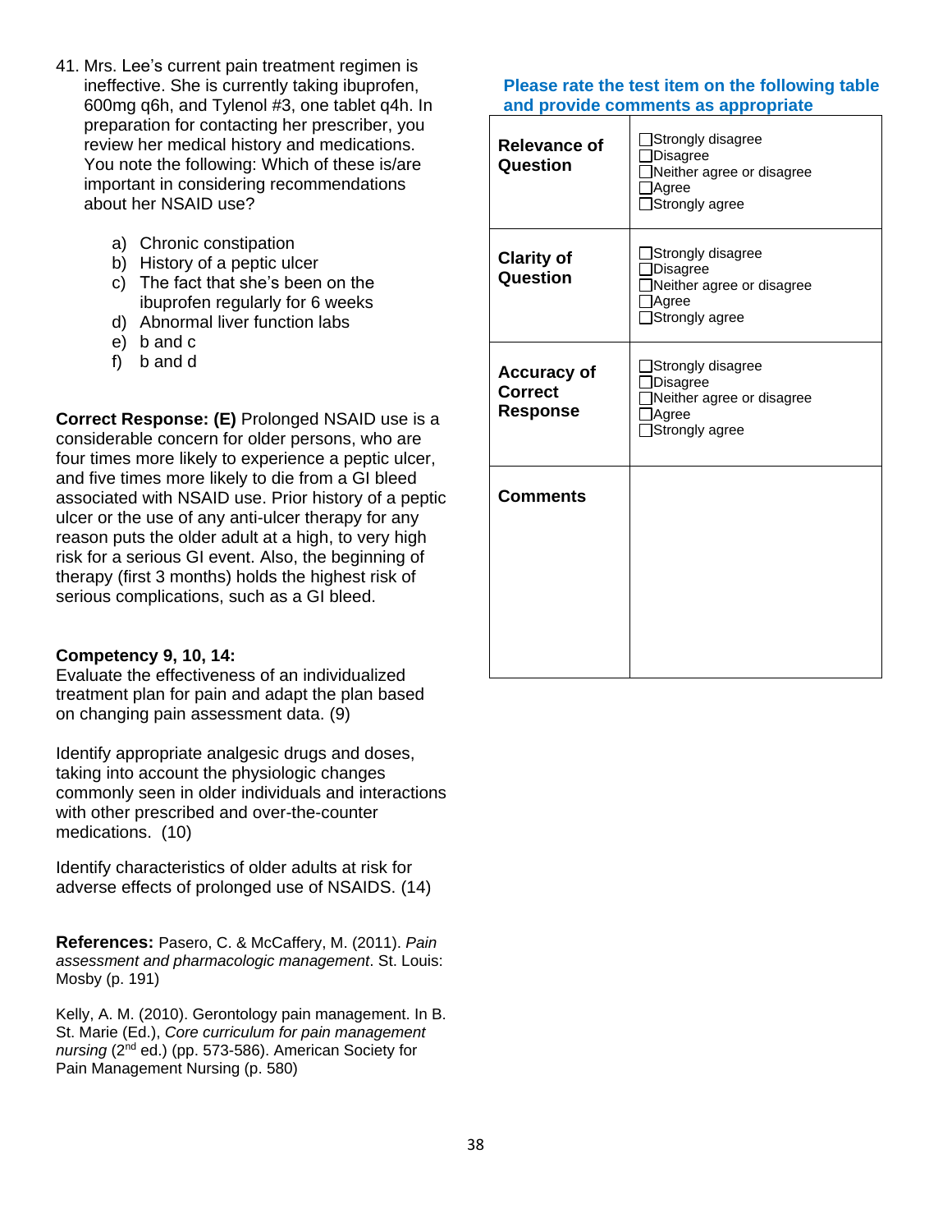41. Mrs. Lee's current pain treatment regimen is ineffective. She is currently taking ibuprofen, 600mg q6h, and Tylenol #3, one tablet q4h. In preparation for contacting her prescriber, you review her medical history and medications. You note the following: Which of these is/are important in considering recommendations about her NSAID use?

    a) Chronic constipation
    b) History of a peptic ulcer
    c) The fact that she's been on the ibuprofen regularly for 6 weeks
    d) Abnormal liver function labs
    e) b and c
    f) b and d

**Correct Response: (E)** Prolonged NSAID use is a considerable concern for older persons, who are four times more likely to experience a peptic ulcer, and five times more likely to die from a GI bleed associated with NSAID use. Prior history of a peptic ulcer or the use of any anti-ulcer therapy for any reason puts the older adult at a high, to very high risk for a serious GI event. Also, the beginning of therapy (first 3 months) holds the highest risk of serious complications, such as a GI bleed.

**Competency 9, 10, 14:**
Evaluate the effectiveness of an individualized treatment plan for pain and adapt the plan based on changing pain assessment data. (9)

Identify appropriate analgesic drugs and doses, taking into account the physiologic changes commonly seen in older individuals and interactions with other prescribed and over-the-counter medications. (10)

Identify characteristics of older adults at risk for adverse effects of prolonged use of NSAIDS. (14)

**References:** Pasero, C. & McCaffery, M. (2011). *Pain assessment and pharmacologic management*. St. Louis: Mosby (p. 191)

Kelly, A. M. (2010). Gerontology pain management. In B. St. Marie (Ed.), *Core curriculum for pain management nursing* (2nd ed.) (pp. 573-586). American Society for Pain Management Nursing (p. 580)

**Please rate the test item on the following table and provide comments as appropriate**

| | |
|---|---|
| **Relevance of Question** | ☐Strongly disagree<br>☐Disagree<br>☐Neither agree or disagree<br>☐Agree<br>☐Strongly agree |
| **Clarity of Question** | ☐Strongly disagree<br>☐Disagree<br>☐Neither agree or disagree<br>☐Agree<br>☐Strongly agree |
| **Accuracy of Correct Response** | ☐Strongly disagree<br>☐Disagree<br>☐Neither agree or disagree<br>☐Agree<br>☐Strongly agree |
| **Comments** | |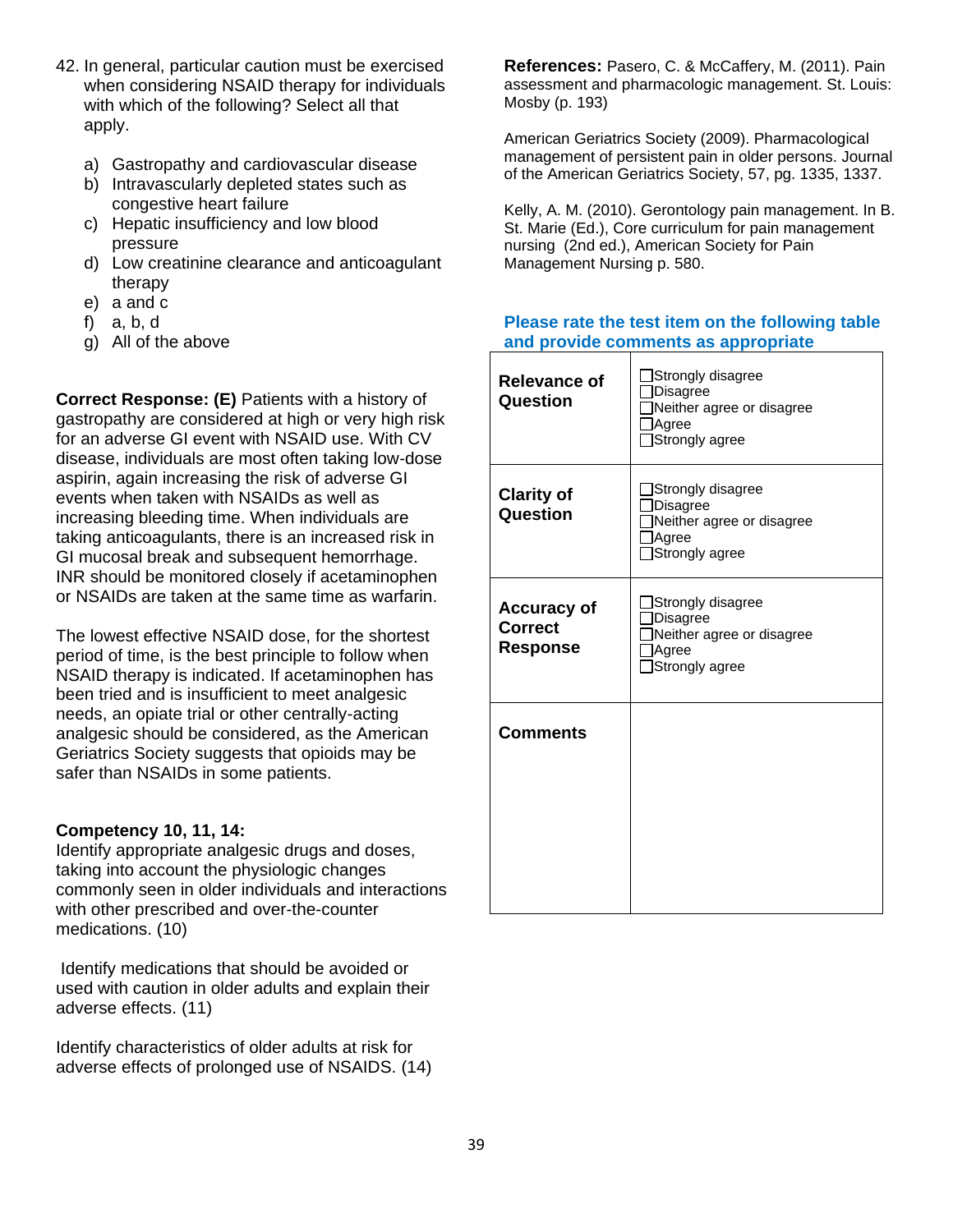42. In general, particular caution must be exercised when considering NSAID therapy for individuals with which of the following? Select all that apply.

   a) Gastropathy and cardiovascular disease
   b) Intravascularly depleted states such as congestive heart failure
   c) Hepatic insufficiency and low blood pressure
   d) Low creatinine clearance and anticoagulant therapy
   e) a and c
   f) a, b, d
   g) All of the above

**Correct Response: (E)** Patients with a history of gastropathy are considered at high or very high risk for an adverse GI event with NSAID use. With CV disease, individuals are most often taking low-dose aspirin, again increasing the risk of adverse GI events when taken with NSAIDs as well as increasing bleeding time. When individuals are taking anticoagulants, there is an increased risk in GI mucosal break and subsequent hemorrhage. INR should be monitored closely if acetaminophen or NSAIDs are taken at the same time as warfarin.

The lowest effective NSAID dose, for the shortest period of time, is the best principle to follow when NSAID therapy is indicated. If acetaminophen has been tried and is insufficient to meet analgesic needs, an opiate trial or other centrally-acting analgesic should be considered, as the American Geriatrics Society suggests that opioids may be safer than NSAIDs in some patients.

**Competency 10, 11, 14:**
Identify appropriate analgesic drugs and doses, taking into account the physiologic changes commonly seen in older individuals and interactions with other prescribed and over-the-counter medications. (10)

Identify medications that should be avoided or used with caution in older adults and explain their adverse effects. (11)

Identify characteristics of older adults at risk for adverse effects of prolonged use of NSAIDS. (14)

**References:** Pasero, C. & McCaffery, M. (2011). Pain assessment and pharmacologic management. St. Louis: Mosby (p. 193)

American Geriatrics Society (2009). Pharmacological management of persistent pain in older persons. Journal of the American Geriatrics Society, 57, pg. 1335, 1337.

Kelly, A. M. (2010). Gerontology pain management. In B. St. Marie (Ed.), Core curriculum for pain management nursing (2nd ed.), American Society for Pain Management Nursing p. 580.

**Please rate the test item on the following table and provide comments as appropriate**

| | |
|---|---|
| **Relevance of Question** | ☐Strongly disagree<br>☐Disagree<br>☐Neither agree or disagree<br>☐Agree<br>☐Strongly agree |
| **Clarity of Question** | ☐Strongly disagree<br>☐Disagree<br>☐Neither agree or disagree<br>☐Agree<br>☐Strongly agree |
| **Accuracy of Correct Response** | ☐Strongly disagree<br>☐Disagree<br>☐Neither agree or disagree<br>☐Agree<br>☐Strongly agree |
| **Comments** | |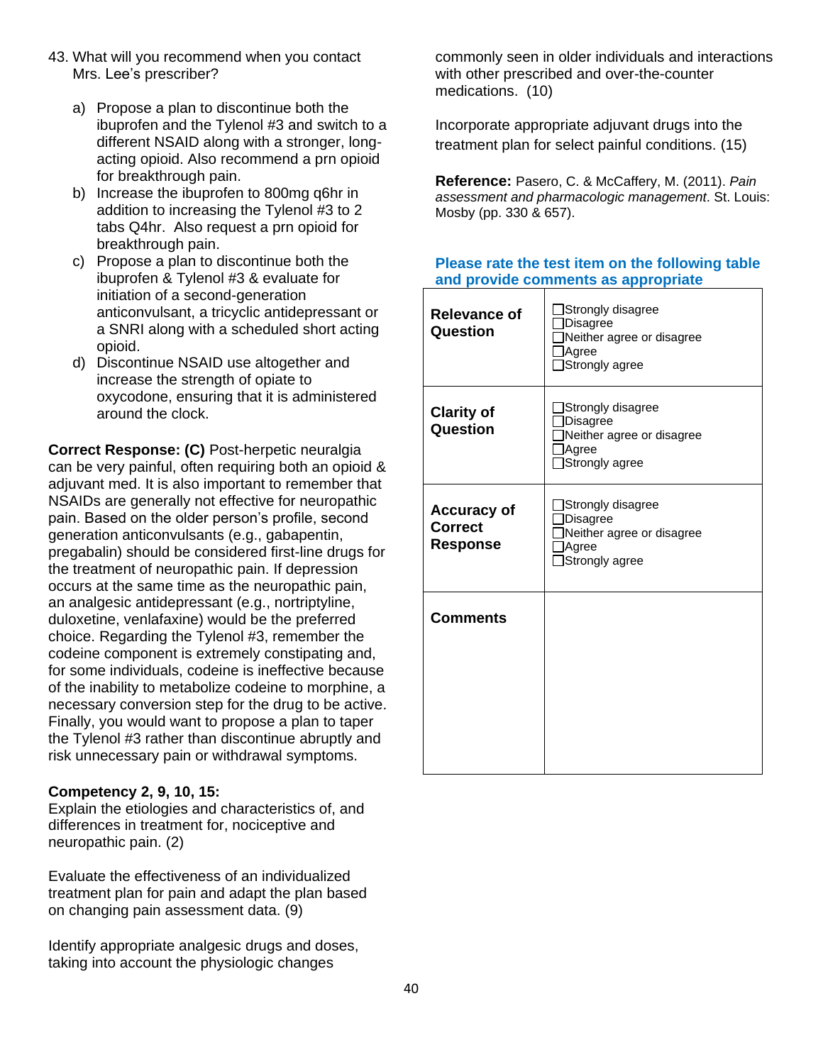43. What will you recommend when you contact Mrs. Lee's prescriber?

   a) Propose a plan to discontinue both the ibuprofen and the Tylenol #3 and switch to a different NSAID along with a stronger, long-acting opioid. Also recommend a prn opioid for breakthrough pain.
   b) Increase the ibuprofen to 800mg q6hr in addition to increasing the Tylenol #3 to 2 tabs Q4hr. Also request a prn opioid for breakthrough pain.
   c) Propose a plan to discontinue both the ibuprofen & Tylenol #3 & evaluate for initiation of a second-generation anticonvulsant, a tricyclic antidepressant or a SNRI along with a scheduled short acting opioid.
   d) Discontinue NSAID use altogether and increase the strength of opiate to oxycodone, ensuring that it is administered around the clock.

**Correct Response: (C)** Post-herpetic neuralgia can be very painful, often requiring both an opioid & adjuvant med. It is also important to remember that NSAIDs are generally not effective for neuropathic pain. Based on the older person's profile, second generation anticonvulsants (e.g., gabapentin, pregabalin) should be considered first-line drugs for the treatment of neuropathic pain. If depression occurs at the same time as the neuropathic pain, an analgesic antidepressant (e.g., nortriptyline, duloxetine, venlafaxine) would be the preferred choice. Regarding the Tylenol #3, remember the codeine component is extremely constipating and, for some individuals, codeine is ineffective because of the inability to metabolize codeine to morphine, a necessary conversion step for the drug to be active. Finally, you would want to propose a plan to taper the Tylenol #3 rather than discontinue abruptly and risk unnecessary pain or withdrawal symptoms.

**Competency 2, 9, 10, 15:**
Explain the etiologies and characteristics of, and differences in treatment for, nociceptive and neuropathic pain. (2)

Evaluate the effectiveness of an individualized treatment plan for pain and adapt the plan based on changing pain assessment data. (9)

Identify appropriate analgesic drugs and doses, taking into account the physiologic changes commonly seen in older individuals and interactions with other prescribed and over-the-counter medications. (10)

Incorporate appropriate adjuvant drugs into the treatment plan for select painful conditions. (15)

**Reference:** Pasero, C. & McCaffery, M. (2011). *Pain assessment and pharmacologic management*. St. Louis: Mosby (pp. 330 & 657).

**Please rate the test item on the following table and provide comments as appropriate**

| | |
|---|---|
| **Relevance of Question** | ☐Strongly disagree<br>☐Disagree<br>☐Neither agree or disagree<br>☐Agree<br>☐Strongly agree |
| **Clarity of Question** | ☐Strongly disagree<br>☐Disagree<br>☐Neither agree or disagree<br>☐Agree<br>☐Strongly agree |
| **Accuracy of Correct Response** | ☐Strongly disagree<br>☐Disagree<br>☐Neither agree or disagree<br>☐Agree<br>☐Strongly agree |
| **Comments** | |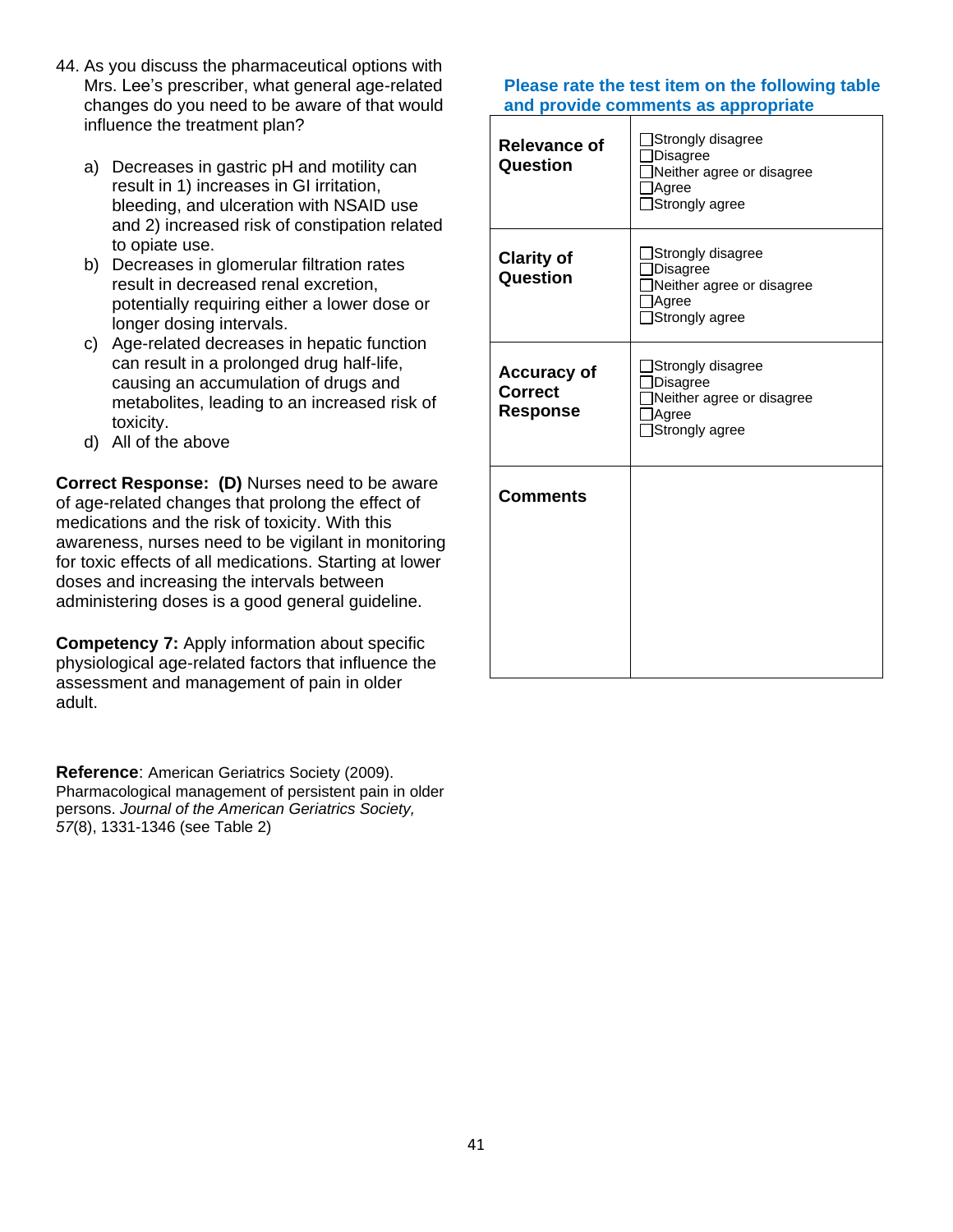44. As you discuss the pharmaceutical options with Mrs. Lee's prescriber, what general age-related changes do you need to be aware of that would influence the treatment plan?

    a) Decreases in gastric pH and motility can result in 1) increases in GI irritation, bleeding, and ulceration with NSAID use and 2) increased risk of constipation related to opiate use.
    b) Decreases in glomerular filtration rates result in decreased renal excretion, potentially requiring either a lower dose or longer dosing intervals.
    c) Age-related decreases in hepatic function can result in a prolonged drug half-life, causing an accumulation of drugs and metabolites, leading to an increased risk of toxicity.
    d) All of the above

**Correct Response: (D)** Nurses need to be aware of age-related changes that prolong the effect of medications and the risk of toxicity. With this awareness, nurses need to be vigilant in monitoring for toxic effects of all medications. Starting at lower doses and increasing the intervals between administering doses is a good general guideline.

**Competency 7:** Apply information about specific physiological age-related factors that influence the assessment and management of pain in older adult.

**Reference**: American Geriatrics Society (2009). Pharmacological management of persistent pain in older persons. *Journal of the American Geriatrics Society, 57*(8), 1331-1346 (see Table 2)

**Please rate the test item on the following table and provide comments as appropriate**

| | |
|---|---|
| **Relevance of Question** | ☐Strongly disagree<br>☐Disagree<br>☐Neither agree or disagree<br>☐Agree<br>☐Strongly agree |
| **Clarity of Question** | ☐Strongly disagree<br>☐Disagree<br>☐Neither agree or disagree<br>☐Agree<br>☐Strongly agree |
| **Accuracy of Correct Response** | ☐Strongly disagree<br>☐Disagree<br>☐Neither agree or disagree<br>☐Agree<br>☐Strongly agree |
| **Comments** | |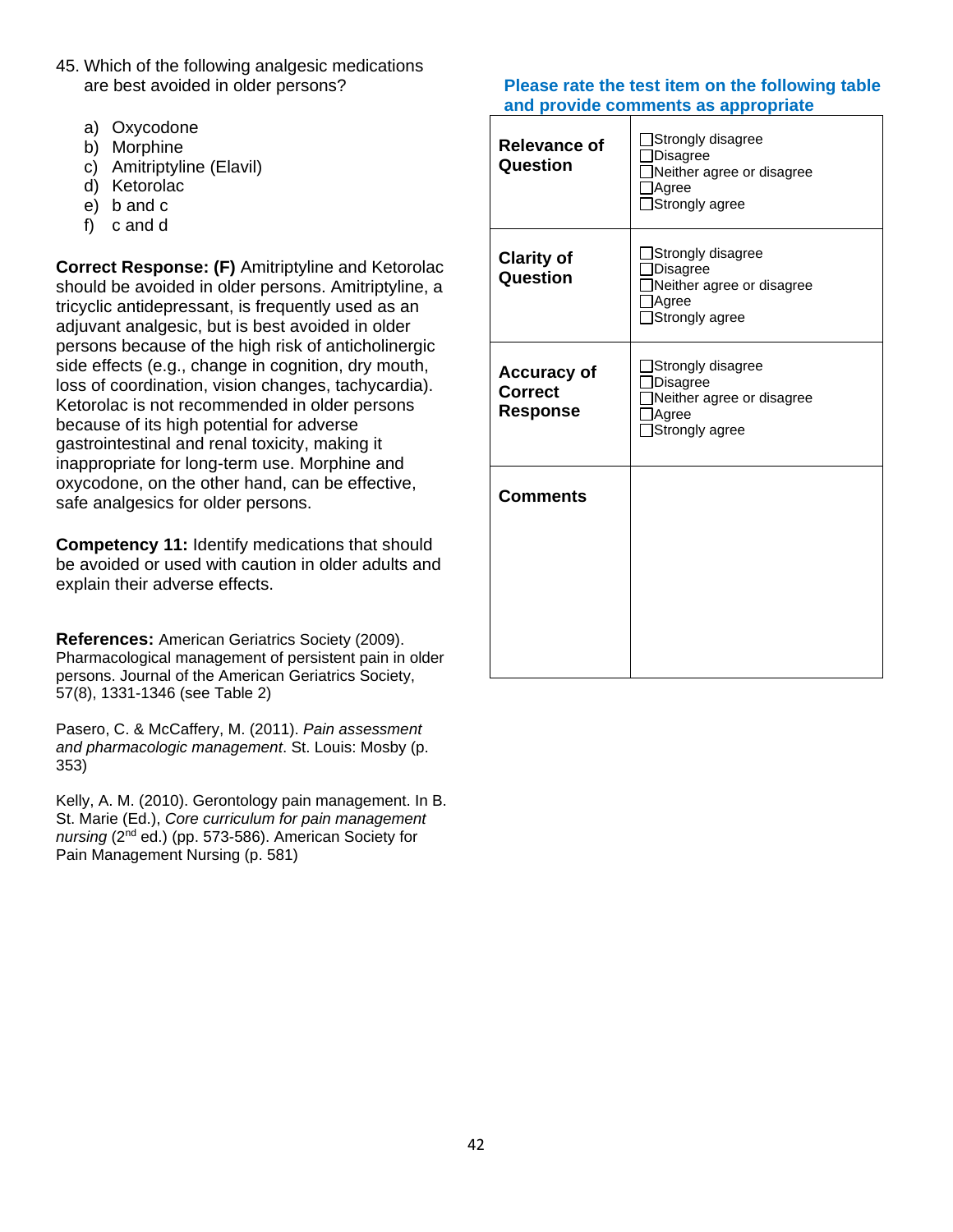45. Which of the following analgesic medications are best avoided in older persons?

   a) Oxycodone
   b) Morphine
   c) Amitriptyline (Elavil)
   d) Ketorolac
   e) b and c
   f) c and d

**Correct Response: (F)** Amitriptyline and Ketorolac should be avoided in older persons. Amitriptyline, a tricyclic antidepressant, is frequently used as an adjuvant analgesic, but is best avoided in older persons because of the high risk of anticholinergic side effects (e.g., change in cognition, dry mouth, loss of coordination, vision changes, tachycardia). Ketorolac is not recommended in older persons because of its high potential for adverse gastrointestinal and renal toxicity, making it inappropriate for long-term use. Morphine and oxycodone, on the other hand, can be effective, safe analgesics for older persons.

**Competency 11:** Identify medications that should be avoided or used with caution in older adults and explain their adverse effects.

**References:** American Geriatrics Society (2009). Pharmacological management of persistent pain in older persons. Journal of the American Geriatrics Society, 57(8), 1331-1346 (see Table 2)

Pasero, C. & McCaffery, M. (2011). *Pain assessment and pharmacologic management*. St. Louis: Mosby (p. 353)

Kelly, A. M. (2010). Gerontology pain management. In B. St. Marie (Ed.), *Core curriculum for pain management nursing* (2nd ed.) (pp. 573-586). American Society for Pain Management Nursing (p. 581)

**Please rate the test item on the following table and provide comments as appropriate**

| | |
|---|---|
| **Relevance of Question** | ☐Strongly disagree<br>☐Disagree<br>☐Neither agree or disagree<br>☐Agree<br>☐Strongly agree |
| **Clarity of Question** | ☐Strongly disagree<br>☐Disagree<br>☐Neither agree or disagree<br>☐Agree<br>☐Strongly agree |
| **Accuracy of Correct Response** | ☐Strongly disagree<br>☐Disagree<br>☐Neither agree or disagree<br>☐Agree<br>☐Strongly agree |
| **Comments** | |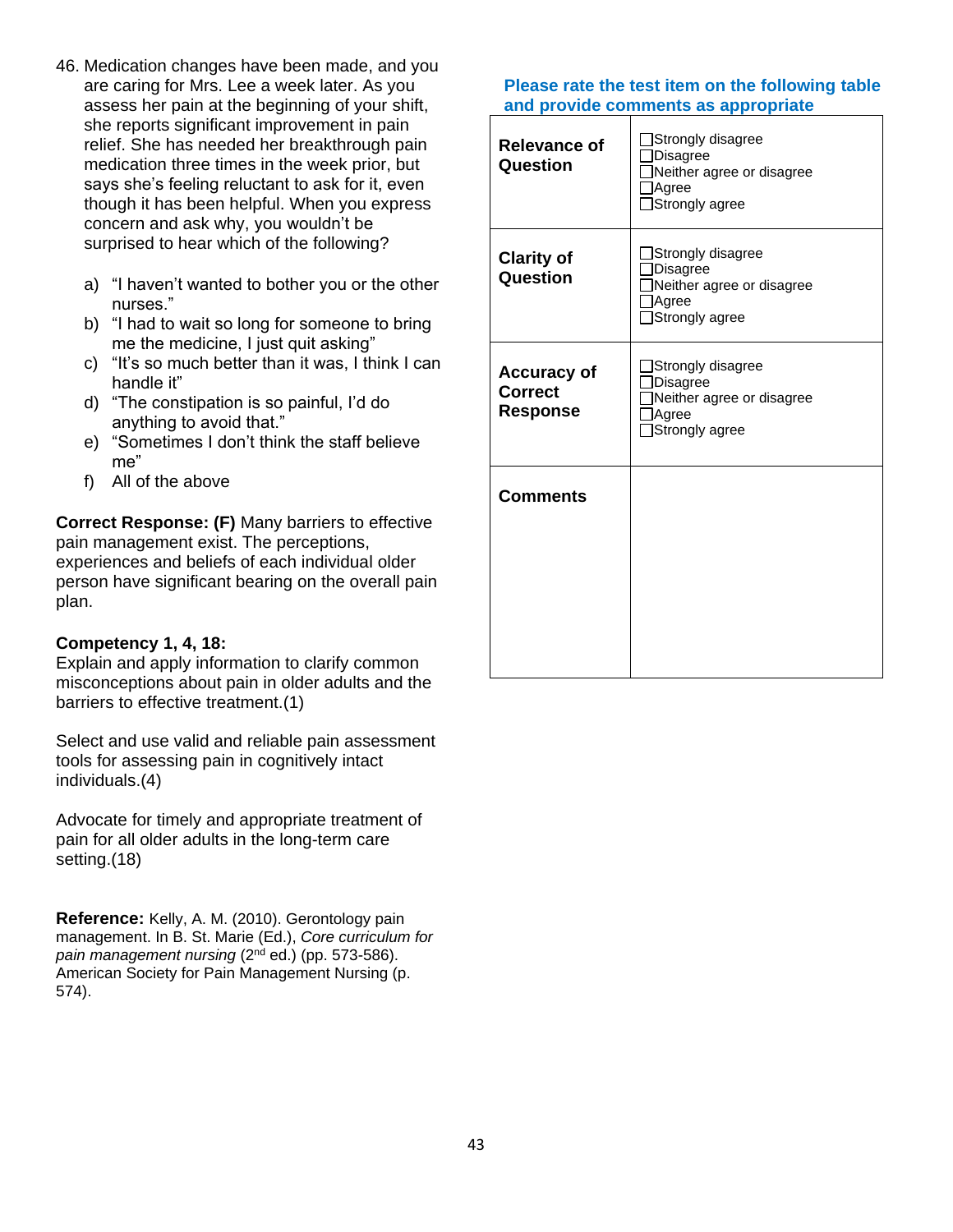46. Medication changes have been made, and you are caring for Mrs. Lee a week later. As you assess her pain at the beginning of your shift, she reports significant improvement in pain relief. She has needed her breakthrough pain medication three times in the week prior, but says she's feeling reluctant to ask for it, even though it has been helpful. When you express concern and ask why, you wouldn't be surprised to hear which of the following?

   a) "I haven't wanted to bother you or the other nurses."
   b) "I had to wait so long for someone to bring me the medicine, I just quit asking"
   c) "It's so much better than it was, I think I can handle it"
   d) "The constipation is so painful, I'd do anything to avoid that."
   e) "Sometimes I don't think the staff believe me"
   f) All of the above

**Correct Response: (F)** Many barriers to effective pain management exist. The perceptions, experiences and beliefs of each individual older person have significant bearing on the overall pain plan.

**Competency 1, 4, 18:**
Explain and apply information to clarify common misconceptions about pain in older adults and the barriers to effective treatment.(1)

Select and use valid and reliable pain assessment tools for assessing pain in cognitively intact individuals.(4)

Advocate for timely and appropriate treatment of pain for all older adults in the long-term care setting.(18)

**Reference:** Kelly, A. M. (2010). Gerontology pain management. In B. St. Marie (Ed.), *Core curriculum for pain management nursing* (2[nd] ed.) (pp. 573-586). American Society for Pain Management Nursing (p. 574).

**Please rate the test item on the following table and provide comments as appropriate**

| | |
|---|---|
| **Relevance of Question** | ☐Strongly disagree<br>☐Disagree<br>☐Neither agree or disagree<br>☐Agree<br>☐Strongly agree |
| **Clarity of Question** | ☐Strongly disagree<br>☐Disagree<br>☐Neither agree or disagree<br>☐Agree<br>☐Strongly agree |
| **Accuracy of Correct Response** | ☐Strongly disagree<br>☐Disagree<br>☐Neither agree or disagree<br>☐Agree<br>☐Strongly agree |
| **Comments** | |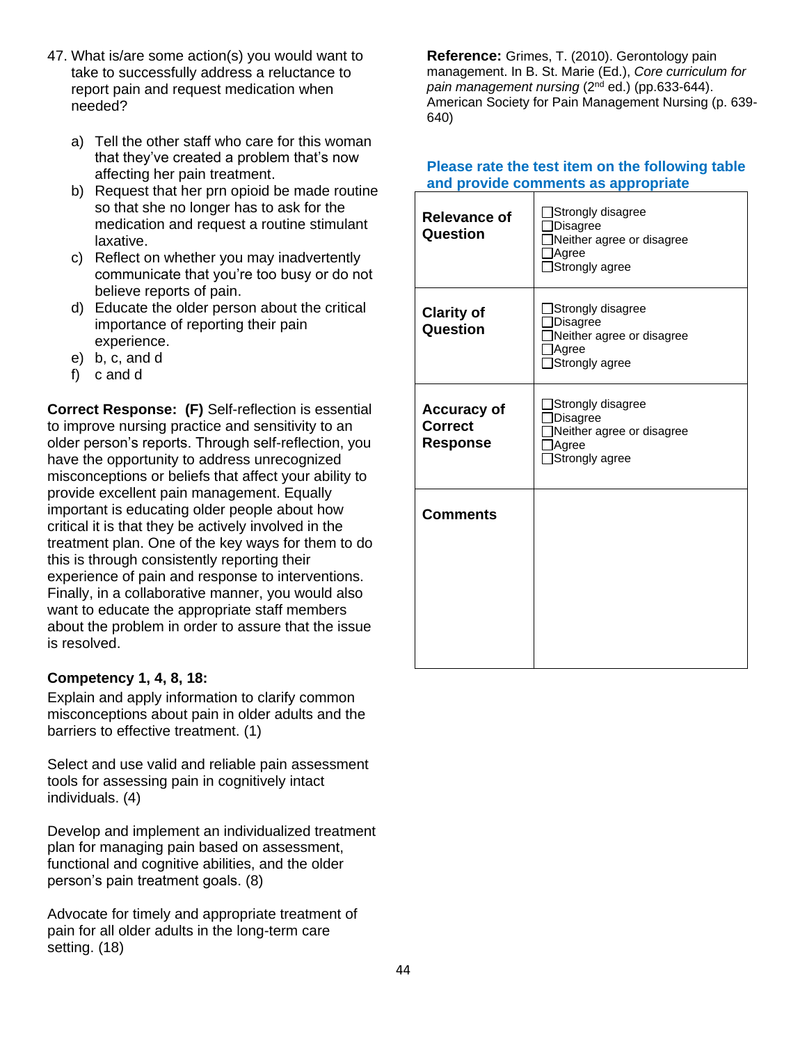47. What is/are some action(s) you would want to take to successfully address a reluctance to report pain and request medication when needed?

   a) Tell the other staff who care for this woman that they've created a problem that's now affecting her pain treatment.
   b) Request that her prn opioid be made routine so that she no longer has to ask for the medication and request a routine stimulant laxative.
   c) Reflect on whether you may inadvertently communicate that you're too busy or do not believe reports of pain.
   d) Educate the older person about the critical importance of reporting their pain experience.
   e) b, c, and d
   f) c and d

**Correct Response: (F)** Self-reflection is essential to improve nursing practice and sensitivity to an older person's reports. Through self-reflection, you have the opportunity to address unrecognized misconceptions or beliefs that affect your ability to provide excellent pain management. Equally important is educating older people about how critical it is that they be actively involved in the treatment plan. One of the key ways for them to do this is through consistently reporting their experience of pain and response to interventions. Finally, in a collaborative manner, you would also want to educate the appropriate staff members about the problem in order to assure that the issue is resolved.

**Competency 1, 4, 8, 18:**

Explain and apply information to clarify common misconceptions about pain in older adults and the barriers to effective treatment. (1)

Select and use valid and reliable pain assessment tools for assessing pain in cognitively intact individuals. (4)

Develop and implement an individualized treatment plan for managing pain based on assessment, functional and cognitive abilities, and the older person's pain treatment goals. (8)

Advocate for timely and appropriate treatment of pain for all older adults in the long-term care setting. (18)

**Reference:** Grimes, T. (2010). Gerontology pain management. In B. St. Marie (Ed.), *Core curriculum for pain management nursing* (2nd ed.) (pp.633-644). American Society for Pain Management Nursing (p. 639-640)

**Please rate the test item on the following table and provide comments as appropriate**

| | |
|---|---|
| **Relevance of Question** | ☐Strongly disagree<br>☐Disagree<br>☐Neither agree or disagree<br>☐Agree<br>☐Strongly agree |
| **Clarity of Question** | ☐Strongly disagree<br>☐Disagree<br>☐Neither agree or disagree<br>☐Agree<br>☐Strongly agree |
| **Accuracy of Correct Response** | ☐Strongly disagree<br>☐Disagree<br>☐Neither agree or disagree<br>☐Agree<br>☐Strongly agree |
| **Comments** | |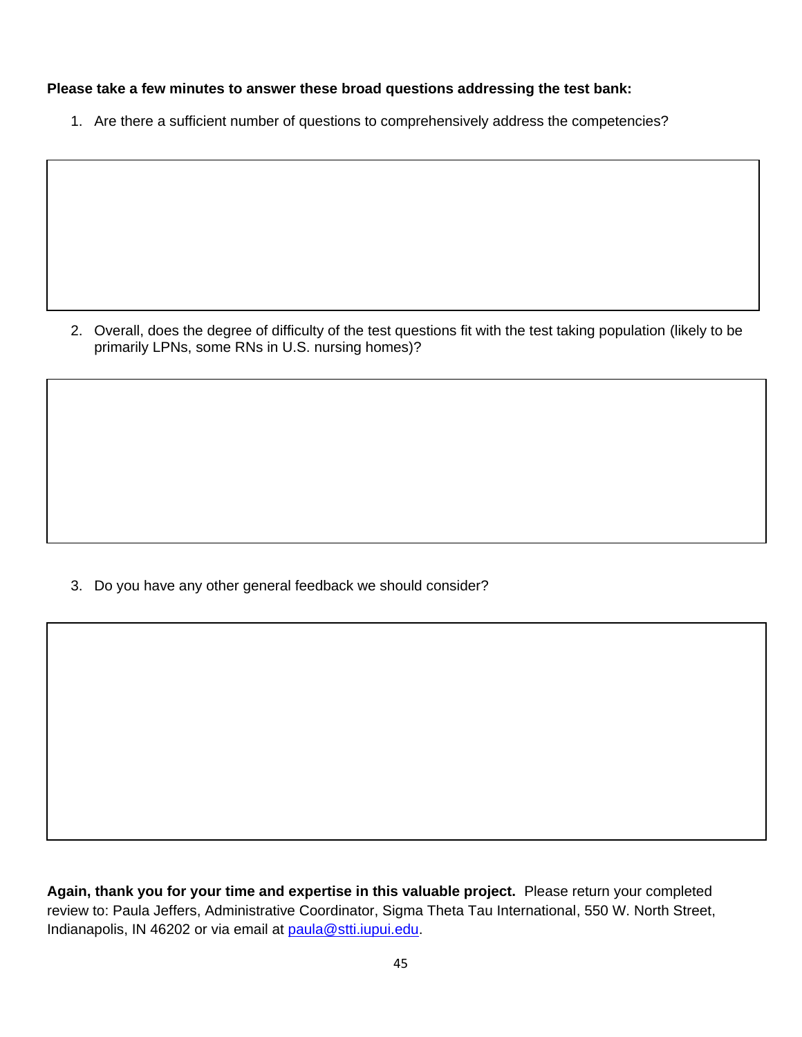**Please take a few minutes to answer these broad questions addressing the test bank:**

1. Are there a sufficient number of questions to comprehensively address the competencies?

2. Overall, does the degree of difficulty of the test questions fit with the test taking population (likely to be primarily LPNs, some RNs in U.S. nursing homes)?

3. Do you have any other general feedback we should consider?

**Again, thank you for your time and expertise in this valuable project.** Please return your completed review to: Paula Jeffers, Administrative Coordinator, Sigma Theta Tau International, 550 W. North Street, Indianapolis, IN 46202 or via email at paula@stti.iupui.edu.